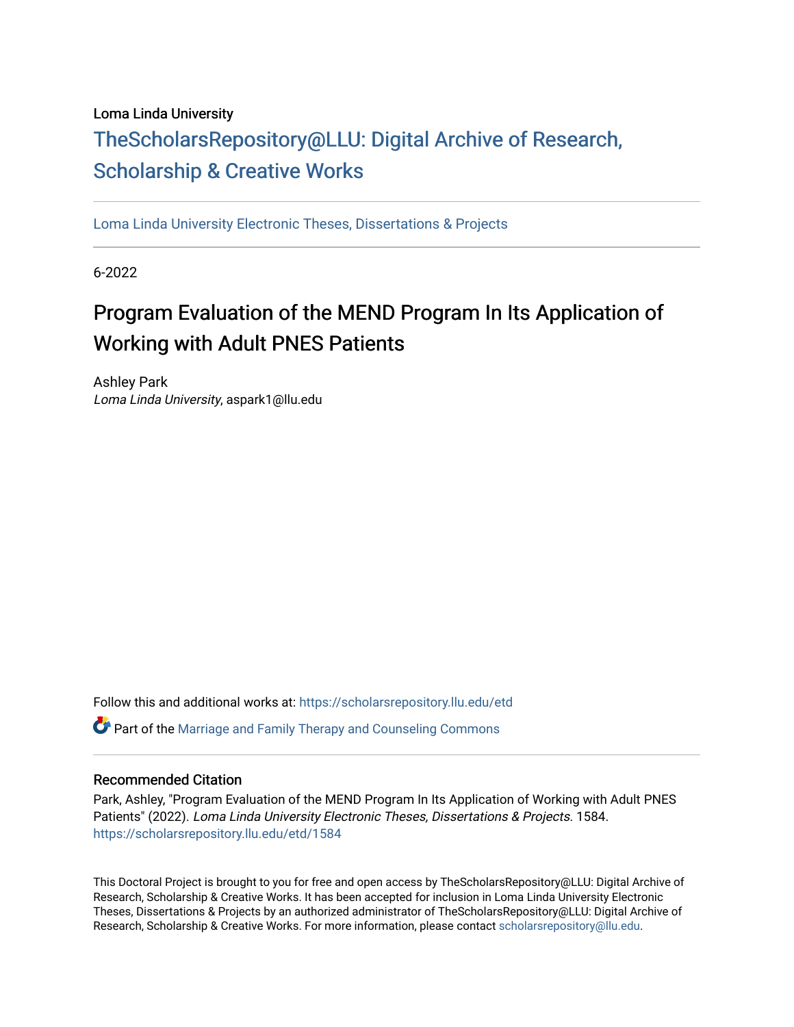Loma Linda University

TheScholarsRepository@LLU: Digital Archive of Research, Scholarship & Creative Works

Loma Linda University Electronic Theses, Dissertations & Projects

6-2022

# Program Evaluation of the MEND Program In Its Application of Working with Adult PNES Patients

Ashley Park
*Loma Linda University*, aspark1@llu.edu

Follow this and additional works at: https://scholarsrepository.llu.edu/etd

Part of the Marriage and Family Therapy and Counseling Commons

## Recommended Citation

Park, Ashley, "Program Evaluation of the MEND Program In Its Application of Working with Adult PNES Patients" (2022). *Loma Linda University Electronic Theses, Dissertations & Projects*. 1584.
https://scholarsrepository.llu.edu/etd/1584

This Doctoral Project is brought to you for free and open access by TheScholarsRepository@LLU: Digital Archive of Research, Scholarship & Creative Works. It has been accepted for inclusion in Loma Linda University Electronic Theses, Dissertations & Projects by an authorized administrator of TheScholarsRepository@LLU: Digital Archive of Research, Scholarship & Creative Works. For more information, please contact scholarsrepository@llu.edu.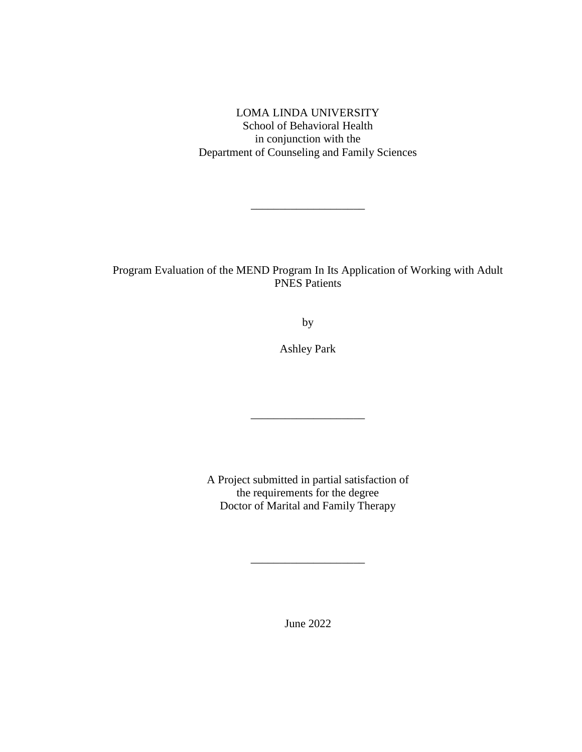LOMA LINDA UNIVERSITY
School of Behavioral Health
in conjunction with the
Department of Counseling and Family Sciences

---

Program Evaluation of the MEND Program In Its Application of Working with Adult PNES Patients

by

Ashley Park

---

A Project submitted in partial satisfaction of
the requirements for the degree
Doctor of Marital and Family Therapy

---

June 2022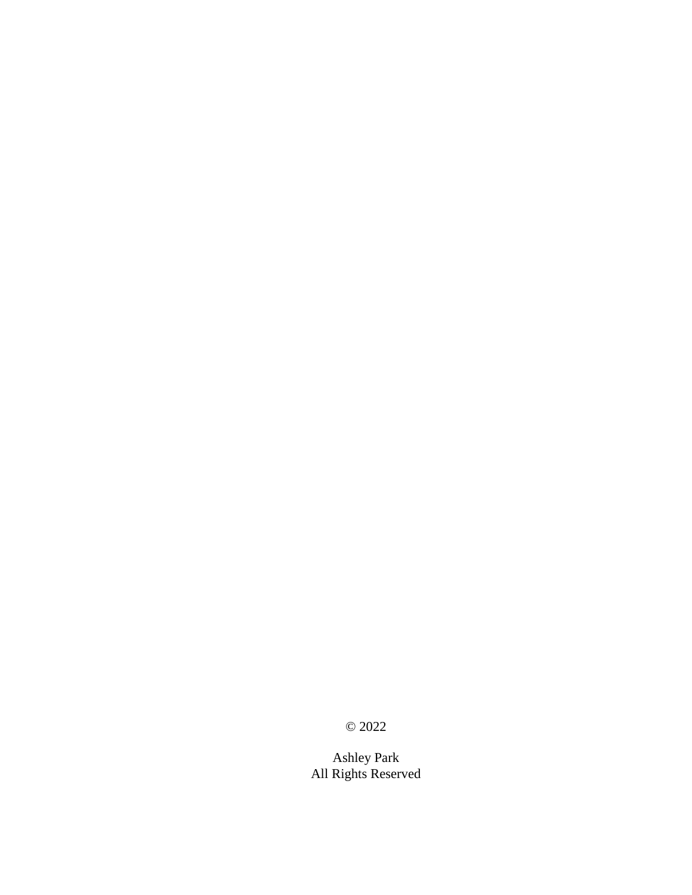© 2022

Ashley Park
All Rights Reserved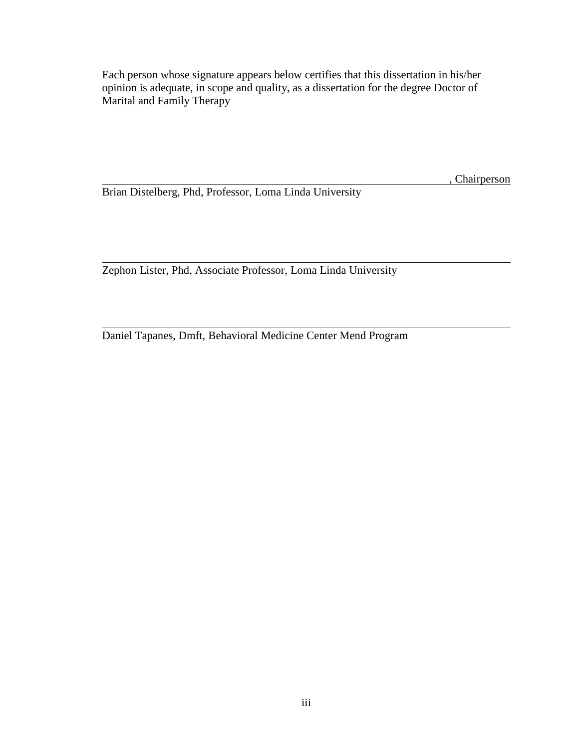Each person whose signature appears below certifies that this dissertation in his/her opinion is adequate, in scope and quality, as a dissertation for the degree Doctor of Marital and Family Therapy

______________________________________________, Chairperson
Brian Distelberg, Phd, Professor, Loma Linda University

______________________________________________
Zephon Lister, Phd, Associate Professor, Loma Linda University

______________________________________________
Daniel Tapanes, Dmft, Behavioral Medicine Center Mend Program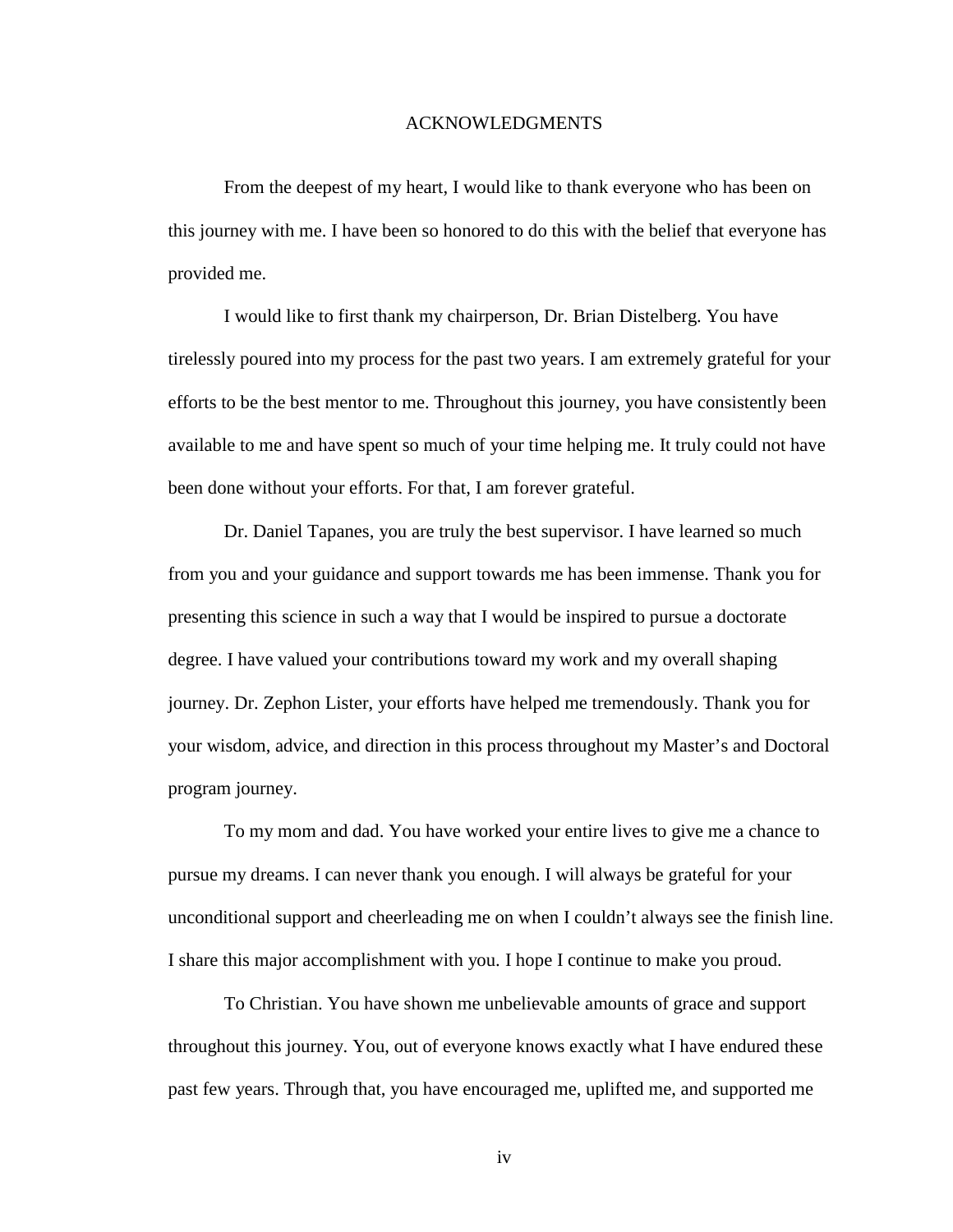# ACKNOWLEDGMENTS

From the deepest of my heart, I would like to thank everyone who has been on this journey with me. I have been so honored to do this with the belief that everyone has provided me.

I would like to first thank my chairperson, Dr. Brian Distelberg. You have tirelessly poured into my process for the past two years. I am extremely grateful for your efforts to be the best mentor to me. Throughout this journey, you have consistently been available to me and have spent so much of your time helping me. It truly could not have been done without your efforts. For that, I am forever grateful.

Dr. Daniel Tapanes, you are truly the best supervisor. I have learned so much from you and your guidance and support towards me has been immense. Thank you for presenting this science in such a way that I would be inspired to pursue a doctorate degree. I have valued your contributions toward my work and my overall shaping journey. Dr. Zephon Lister, your efforts have helped me tremendously. Thank you for your wisdom, advice, and direction in this process throughout my Master's and Doctoral program journey.

To my mom and dad. You have worked your entire lives to give me a chance to pursue my dreams. I can never thank you enough. I will always be grateful for your unconditional support and cheerleading me on when I couldn't always see the finish line. I share this major accomplishment with you. I hope I continue to make you proud.

To Christian. You have shown me unbelievable amounts of grace and support throughout this journey. You, out of everyone knows exactly what I have endured these past few years. Through that, you have encouraged me, uplifted me, and supported me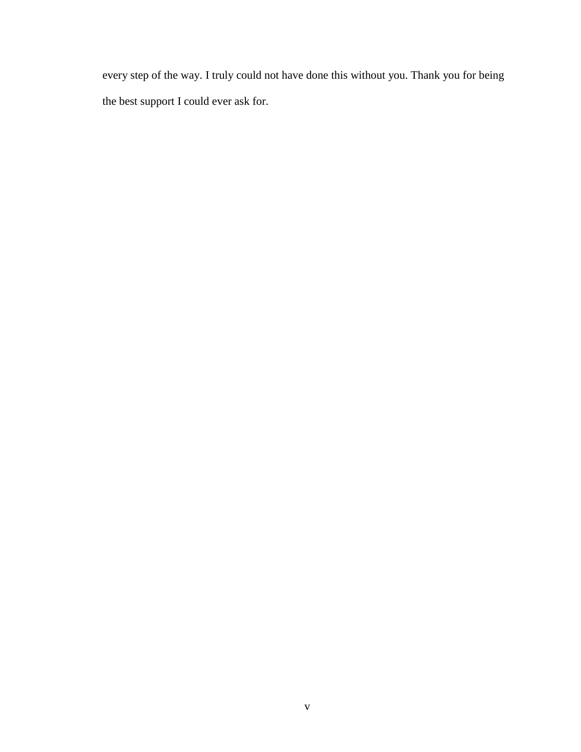every step of the way. I truly could not have done this without you. Thank you for being the best support I could ever ask for.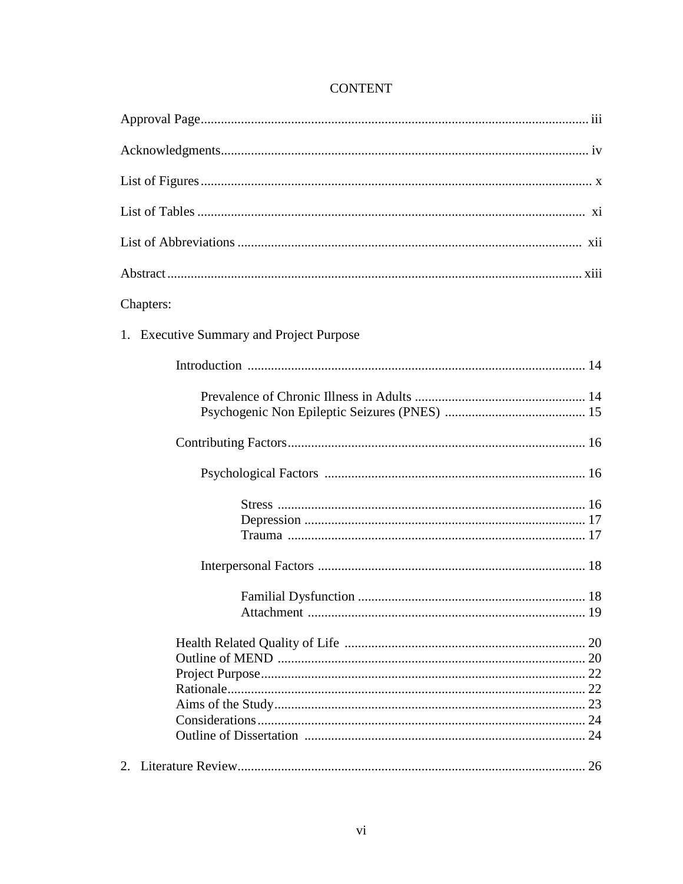# CONTENT

Approval Page ............................................................ iii

Acknowledgments ............................................................ iv

List of Figures ............................................................ x

List of Tables ............................................................ xi

List of Abbreviations ............................................................ xii

Abstract ............................................................ xiii

Chapters:

1. Executive Summary and Project Purpose

    Introduction ............................................................ 14

        Prevalence of Chronic Illness in Adults ............................................................ 14
        Psychogenic Non Epileptic Seizures (PNES) ............................................................ 15

    Contributing Factors ............................................................ 16

        Psychological Factors ............................................................ 16

            Stress ............................................................ 16
            Depression ............................................................ 17
            Trauma ............................................................ 17

        Interpersonal Factors ............................................................ 18

            Familial Dysfunction ............................................................ 18
            Attachment ............................................................ 19

    Health Related Quality of Life ............................................................ 20
    Outline of MEND ............................................................ 20
    Project Purpose ............................................................ 22
    Rationale ............................................................ 22
    Aims of the Study ............................................................ 23
    Considerations ............................................................ 24
    Outline of Dissertation ............................................................ 24

2. Literature Review ............................................................ 26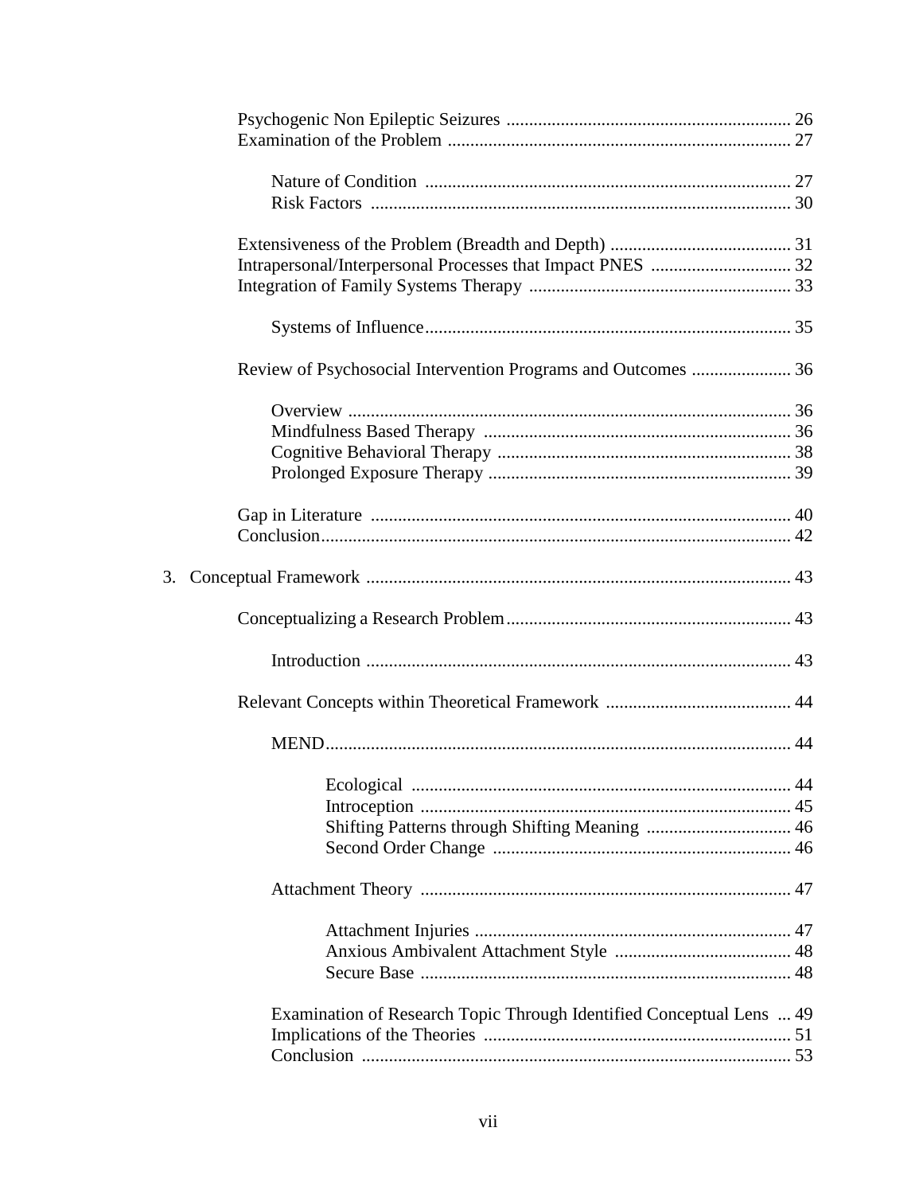Psychogenic Non Epileptic Seizures ........ 26
Examination of the Problem ........ 27

- Nature of Condition ........ 27
- Risk Factors ........ 30

Extensiveness of the Problem (Breadth and Depth) ........ 31
Intrapersonal/Interpersonal Processes that Impact PNES ........ 32
Integration of Family Systems Therapy ........ 33

- Systems of Influence ........ 35

Review of Psychosocial Intervention Programs and Outcomes ........ 36

- Overview ........ 36
- Mindfulness Based Therapy ........ 36
- Cognitive Behavioral Therapy ........ 38
- Prolonged Exposure Therapy ........ 39

Gap in Literature ........ 40
Conclusion ........ 42

3. Conceptual Framework ........ 43

Conceptualizing a Research Problem ........ 43

- Introduction ........ 43

Relevant Concepts within Theoretical Framework ........ 44

- MEND ........ 44
    - Ecological ........ 44
    - Introception ........ 45
    - Shifting Patterns through Shifting Meaning ........ 46
    - Second Order Change ........ 46
- Attachment Theory ........ 47
    - Attachment Injuries ........ 47
    - Anxious Ambivalent Attachment Style ........ 48
    - Secure Base ........ 48
- Examination of Research Topic Through Identified Conceptual Lens ........ 49
- Implications of the Theories ........ 51
- Conclusion ........ 53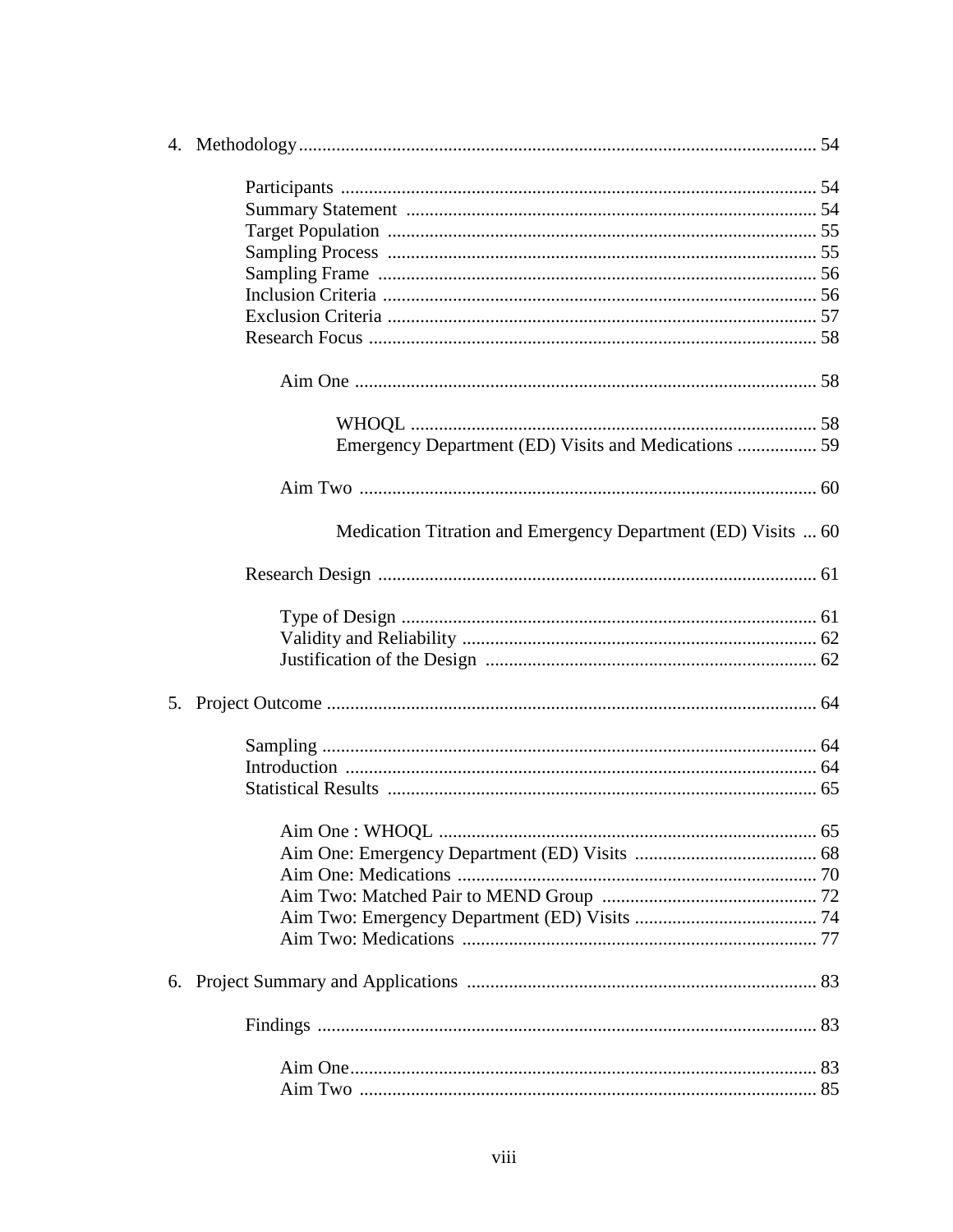4. Methodology .............................................................................................................. 54

    Participants ..................................................................................................... 54
    Summary Statement ....................................................................................... 54
    Target Population ........................................................................................... 55
    Sampling Process ........................................................................................... 55
    Sampling Frame ............................................................................................. 56
    Inclusion Criteria ............................................................................................ 56
    Exclusion Criteria ........................................................................................... 57
    Research Focus ............................................................................................... 58

        Aim One .................................................................................................. 58

            WHOQL ...................................................................................... 58
            Emergency Department (ED) Visits and Medications ................. 59

        Aim Two .................................................................................................. 60

            Medication Titration and Emergency Department (ED) Visits ... 60

    Research Design ............................................................................................. 61

        Type of Design ......................................................................................... 61
        Validity and Reliability ............................................................................ 62
        Justification of the Design ....................................................................... 62

5. Project Outcome ........................................................................................................ 64

    Sampling ......................................................................................................... 64
    Introduction .................................................................................................... 64
    Statistical Results ........................................................................................... 65

        Aim One : WHOQL ................................................................................. 65
        Aim One: Emergency Department (ED) Visits ....................................... 68
        Aim One: Medications ............................................................................. 70
        Aim Two: Matched Pair to MEND Group .............................................. 72
        Aim Two: Emergency Department (ED) Visits ....................................... 74
        Aim Two: Medications ............................................................................ 77

6. Project Summary and Applications ........................................................................... 83

    Findings .......................................................................................................... 83

        Aim One ................................................................................................... 83
        Aim Two .................................................................................................. 85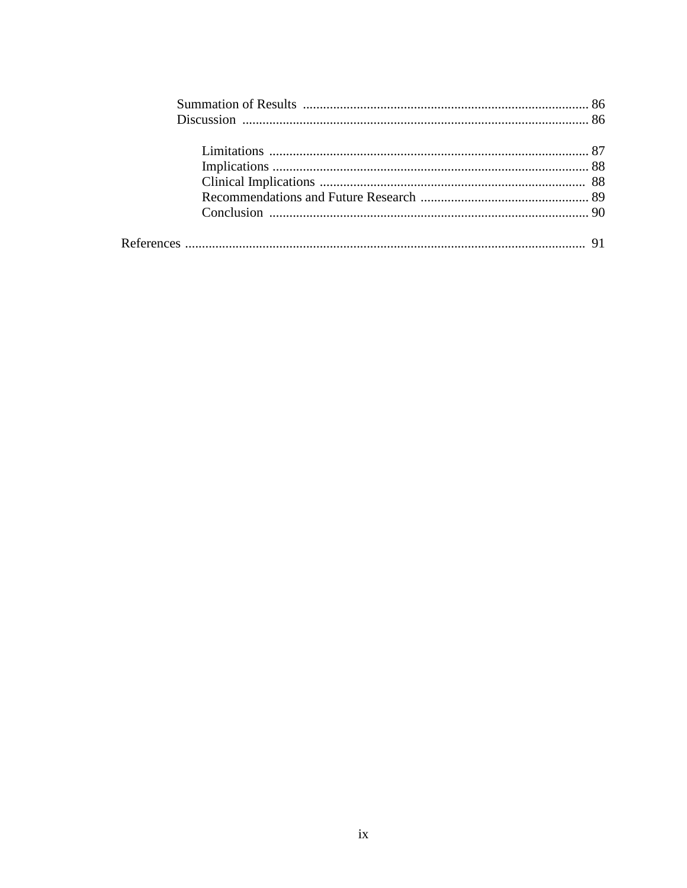Summation of Results ..................................................................................... 86
Discussion ...................................................................................................... 86

Limitations ............................................................................................ 87
Implications ........................................................................................... 88
Clinical Implications ............................................................................. 88
Recommendations and Future Research ................................................ 89
Conclusion ............................................................................................. 90

References .................................................................................................................... 91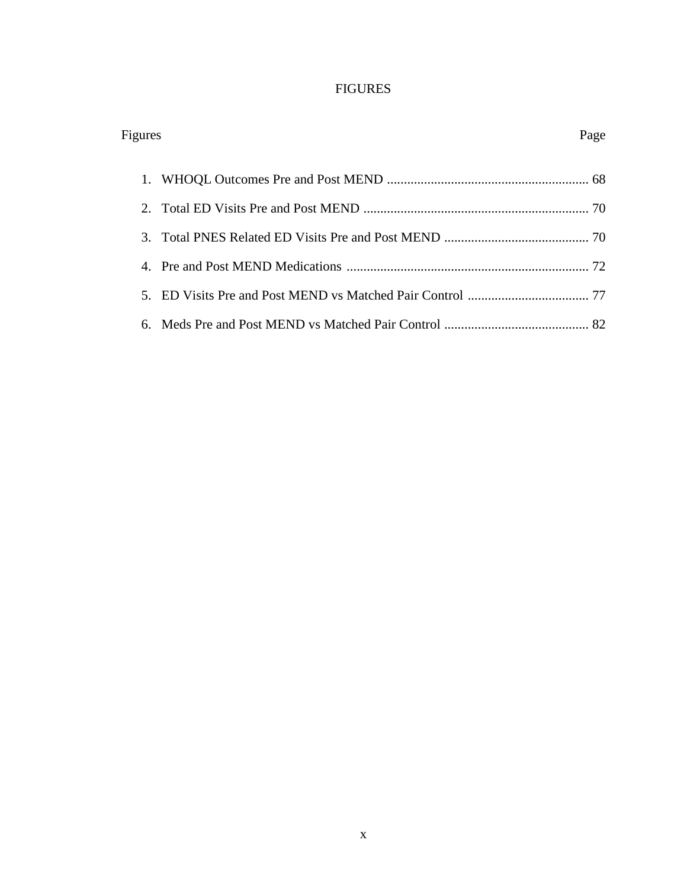# FIGURES

Figures Page

1. WHOQL Outcomes Pre and Post MEND ........................................................... 68
2. Total ED Visits Pre and Post MEND .................................................................. 70
3. Total PNES Related ED Visits Pre and Post MEND ........................................... 70
4. Pre and Post MEND Medications ....................................................................... 72
5. ED Visits Pre and Post MEND vs Matched Pair Control .................................... 77
6. Meds Pre and Post MEND vs Matched Pair Control ........................................... 82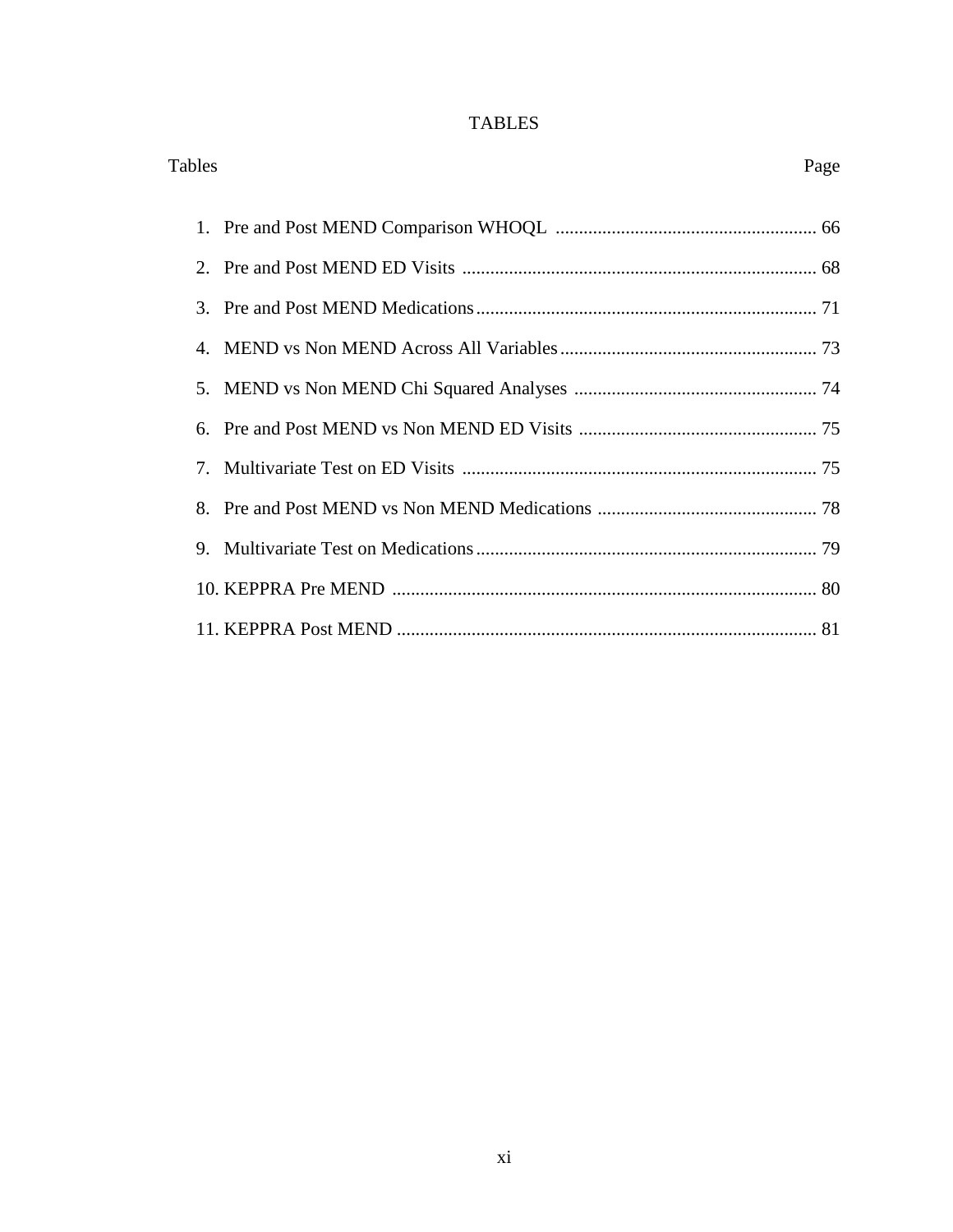# TABLES

| Tables | Page |
|---|---|
| 1. Pre and Post MEND Comparison WHOQL | 66 |
| 2. Pre and Post MEND ED Visits | 68 |
| 3. Pre and Post MEND Medications | 71 |
| 4. MEND vs Non MEND Across All Variables | 73 |
| 5. MEND vs Non MEND Chi Squared Analyses | 74 |
| 6. Pre and Post MEND vs Non MEND ED Visits | 75 |
| 7. Multivariate Test on ED Visits | 75 |
| 8. Pre and Post MEND vs Non MEND Medications | 78 |
| 9. Multivariate Test on Medications | 79 |
| 10. KEPPRA Pre MEND | 80 |
| 11. KEPPRA Post MEND | 81 |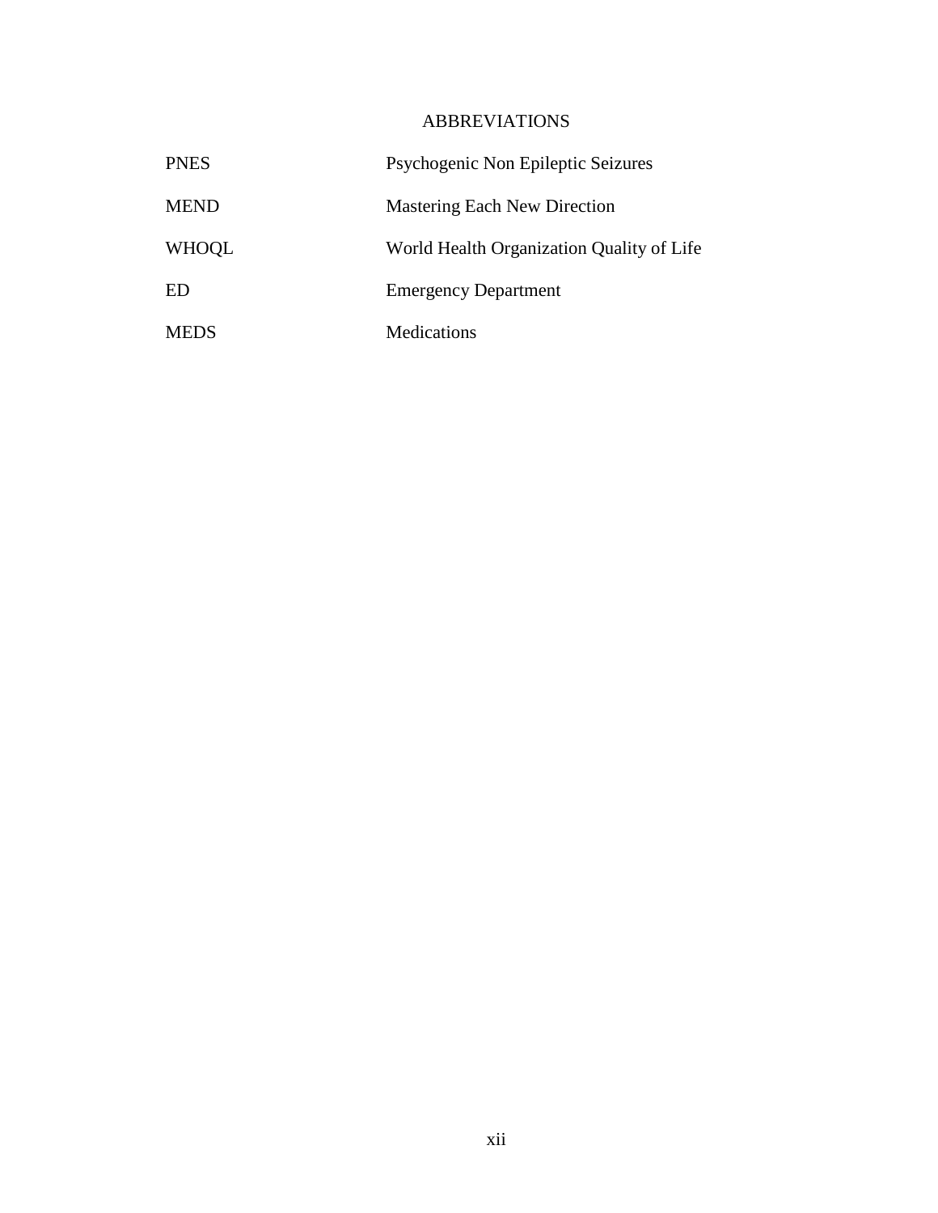# ABBREVIATIONS

| | |
|---|---|
| PNES | Psychogenic Non Epileptic Seizures |
| MEND | Mastering Each New Direction |
| WHOQL | World Health Organization Quality of Life |
| ED | Emergency Department |
| MEDS | Medications |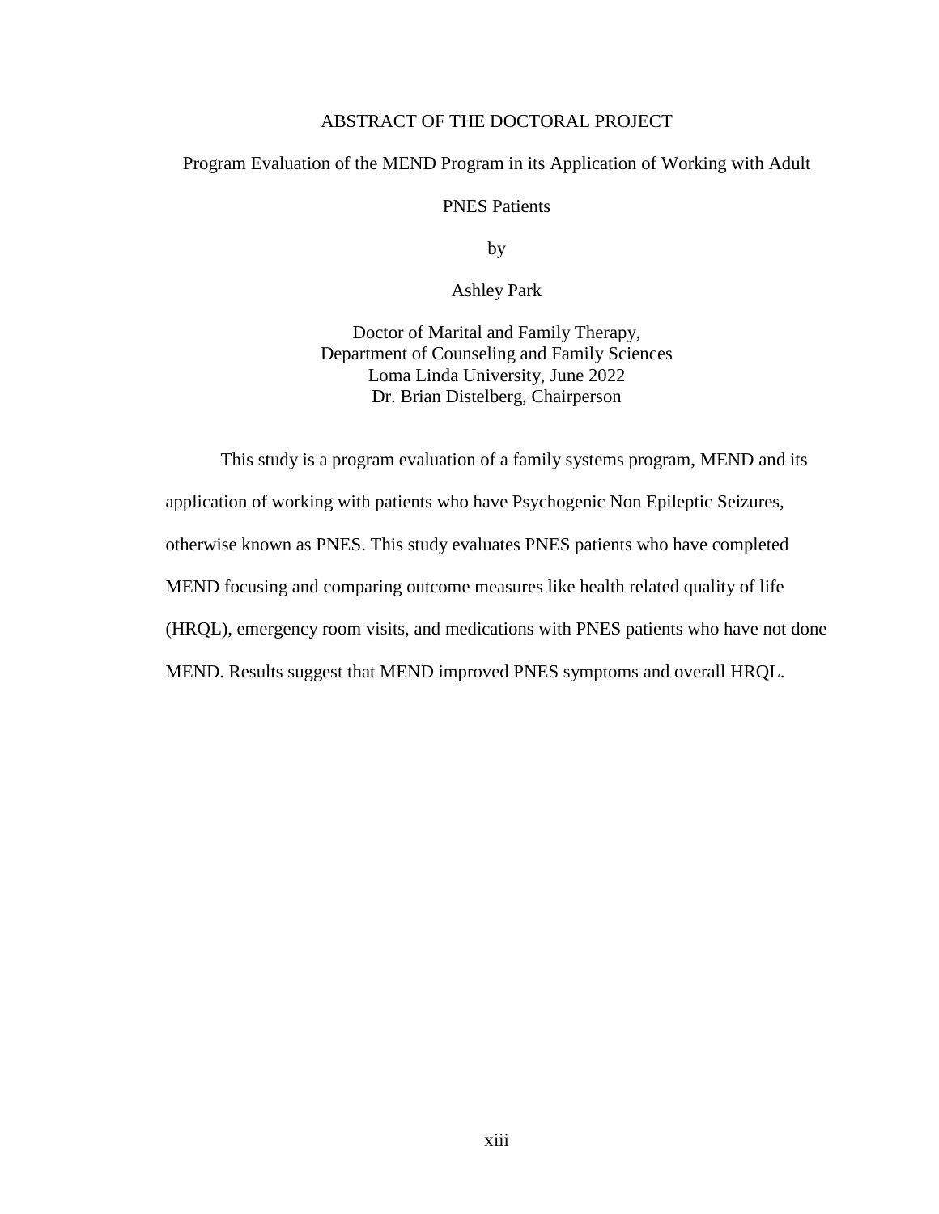# ABSTRACT OF THE DOCTORAL PROJECT

Program Evaluation of the MEND Program in its Application of Working with Adult PNES Patients

by

Ashley Park

Doctor of Marital and Family Therapy,
Department of Counseling and Family Sciences
Loma Linda University, June 2022
Dr. Brian Distelberg, Chairperson

This study is a program evaluation of a family systems program, MEND and its application of working with patients who have Psychogenic Non Epileptic Seizures, otherwise known as PNES. This study evaluates PNES patients who have completed MEND focusing and comparing outcome measures like health related quality of life (HRQL), emergency room visits, and medications with PNES patients who have not done MEND. Results suggest that MEND improved PNES symptoms and overall HRQL.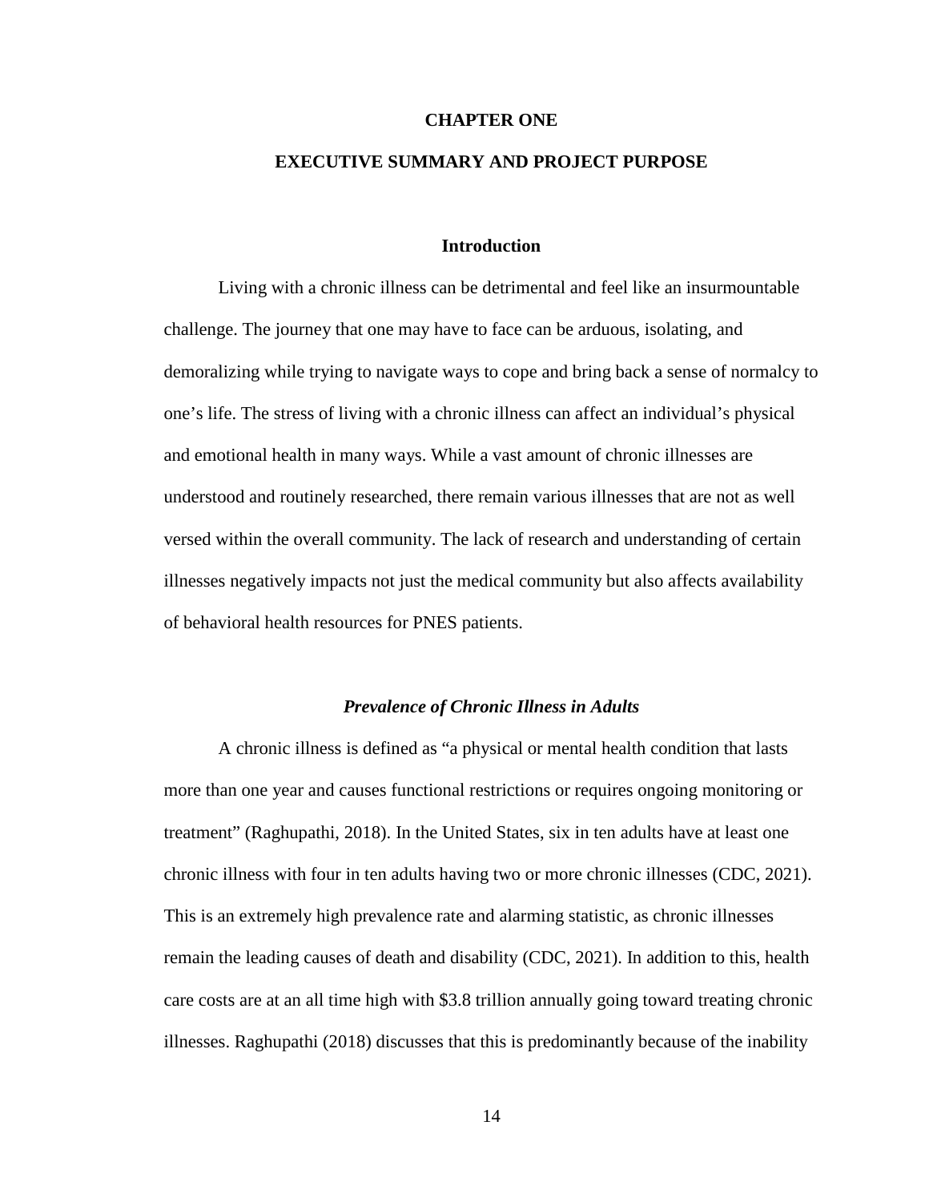# CHAPTER ONE

# EXECUTIVE SUMMARY AND PROJECT PURPOSE

## Introduction

Living with a chronic illness can be detrimental and feel like an insurmountable challenge. The journey that one may have to face can be arduous, isolating, and demoralizing while trying to navigate ways to cope and bring back a sense of normalcy to one's life. The stress of living with a chronic illness can affect an individual's physical and emotional health in many ways. While a vast amount of chronic illnesses are understood and routinely researched, there remain various illnesses that are not as well versed within the overall community. The lack of research and understanding of certain illnesses negatively impacts not just the medical community but also affects availability of behavioral health resources for PNES patients.

### *Prevalence of Chronic Illness in Adults*

A chronic illness is defined as "a physical or mental health condition that lasts more than one year and causes functional restrictions or requires ongoing monitoring or treatment" (Raghupathi, 2018). In the United States, six in ten adults have at least one chronic illness with four in ten adults having two or more chronic illnesses (CDC, 2021). This is an extremely high prevalence rate and alarming statistic, as chronic illnesses remain the leading causes of death and disability (CDC, 2021). In addition to this, health care costs are at an all time high with $3.8 trillion annually going toward treating chronic illnesses. Raghupathi (2018) discusses that this is predominantly because of the inability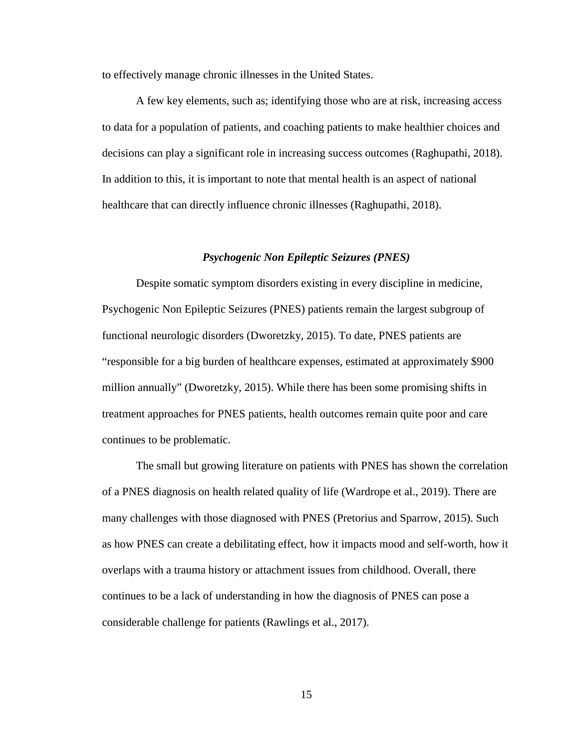to effectively manage chronic illnesses in the United States.

A few key elements, such as; identifying those who are at risk, increasing access to data for a population of patients, and coaching patients to make healthier choices and decisions can play a significant role in increasing success outcomes (Raghupathi, 2018). In addition to this, it is important to note that mental health is an aspect of national healthcare that can directly influence chronic illnesses (Raghupathi, 2018).

### *Psychogenic Non Epileptic Seizures (PNES)*

Despite somatic symptom disorders existing in every discipline in medicine, Psychogenic Non Epileptic Seizures (PNES) patients remain the largest subgroup of functional neurologic disorders (Dworetzky, 2015). To date, PNES patients are "responsible for a big burden of healthcare expenses, estimated at approximately $900 million annually" (Dworetzky, 2015). While there has been some promising shifts in treatment approaches for PNES patients, health outcomes remain quite poor and care continues to be problematic.

The small but growing literature on patients with PNES has shown the correlation of a PNES diagnosis on health related quality of life (Wardrope et al., 2019). There are many challenges with those diagnosed with PNES (Pretorius and Sparrow, 2015). Such as how PNES can create a debilitating effect, how it impacts mood and self-worth, how it overlaps with a trauma history or attachment issues from childhood. Overall, there continues to be a lack of understanding in how the diagnosis of PNES can pose a considerable challenge for patients (Rawlings et al., 2017).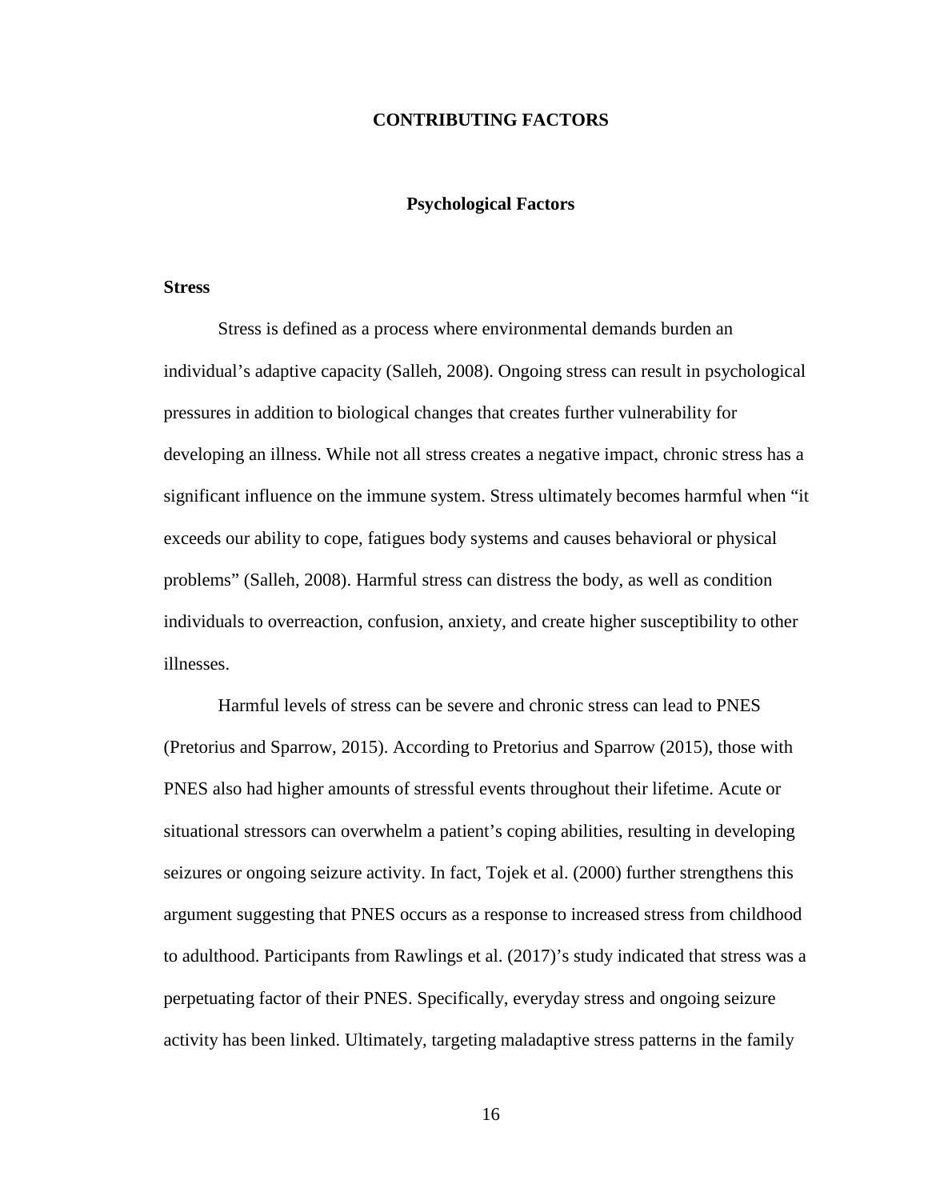# CONTRIBUTING FACTORS

## Psychological Factors

### Stress

Stress is defined as a process where environmental demands burden an individual's adaptive capacity (Salleh, 2008). Ongoing stress can result in psychological pressures in addition to biological changes that creates further vulnerability for developing an illness. While not all stress creates a negative impact, chronic stress has a significant influence on the immune system. Stress ultimately becomes harmful when "it exceeds our ability to cope, fatigues body systems and causes behavioral or physical problems" (Salleh, 2008). Harmful stress can distress the body, as well as condition individuals to overreaction, confusion, anxiety, and create higher susceptibility to other illnesses.

Harmful levels of stress can be severe and chronic stress can lead to PNES (Pretorius and Sparrow, 2015). According to Pretorius and Sparrow (2015), those with PNES also had higher amounts of stressful events throughout their lifetime. Acute or situational stressors can overwhelm a patient's coping abilities, resulting in developing seizures or ongoing seizure activity. In fact, Tojek et al. (2000) further strengthens this argument suggesting that PNES occurs as a response to increased stress from childhood to adulthood. Participants from Rawlings et al. (2017)'s study indicated that stress was a perpetuating factor of their PNES. Specifically, everyday stress and ongoing seizure activity has been linked. Ultimately, targeting maladaptive stress patterns in the family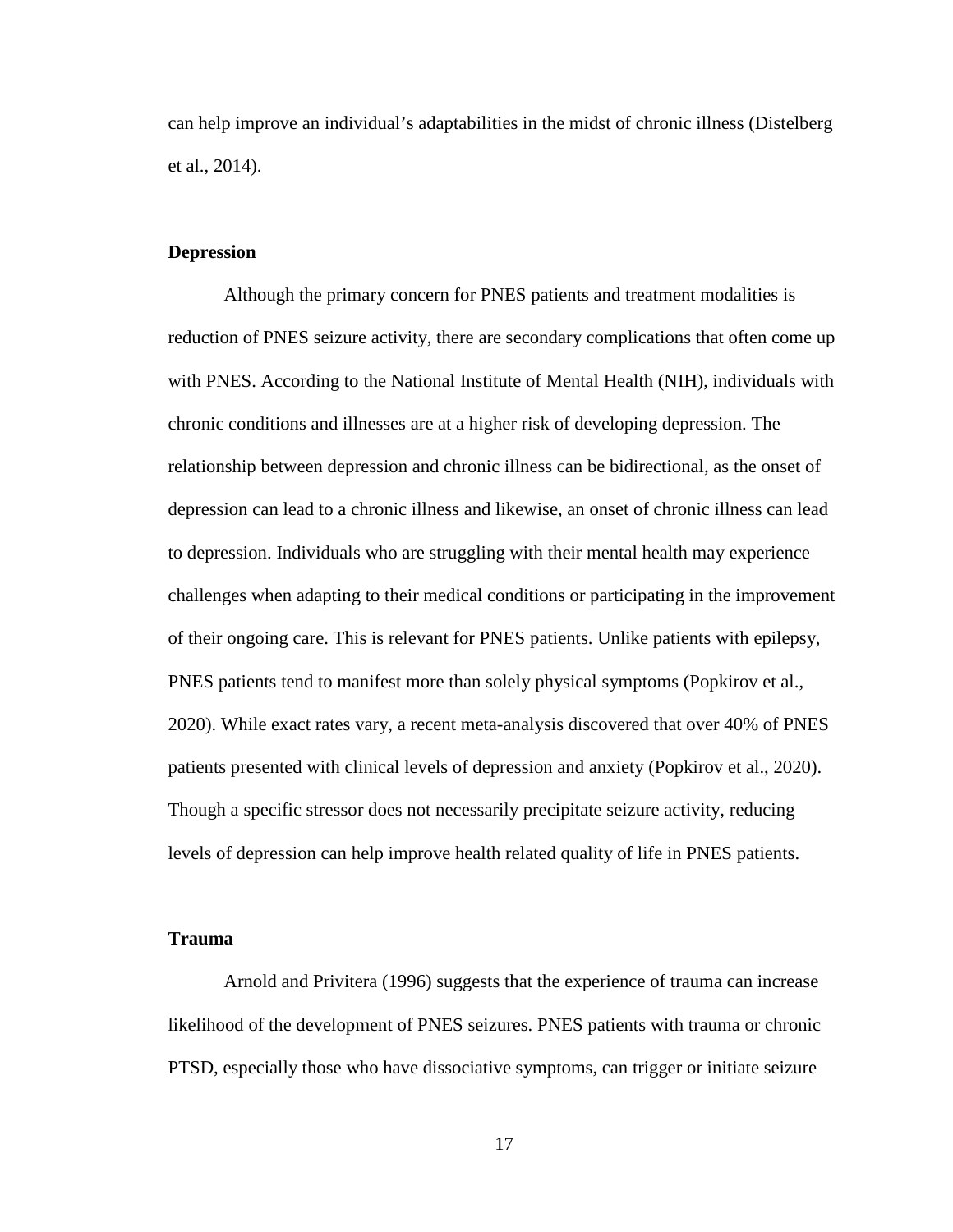can help improve an individual's adaptabilities in the midst of chronic illness (Distelberg et al., 2014).

### Depression

Although the primary concern for PNES patients and treatment modalities is reduction of PNES seizure activity, there are secondary complications that often come up with PNES. According to the National Institute of Mental Health (NIH), individuals with chronic conditions and illnesses are at a higher risk of developing depression. The relationship between depression and chronic illness can be bidirectional, as the onset of depression can lead to a chronic illness and likewise, an onset of chronic illness can lead to depression. Individuals who are struggling with their mental health may experience challenges when adapting to their medical conditions or participating in the improvement of their ongoing care. This is relevant for PNES patients. Unlike patients with epilepsy, PNES patients tend to manifest more than solely physical symptoms (Popkirov et al., 2020). While exact rates vary, a recent meta-analysis discovered that over 40% of PNES patients presented with clinical levels of depression and anxiety (Popkirov et al., 2020). Though a specific stressor does not necessarily precipitate seizure activity, reducing levels of depression can help improve health related quality of life in PNES patients.

### Trauma

Arnold and Privitera (1996) suggests that the experience of trauma can increase likelihood of the development of PNES seizures. PNES patients with trauma or chronic PTSD, especially those who have dissociative symptoms, can trigger or initiate seizure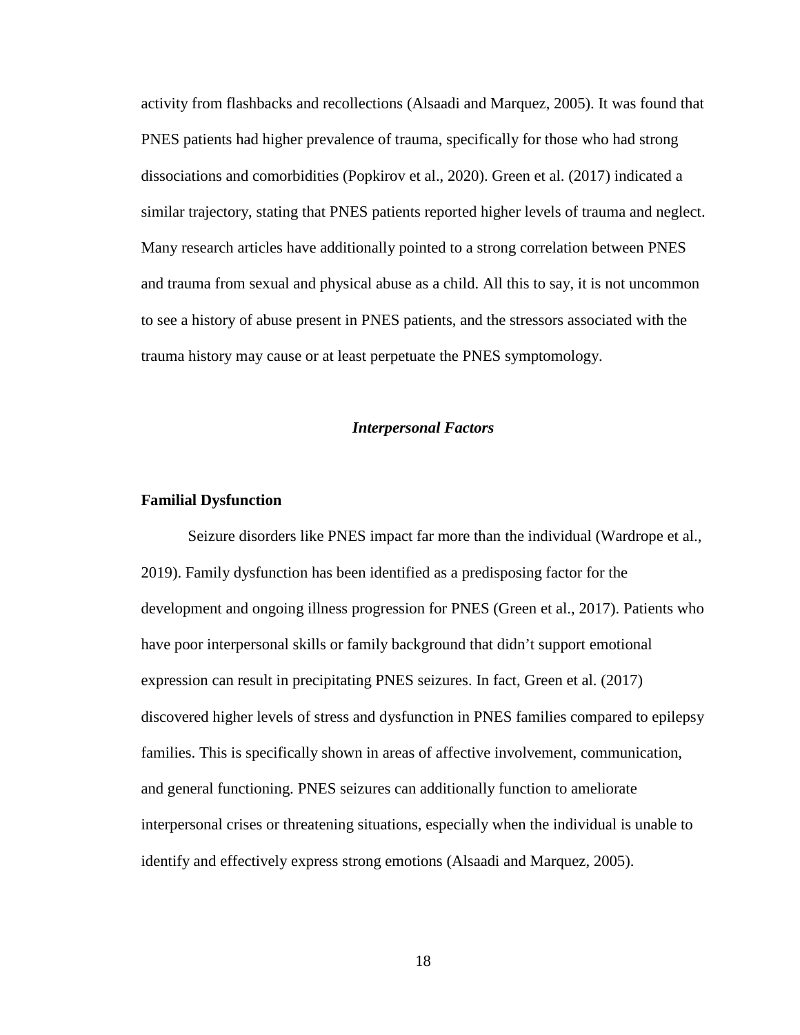activity from flashbacks and recollections (Alsaadi and Marquez, 2005). It was found that PNES patients had higher prevalence of trauma, specifically for those who had strong dissociations and comorbidities (Popkirov et al., 2020). Green et al. (2017) indicated a similar trajectory, stating that PNES patients reported higher levels of trauma and neglect. Many research articles have additionally pointed to a strong correlation between PNES and trauma from sexual and physical abuse as a child. All this to say, it is not uncommon to see a history of abuse present in PNES patients, and the stressors associated with the trauma history may cause or at least perpetuate the PNES symptomology.

### ***Interpersonal Factors***

#### **Familial Dysfunction**

Seizure disorders like PNES impact far more than the individual (Wardrope et al., 2019). Family dysfunction has been identified as a predisposing factor for the development and ongoing illness progression for PNES (Green et al., 2017). Patients who have poor interpersonal skills or family background that didn't support emotional expression can result in precipitating PNES seizures. In fact, Green et al. (2017) discovered higher levels of stress and dysfunction in PNES families compared to epilepsy families. This is specifically shown in areas of affective involvement, communication, and general functioning. PNES seizures can additionally function to ameliorate interpersonal crises or threatening situations, especially when the individual is unable to identify and effectively express strong emotions (Alsaadi and Marquez, 2005).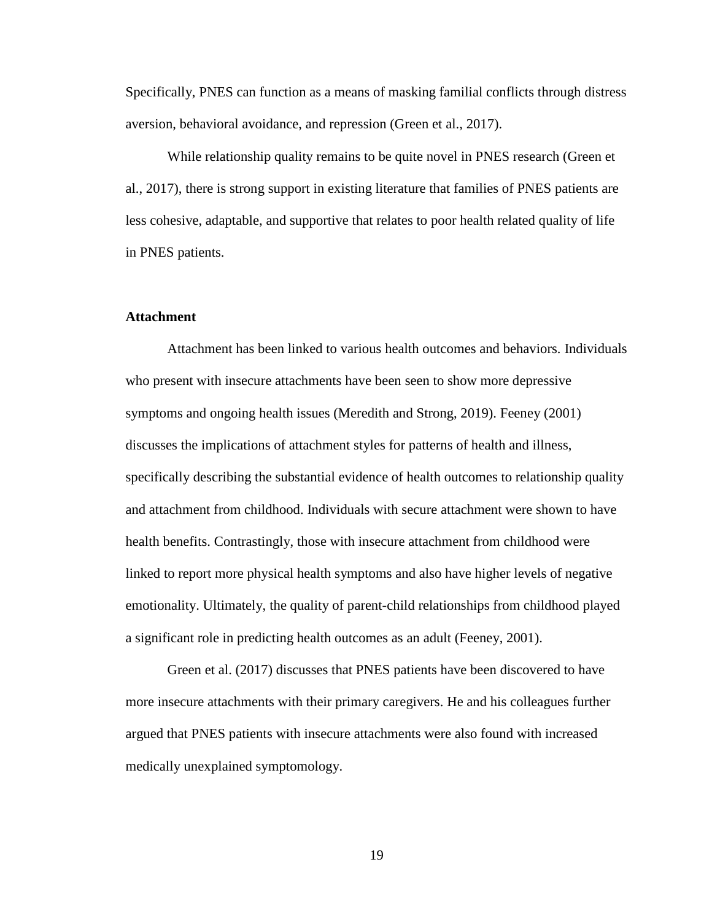Specifically, PNES can function as a means of masking familial conflicts through distress aversion, behavioral avoidance, and repression (Green et al., 2017).

While relationship quality remains to be quite novel in PNES research (Green et al., 2017), there is strong support in existing literature that families of PNES patients are less cohesive, adaptable, and supportive that relates to poor health related quality of life in PNES patients.

### Attachment

Attachment has been linked to various health outcomes and behaviors. Individuals who present with insecure attachments have been seen to show more depressive symptoms and ongoing health issues (Meredith and Strong, 2019). Feeney (2001) discusses the implications of attachment styles for patterns of health and illness, specifically describing the substantial evidence of health outcomes to relationship quality and attachment from childhood. Individuals with secure attachment were shown to have health benefits. Contrastingly, those with insecure attachment from childhood were linked to report more physical health symptoms and also have higher levels of negative emotionality. Ultimately, the quality of parent-child relationships from childhood played a significant role in predicting health outcomes as an adult (Feeney, 2001).

Green et al. (2017) discusses that PNES patients have been discovered to have more insecure attachments with their primary caregivers. He and his colleagues further argued that PNES patients with insecure attachments were also found with increased medically unexplained symptomology.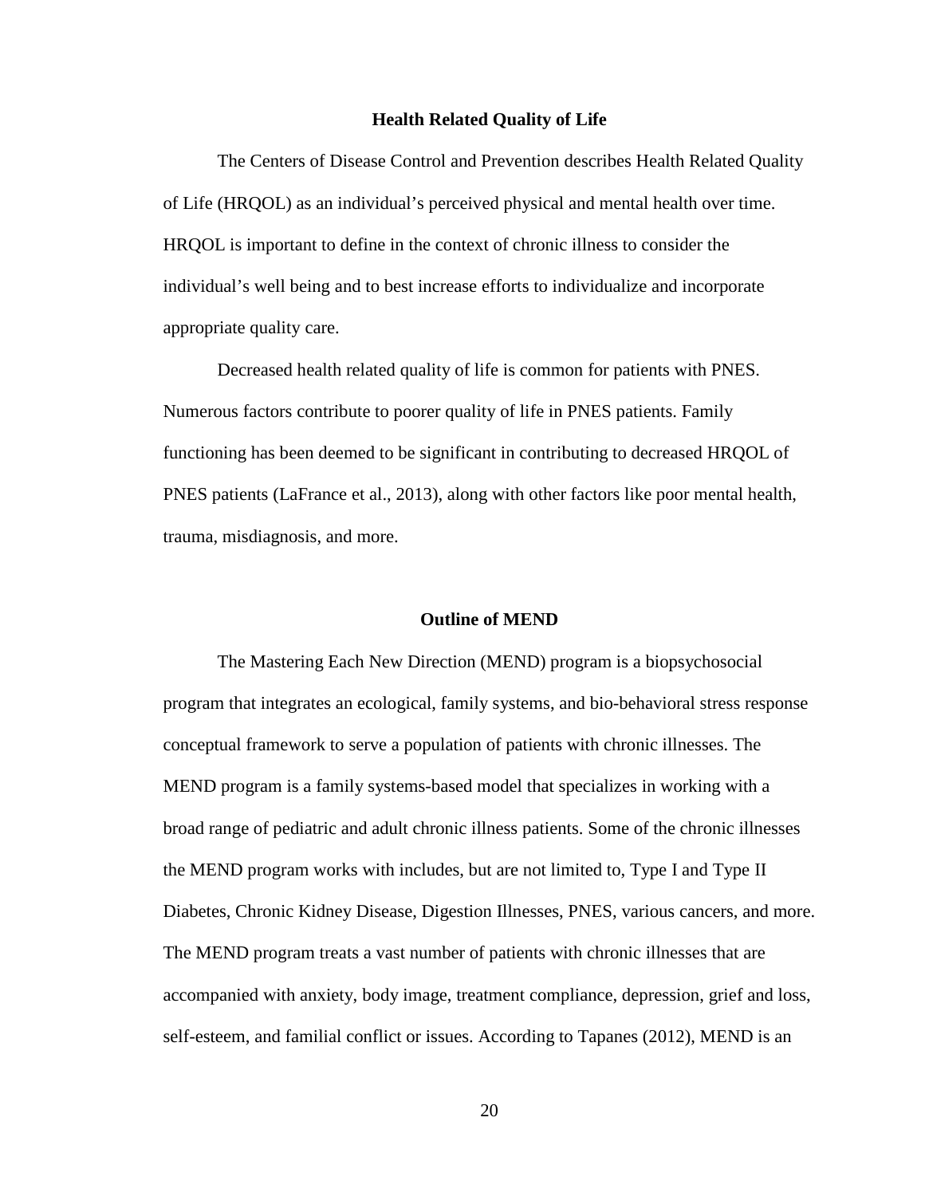## Health Related Quality of Life

The Centers of Disease Control and Prevention describes Health Related Quality of Life (HRQOL) as an individual's perceived physical and mental health over time. HRQOL is important to define in the context of chronic illness to consider the individual's well being and to best increase efforts to individualize and incorporate appropriate quality care.

Decreased health related quality of life is common for patients with PNES. Numerous factors contribute to poorer quality of life in PNES patients. Family functioning has been deemed to be significant in contributing to decreased HRQOL of PNES patients (LaFrance et al., 2013), along with other factors like poor mental health, trauma, misdiagnosis, and more.

## Outline of MEND

The Mastering Each New Direction (MEND) program is a biopsychosocial program that integrates an ecological, family systems, and bio-behavioral stress response conceptual framework to serve a population of patients with chronic illnesses. The MEND program is a family systems-based model that specializes in working with a broad range of pediatric and adult chronic illness patients. Some of the chronic illnesses the MEND program works with includes, but are not limited to, Type I and Type II Diabetes, Chronic Kidney Disease, Digestion Illnesses, PNES, various cancers, and more. The MEND program treats a vast number of patients with chronic illnesses that are accompanied with anxiety, body image, treatment compliance, depression, grief and loss, self-esteem, and familial conflict or issues. According to Tapanes (2012), MEND is an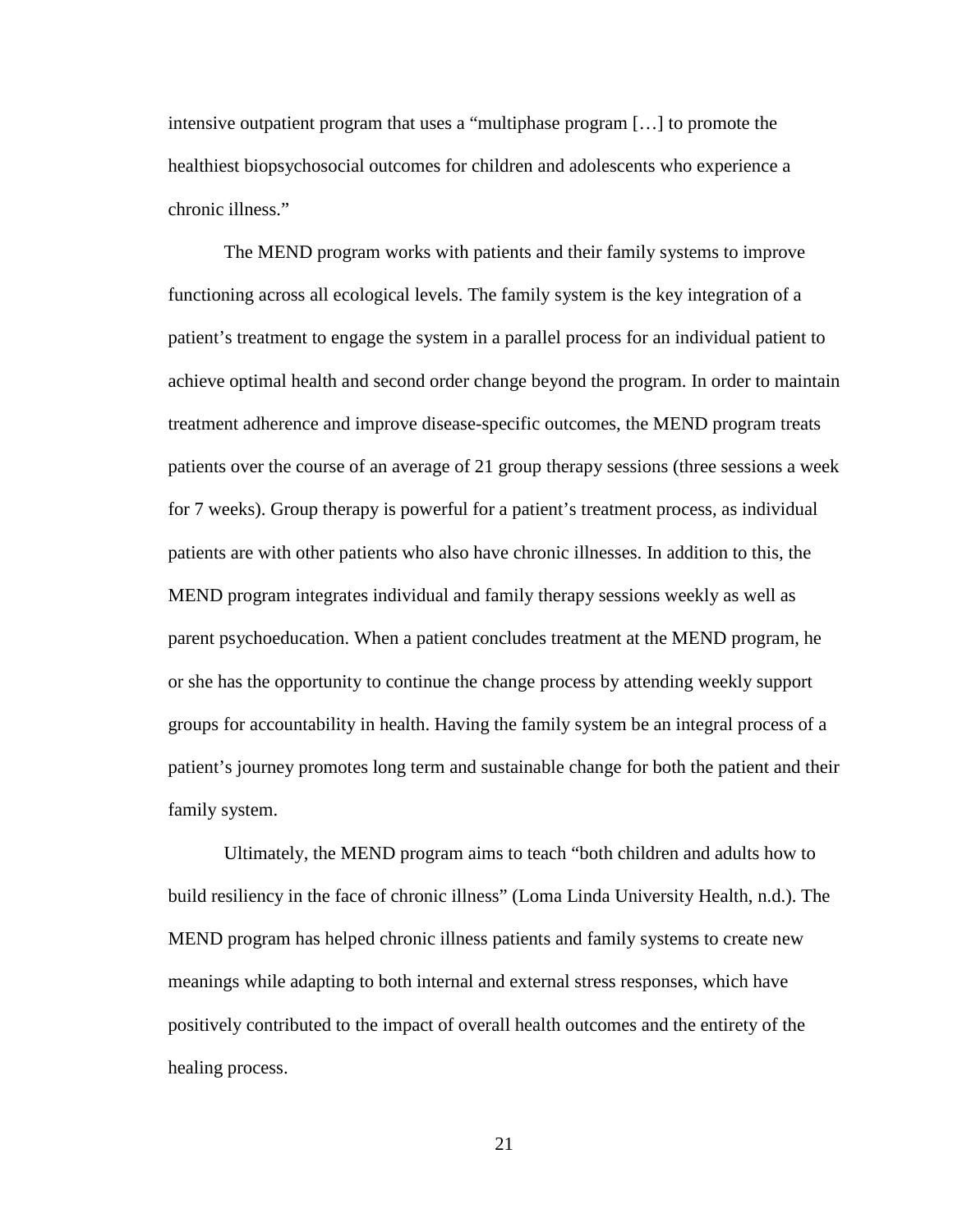intensive outpatient program that uses a "multiphase program […] to promote the healthiest biopsychosocial outcomes for children and adolescents who experience a chronic illness."

The MEND program works with patients and their family systems to improve functioning across all ecological levels. The family system is the key integration of a patient's treatment to engage the system in a parallel process for an individual patient to achieve optimal health and second order change beyond the program. In order to maintain treatment adherence and improve disease-specific outcomes, the MEND program treats patients over the course of an average of 21 group therapy sessions (three sessions a week for 7 weeks). Group therapy is powerful for a patient's treatment process, as individual patients are with other patients who also have chronic illnesses. In addition to this, the MEND program integrates individual and family therapy sessions weekly as well as parent psychoeducation. When a patient concludes treatment at the MEND program, he or she has the opportunity to continue the change process by attending weekly support groups for accountability in health. Having the family system be an integral process of a patient's journey promotes long term and sustainable change for both the patient and their family system.

Ultimately, the MEND program aims to teach "both children and adults how to build resiliency in the face of chronic illness" (Loma Linda University Health, n.d.). The MEND program has helped chronic illness patients and family systems to create new meanings while adapting to both internal and external stress responses, which have positively contributed to the impact of overall health outcomes and the entirety of the healing process.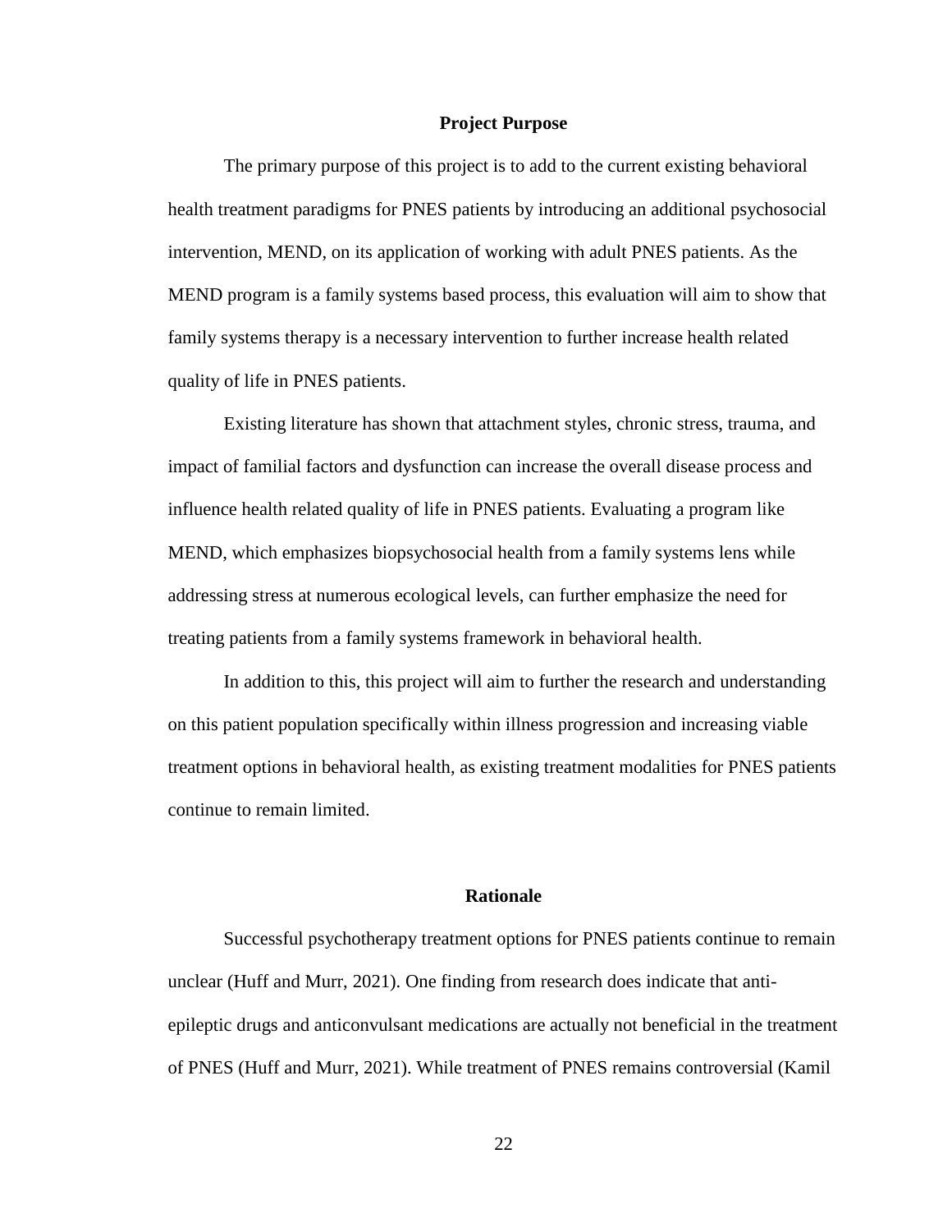## Project Purpose

The primary purpose of this project is to add to the current existing behavioral health treatment paradigms for PNES patients by introducing an additional psychosocial intervention, MEND, on its application of working with adult PNES patients. As the MEND program is a family systems based process, this evaluation will aim to show that family systems therapy is a necessary intervention to further increase health related quality of life in PNES patients.

Existing literature has shown that attachment styles, chronic stress, trauma, and impact of familial factors and dysfunction can increase the overall disease process and influence health related quality of life in PNES patients. Evaluating a program like MEND, which emphasizes biopsychosocial health from a family systems lens while addressing stress at numerous ecological levels, can further emphasize the need for treating patients from a family systems framework in behavioral health.

In addition to this, this project will aim to further the research and understanding on this patient population specifically within illness progression and increasing viable treatment options in behavioral health, as existing treatment modalities for PNES patients continue to remain limited.

## Rationale

Successful psychotherapy treatment options for PNES patients continue to remain unclear (Huff and Murr, 2021). One finding from research does indicate that anti-epileptic drugs and anticonvulsant medications are actually not beneficial in the treatment of PNES (Huff and Murr, 2021). While treatment of PNES remains controversial (Kamil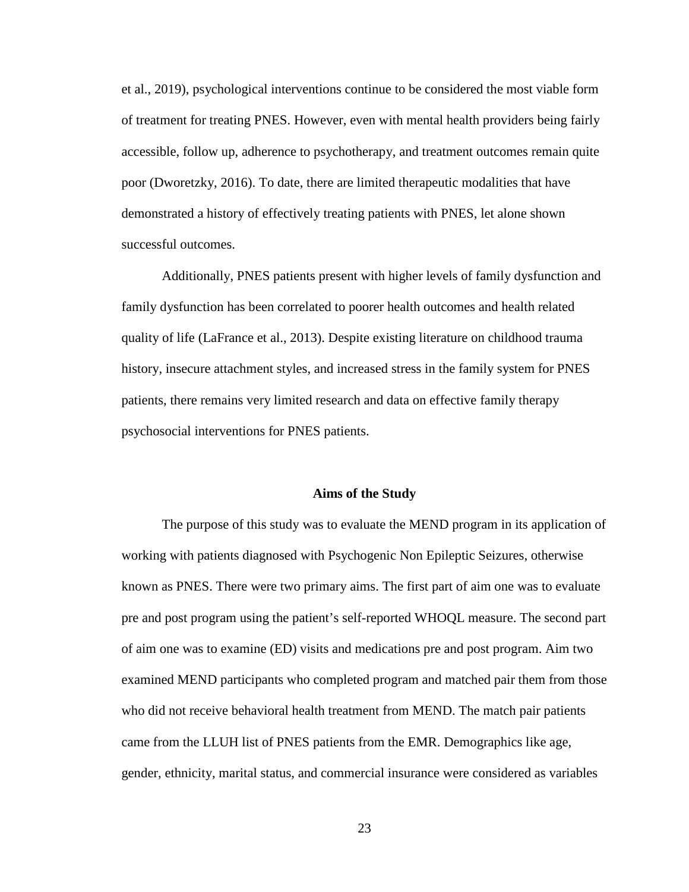et al., 2019), psychological interventions continue to be considered the most viable form of treatment for treating PNES. However, even with mental health providers being fairly accessible, follow up, adherence to psychotherapy, and treatment outcomes remain quite poor (Dworetzky, 2016). To date, there are limited therapeutic modalities that have demonstrated a history of effectively treating patients with PNES, let alone shown successful outcomes.

Additionally, PNES patients present with higher levels of family dysfunction and family dysfunction has been correlated to poorer health outcomes and health related quality of life (LaFrance et al., 2013). Despite existing literature on childhood trauma history, insecure attachment styles, and increased stress in the family system for PNES patients, there remains very limited research and data on effective family therapy psychosocial interventions for PNES patients.

## Aims of the Study

The purpose of this study was to evaluate the MEND program in its application of working with patients diagnosed with Psychogenic Non Epileptic Seizures, otherwise known as PNES. There were two primary aims. The first part of aim one was to evaluate pre and post program using the patient's self-reported WHOQL measure. The second part of aim one was to examine (ED) visits and medications pre and post program. Aim two examined MEND participants who completed program and matched pair them from those who did not receive behavioral health treatment from MEND. The match pair patients came from the LLUH list of PNES patients from the EMR. Demographics like age, gender, ethnicity, marital status, and commercial insurance were considered as variables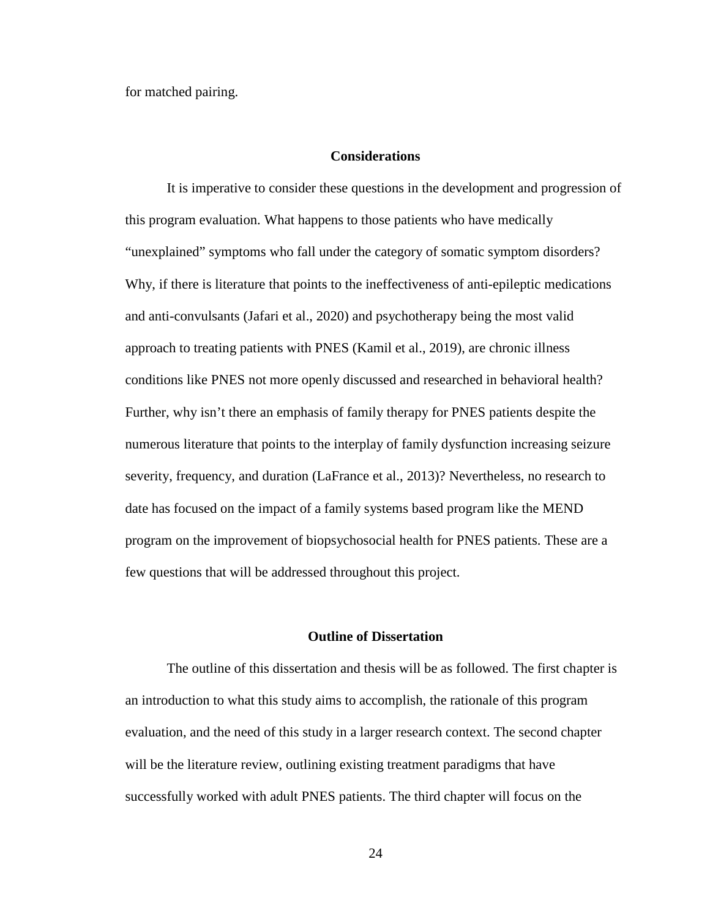for matched pairing.

## Considerations

It is imperative to consider these questions in the development and progression of this program evaluation. What happens to those patients who have medically "unexplained" symptoms who fall under the category of somatic symptom disorders? Why, if there is literature that points to the ineffectiveness of anti-epileptic medications and anti-convulsants (Jafari et al., 2020) and psychotherapy being the most valid approach to treating patients with PNES (Kamil et al., 2019), are chronic illness conditions like PNES not more openly discussed and researched in behavioral health? Further, why isn't there an emphasis of family therapy for PNES patients despite the numerous literature that points to the interplay of family dysfunction increasing seizure severity, frequency, and duration (LaFrance et al., 2013)? Nevertheless, no research to date has focused on the impact of a family systems based program like the MEND program on the improvement of biopsychosocial health for PNES patients. These are a few questions that will be addressed throughout this project.

## Outline of Dissertation

The outline of this dissertation and thesis will be as followed. The first chapter is an introduction to what this study aims to accomplish, the rationale of this program evaluation, and the need of this study in a larger research context. The second chapter will be the literature review, outlining existing treatment paradigms that have successfully worked with adult PNES patients. The third chapter will focus on the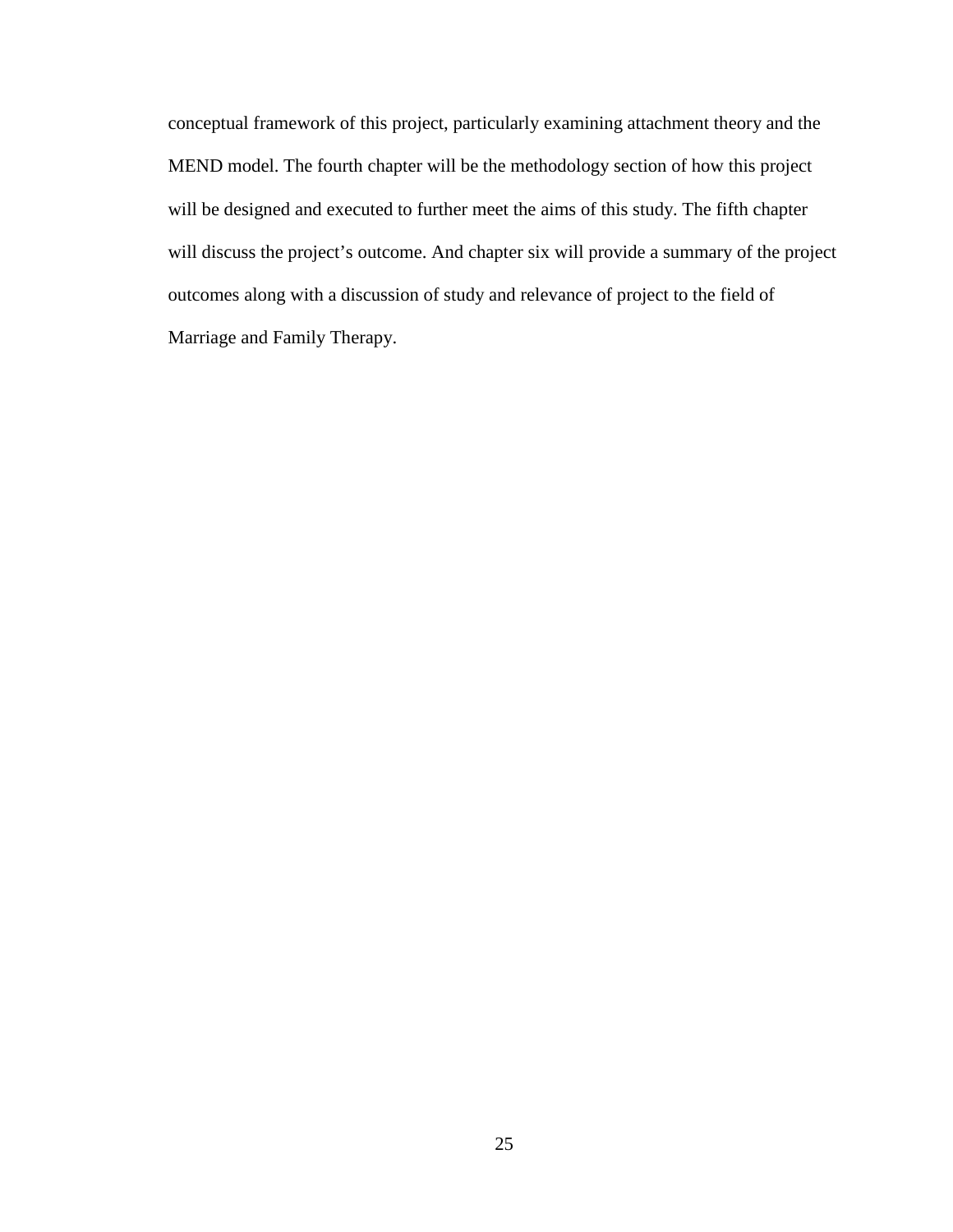conceptual framework of this project, particularly examining attachment theory and the MEND model. The fourth chapter will be the methodology section of how this project will be designed and executed to further meet the aims of this study. The fifth chapter will discuss the project's outcome. And chapter six will provide a summary of the project outcomes along with a discussion of study and relevance of project to the field of Marriage and Family Therapy.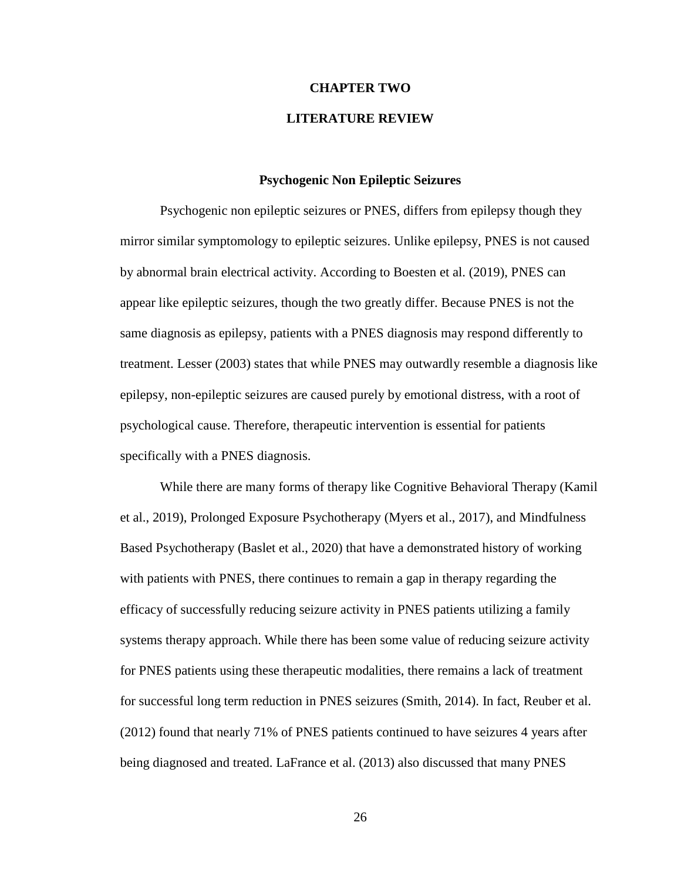# CHAPTER TWO

# LITERATURE REVIEW

## Psychogenic Non Epileptic Seizures

Psychogenic non epileptic seizures or PNES, differs from epilepsy though they mirror similar symptomology to epileptic seizures. Unlike epilepsy, PNES is not caused by abnormal brain electrical activity. According to Boesten et al. (2019), PNES can appear like epileptic seizures, though the two greatly differ. Because PNES is not the same diagnosis as epilepsy, patients with a PNES diagnosis may respond differently to treatment. Lesser (2003) states that while PNES may outwardly resemble a diagnosis like epilepsy, non-epileptic seizures are caused purely by emotional distress, with a root of psychological cause. Therefore, therapeutic intervention is essential for patients specifically with a PNES diagnosis.

While there are many forms of therapy like Cognitive Behavioral Therapy (Kamil et al., 2019), Prolonged Exposure Psychotherapy (Myers et al., 2017), and Mindfulness Based Psychotherapy (Baslet et al., 2020) that have a demonstrated history of working with patients with PNES, there continues to remain a gap in therapy regarding the efficacy of successfully reducing seizure activity in PNES patients utilizing a family systems therapy approach. While there has been some value of reducing seizure activity for PNES patients using these therapeutic modalities, there remains a lack of treatment for successful long term reduction in PNES seizures (Smith, 2014). In fact, Reuber et al. (2012) found that nearly 71% of PNES patients continued to have seizures 4 years after being diagnosed and treated. LaFrance et al. (2013) also discussed that many PNES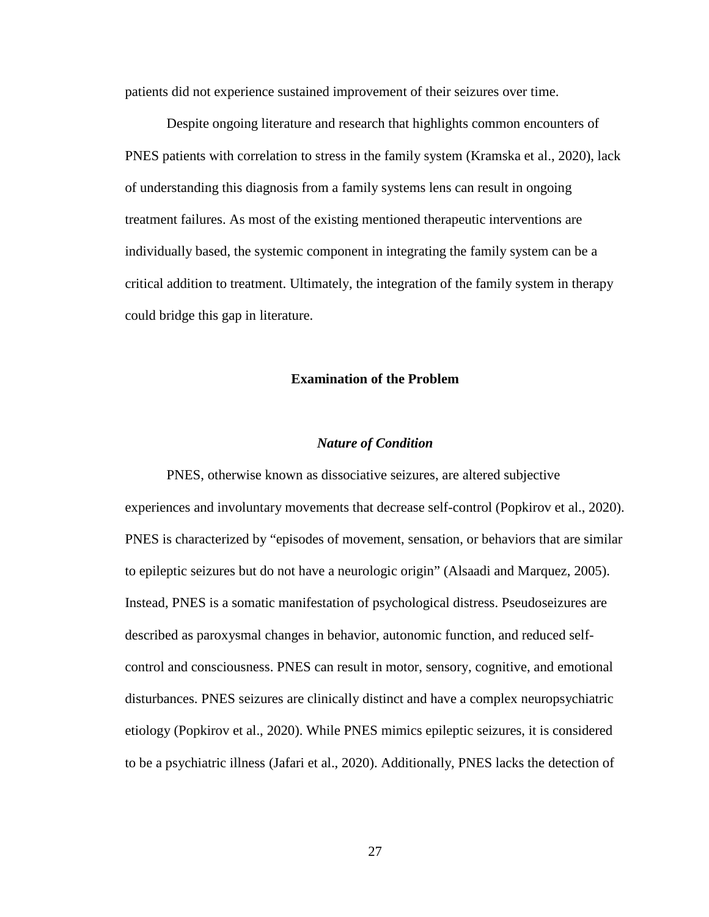patients did not experience sustained improvement of their seizures over time.

Despite ongoing literature and research that highlights common encounters of PNES patients with correlation to stress in the family system (Kramska et al., 2020), lack of understanding this diagnosis from a family systems lens can result in ongoing treatment failures. As most of the existing mentioned therapeutic interventions are individually based, the systemic component in integrating the family system can be a critical addition to treatment. Ultimately, the integration of the family system in therapy could bridge this gap in literature.

## Examination of the Problem

### *Nature of Condition*

PNES, otherwise known as dissociative seizures, are altered subjective experiences and involuntary movements that decrease self-control (Popkirov et al., 2020). PNES is characterized by "episodes of movement, sensation, or behaviors that are similar to epileptic seizures but do not have a neurologic origin" (Alsaadi and Marquez, 2005). Instead, PNES is a somatic manifestation of psychological distress. Pseudoseizures are described as paroxysmal changes in behavior, autonomic function, and reduced self-control and consciousness. PNES can result in motor, sensory, cognitive, and emotional disturbances. PNES seizures are clinically distinct and have a complex neuropsychiatric etiology (Popkirov et al., 2020). While PNES mimics epileptic seizures, it is considered to be a psychiatric illness (Jafari et al., 2020). Additionally, PNES lacks the detection of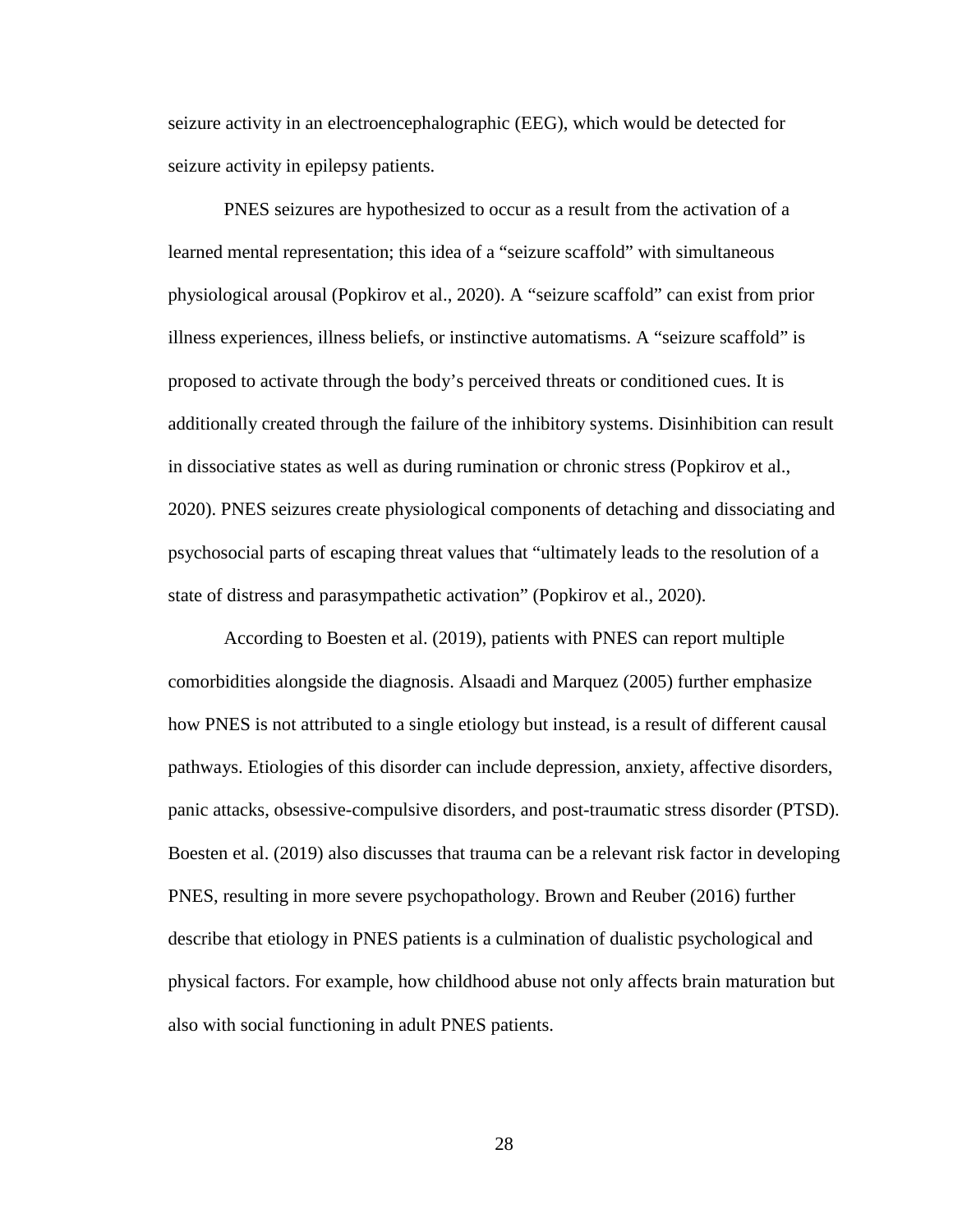seizure activity in an electroencephalographic (EEG), which would be detected for seizure activity in epilepsy patients.

PNES seizures are hypothesized to occur as a result from the activation of a learned mental representation; this idea of a "seizure scaffold" with simultaneous physiological arousal (Popkirov et al., 2020). A "seizure scaffold" can exist from prior illness experiences, illness beliefs, or instinctive automatisms. A "seizure scaffold" is proposed to activate through the body's perceived threats or conditioned cues. It is additionally created through the failure of the inhibitory systems. Disinhibition can result in dissociative states as well as during rumination or chronic stress (Popkirov et al., 2020). PNES seizures create physiological components of detaching and dissociating and psychosocial parts of escaping threat values that "ultimately leads to the resolution of a state of distress and parasympathetic activation" (Popkirov et al., 2020).

According to Boesten et al. (2019), patients with PNES can report multiple comorbidities alongside the diagnosis. Alsaadi and Marquez (2005) further emphasize how PNES is not attributed to a single etiology but instead, is a result of different causal pathways. Etiologies of this disorder can include depression, anxiety, affective disorders, panic attacks, obsessive-compulsive disorders, and post-traumatic stress disorder (PTSD). Boesten et al. (2019) also discusses that trauma can be a relevant risk factor in developing PNES, resulting in more severe psychopathology. Brown and Reuber (2016) further describe that etiology in PNES patients is a culmination of dualistic psychological and physical factors. For example, how childhood abuse not only affects brain maturation but also with social functioning in adult PNES patients.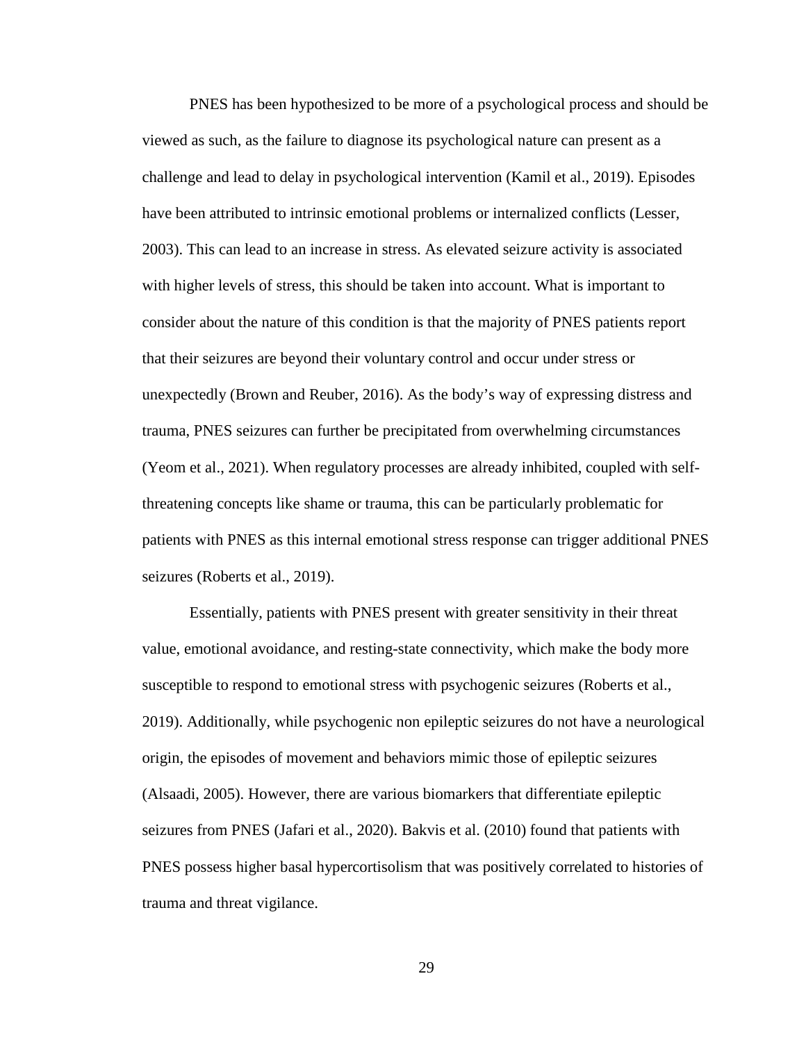PNES has been hypothesized to be more of a psychological process and should be viewed as such, as the failure to diagnose its psychological nature can present as a challenge and lead to delay in psychological intervention (Kamil et al., 2019). Episodes have been attributed to intrinsic emotional problems or internalized conflicts (Lesser, 2003). This can lead to an increase in stress. As elevated seizure activity is associated with higher levels of stress, this should be taken into account. What is important to consider about the nature of this condition is that the majority of PNES patients report that their seizures are beyond their voluntary control and occur under stress or unexpectedly (Brown and Reuber, 2016). As the body's way of expressing distress and trauma, PNES seizures can further be precipitated from overwhelming circumstances (Yeom et al., 2021). When regulatory processes are already inhibited, coupled with self-threatening concepts like shame or trauma, this can be particularly problematic for patients with PNES as this internal emotional stress response can trigger additional PNES seizures (Roberts et al., 2019).

Essentially, patients with PNES present with greater sensitivity in their threat value, emotional avoidance, and resting-state connectivity, which make the body more susceptible to respond to emotional stress with psychogenic seizures (Roberts et al., 2019). Additionally, while psychogenic non epileptic seizures do not have a neurological origin, the episodes of movement and behaviors mimic those of epileptic seizures (Alsaadi, 2005). However, there are various biomarkers that differentiate epileptic seizures from PNES (Jafari et al., 2020). Bakvis et al. (2010) found that patients with PNES possess higher basal hypercortisolism that was positively correlated to histories of trauma and threat vigilance.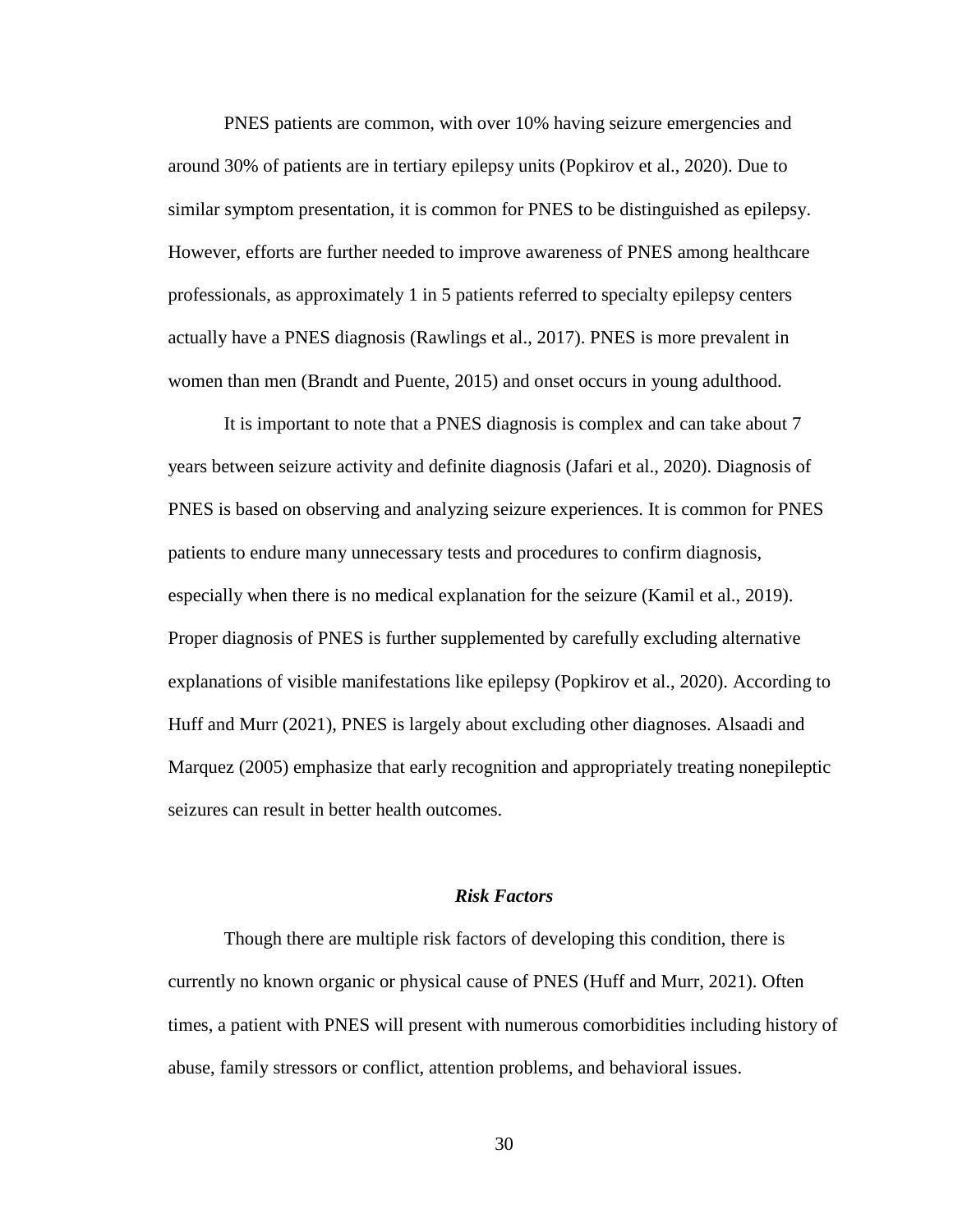PNES patients are common, with over 10% having seizure emergencies and around 30% of patients are in tertiary epilepsy units (Popkirov et al., 2020). Due to similar symptom presentation, it is common for PNES to be distinguished as epilepsy. However, efforts are further needed to improve awareness of PNES among healthcare professionals, as approximately 1 in 5 patients referred to specialty epilepsy centers actually have a PNES diagnosis (Rawlings et al., 2017). PNES is more prevalent in women than men (Brandt and Puente, 2015) and onset occurs in young adulthood.

It is important to note that a PNES diagnosis is complex and can take about 7 years between seizure activity and definite diagnosis (Jafari et al., 2020). Diagnosis of PNES is based on observing and analyzing seizure experiences. It is common for PNES patients to endure many unnecessary tests and procedures to confirm diagnosis, especially when there is no medical explanation for the seizure (Kamil et al., 2019). Proper diagnosis of PNES is further supplemented by carefully excluding alternative explanations of visible manifestations like epilepsy (Popkirov et al., 2020). According to Huff and Murr (2021), PNES is largely about excluding other diagnoses. Alsaadi and Marquez (2005) emphasize that early recognition and appropriately treating nonepileptic seizures can result in better health outcomes.

### *Risk Factors*

Though there are multiple risk factors of developing this condition, there is currently no known organic or physical cause of PNES (Huff and Murr, 2021). Often times, a patient with PNES will present with numerous comorbidities including history of abuse, family stressors or conflict, attention problems, and behavioral issues.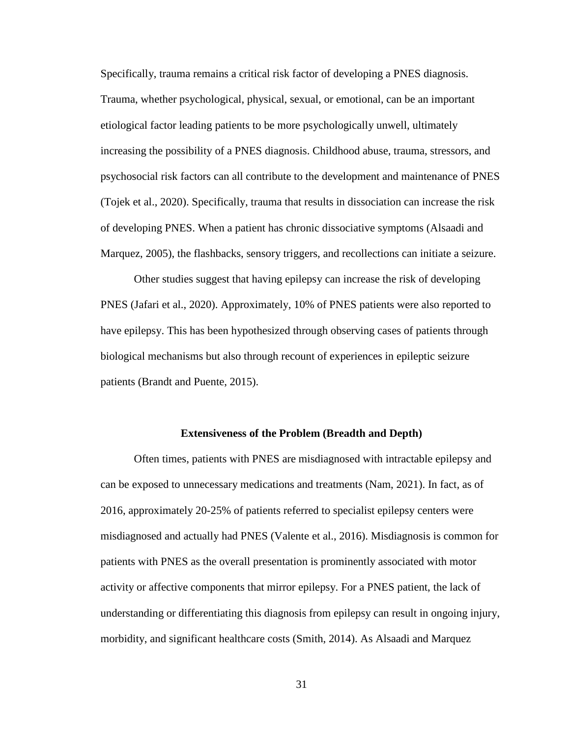Specifically, trauma remains a critical risk factor of developing a PNES diagnosis. Trauma, whether psychological, physical, sexual, or emotional, can be an important etiological factor leading patients to be more psychologically unwell, ultimately increasing the possibility of a PNES diagnosis. Childhood abuse, trauma, stressors, and psychosocial risk factors can all contribute to the development and maintenance of PNES (Tojek et al., 2020). Specifically, trauma that results in dissociation can increase the risk of developing PNES. When a patient has chronic dissociative symptoms (Alsaadi and Marquez, 2005), the flashbacks, sensory triggers, and recollections can initiate a seizure.

Other studies suggest that having epilepsy can increase the risk of developing PNES (Jafari et al., 2020). Approximately, 10% of PNES patients were also reported to have epilepsy. This has been hypothesized through observing cases of patients through biological mechanisms but also through recount of experiences in epileptic seizure patients (Brandt and Puente, 2015).

## Extensiveness of the Problem (Breadth and Depth)

Often times, patients with PNES are misdiagnosed with intractable epilepsy and can be exposed to unnecessary medications and treatments (Nam, 2021). In fact, as of 2016, approximately 20-25% of patients referred to specialist epilepsy centers were misdiagnosed and actually had PNES (Valente et al., 2016). Misdiagnosis is common for patients with PNES as the overall presentation is prominently associated with motor activity or affective components that mirror epilepsy. For a PNES patient, the lack of understanding or differentiating this diagnosis from epilepsy can result in ongoing injury, morbidity, and significant healthcare costs (Smith, 2014). As Alsaadi and Marquez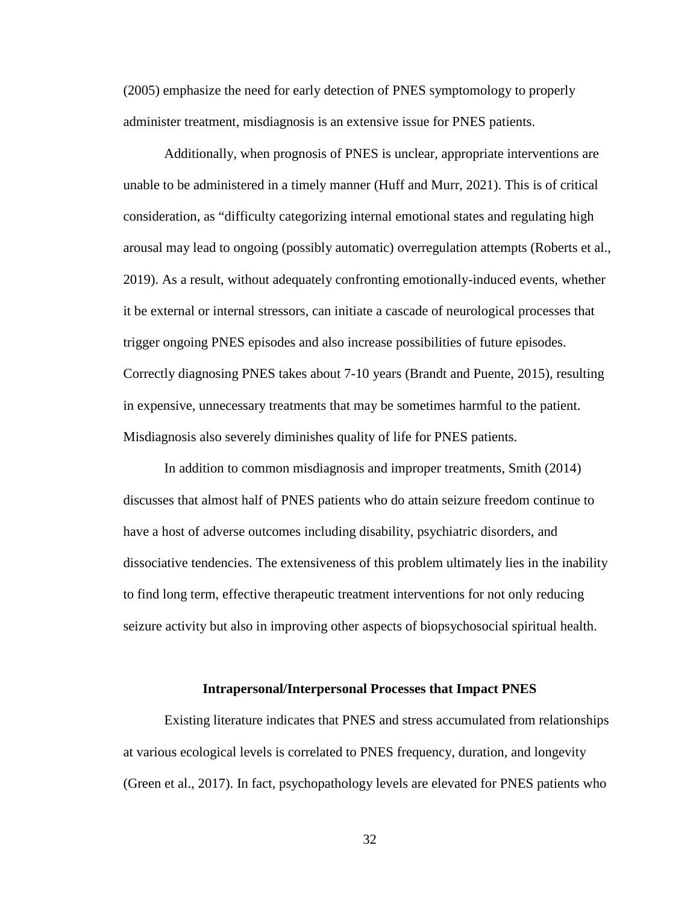(2005) emphasize the need for early detection of PNES symptomology to properly administer treatment, misdiagnosis is an extensive issue for PNES patients.

Additionally, when prognosis of PNES is unclear, appropriate interventions are unable to be administered in a timely manner (Huff and Murr, 2021). This is of critical consideration, as "difficulty categorizing internal emotional states and regulating high arousal may lead to ongoing (possibly automatic) overregulation attempts (Roberts et al., 2019). As a result, without adequately confronting emotionally-induced events, whether it be external or internal stressors, can initiate a cascade of neurological processes that trigger ongoing PNES episodes and also increase possibilities of future episodes. Correctly diagnosing PNES takes about 7-10 years (Brandt and Puente, 2015), resulting in expensive, unnecessary treatments that may be sometimes harmful to the patient. Misdiagnosis also severely diminishes quality of life for PNES patients.

In addition to common misdiagnosis and improper treatments, Smith (2014) discusses that almost half of PNES patients who do attain seizure freedom continue to have a host of adverse outcomes including disability, psychiatric disorders, and dissociative tendencies. The extensiveness of this problem ultimately lies in the inability to find long term, effective therapeutic treatment interventions for not only reducing seizure activity but also in improving other aspects of biopsychosocial spiritual health.

## Intrapersonal/Interpersonal Processes that Impact PNES

Existing literature indicates that PNES and stress accumulated from relationships at various ecological levels is correlated to PNES frequency, duration, and longevity (Green et al., 2017). In fact, psychopathology levels are elevated for PNES patients who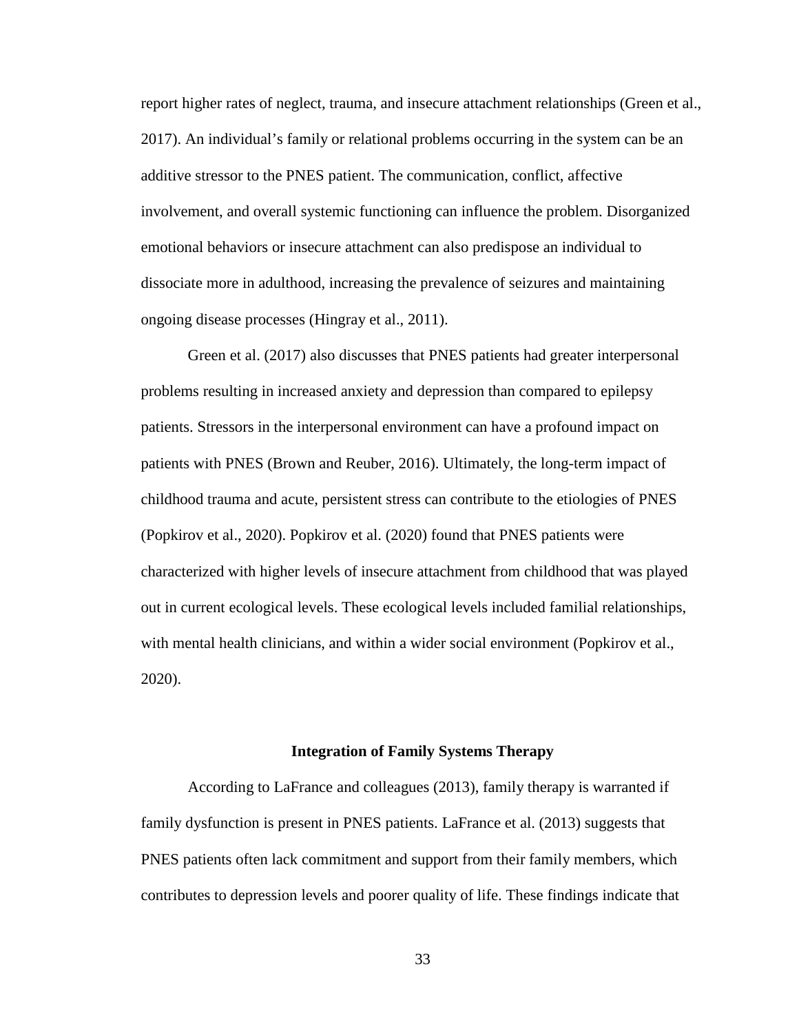report higher rates of neglect, trauma, and insecure attachment relationships (Green et al., 2017). An individual's family or relational problems occurring in the system can be an additive stressor to the PNES patient. The communication, conflict, affective involvement, and overall systemic functioning can influence the problem. Disorganized emotional behaviors or insecure attachment can also predispose an individual to dissociate more in adulthood, increasing the prevalence of seizures and maintaining ongoing disease processes (Hingray et al., 2011).

Green et al. (2017) also discusses that PNES patients had greater interpersonal problems resulting in increased anxiety and depression than compared to epilepsy patients. Stressors in the interpersonal environment can have a profound impact on patients with PNES (Brown and Reuber, 2016). Ultimately, the long-term impact of childhood trauma and acute, persistent stress can contribute to the etiologies of PNES (Popkirov et al., 2020). Popkirov et al. (2020) found that PNES patients were characterized with higher levels of insecure attachment from childhood that was played out in current ecological levels. These ecological levels included familial relationships, with mental health clinicians, and within a wider social environment (Popkirov et al., 2020).

## Integration of Family Systems Therapy

According to LaFrance and colleagues (2013), family therapy is warranted if family dysfunction is present in PNES patients. LaFrance et al. (2013) suggests that PNES patients often lack commitment and support from their family members, which contributes to depression levels and poorer quality of life. These findings indicate that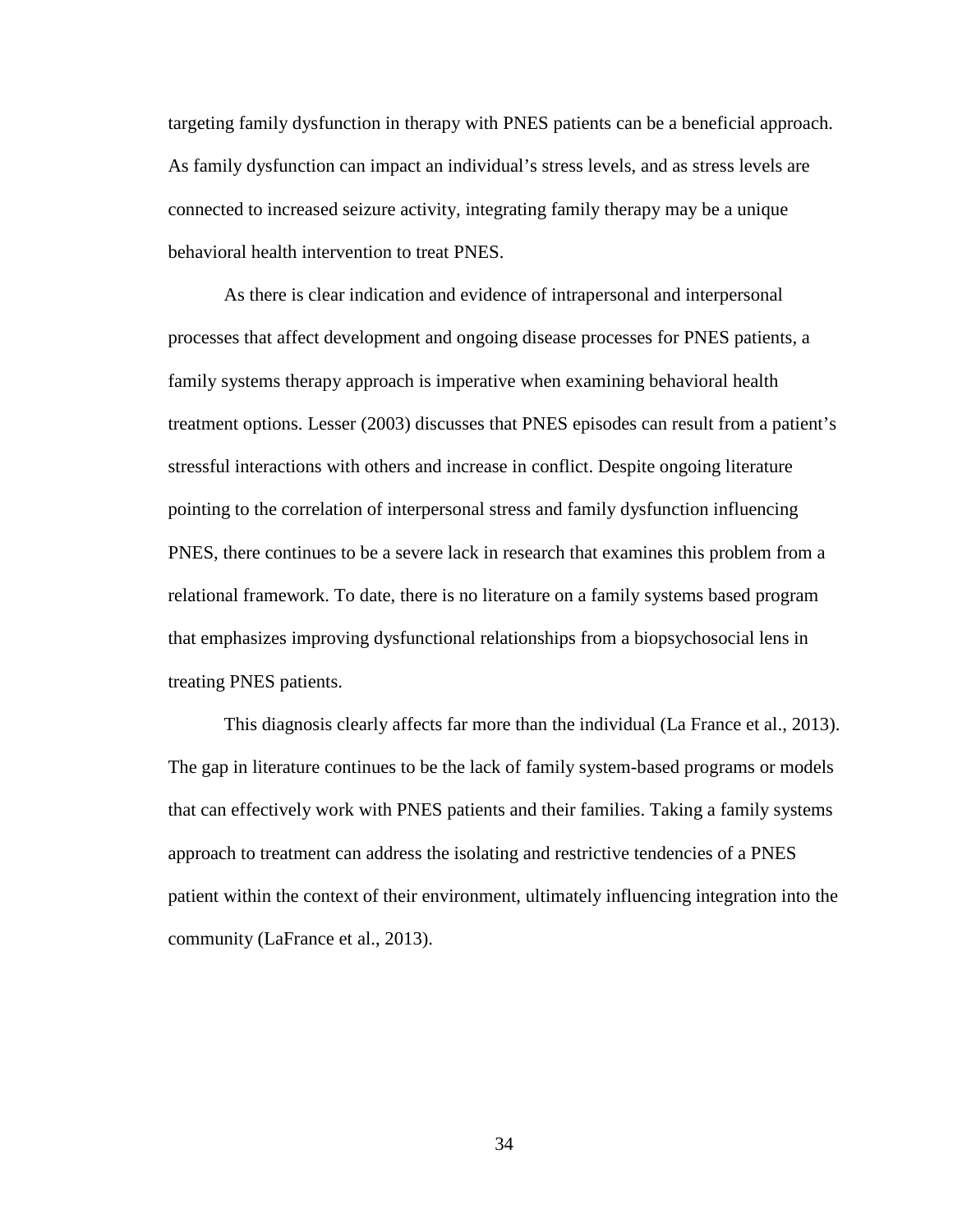targeting family dysfunction in therapy with PNES patients can be a beneficial approach. As family dysfunction can impact an individual's stress levels, and as stress levels are connected to increased seizure activity, integrating family therapy may be a unique behavioral health intervention to treat PNES.

As there is clear indication and evidence of intrapersonal and interpersonal processes that affect development and ongoing disease processes for PNES patients, a family systems therapy approach is imperative when examining behavioral health treatment options. Lesser (2003) discusses that PNES episodes can result from a patient's stressful interactions with others and increase in conflict. Despite ongoing literature pointing to the correlation of interpersonal stress and family dysfunction influencing PNES, there continues to be a severe lack in research that examines this problem from a relational framework. To date, there is no literature on a family systems based program that emphasizes improving dysfunctional relationships from a biopsychosocial lens in treating PNES patients.

This diagnosis clearly affects far more than the individual (La France et al., 2013). The gap in literature continues to be the lack of family system-based programs or models that can effectively work with PNES patients and their families. Taking a family systems approach to treatment can address the isolating and restrictive tendencies of a PNES patient within the context of their environment, ultimately influencing integration into the community (LaFrance et al., 2013).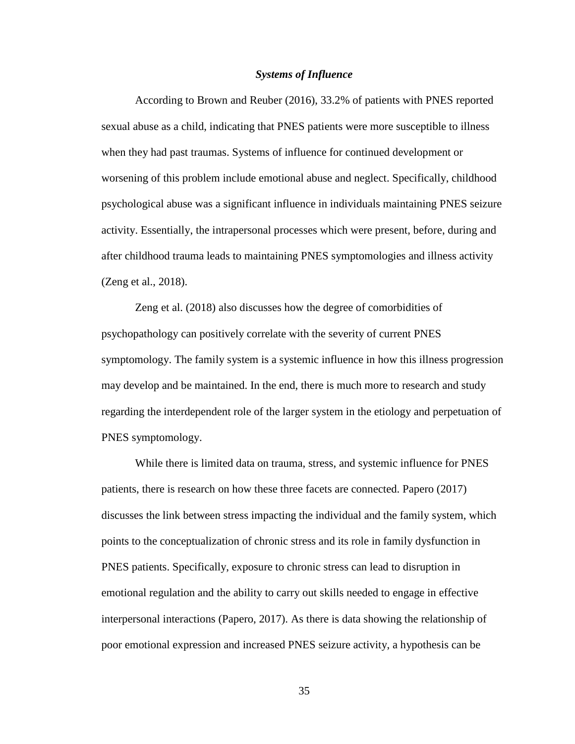### ***Systems of Influence***

According to Brown and Reuber (2016), 33.2% of patients with PNES reported sexual abuse as a child, indicating that PNES patients were more susceptible to illness when they had past traumas. Systems of influence for continued development or worsening of this problem include emotional abuse and neglect. Specifically, childhood psychological abuse was a significant influence in individuals maintaining PNES seizure activity. Essentially, the intrapersonal processes which were present, before, during and after childhood trauma leads to maintaining PNES symptomologies and illness activity (Zeng et al., 2018).

Zeng et al. (2018) also discusses how the degree of comorbidities of psychopathology can positively correlate with the severity of current PNES symptomology. The family system is a systemic influence in how this illness progression may develop and be maintained. In the end, there is much more to research and study regarding the interdependent role of the larger system in the etiology and perpetuation of PNES symptomology.

While there is limited data on trauma, stress, and systemic influence for PNES patients, there is research on how these three facets are connected. Papero (2017) discusses the link between stress impacting the individual and the family system, which points to the conceptualization of chronic stress and its role in family dysfunction in PNES patients. Specifically, exposure to chronic stress can lead to disruption in emotional regulation and the ability to carry out skills needed to engage in effective interpersonal interactions (Papero, 2017). As there is data showing the relationship of poor emotional expression and increased PNES seizure activity, a hypothesis can be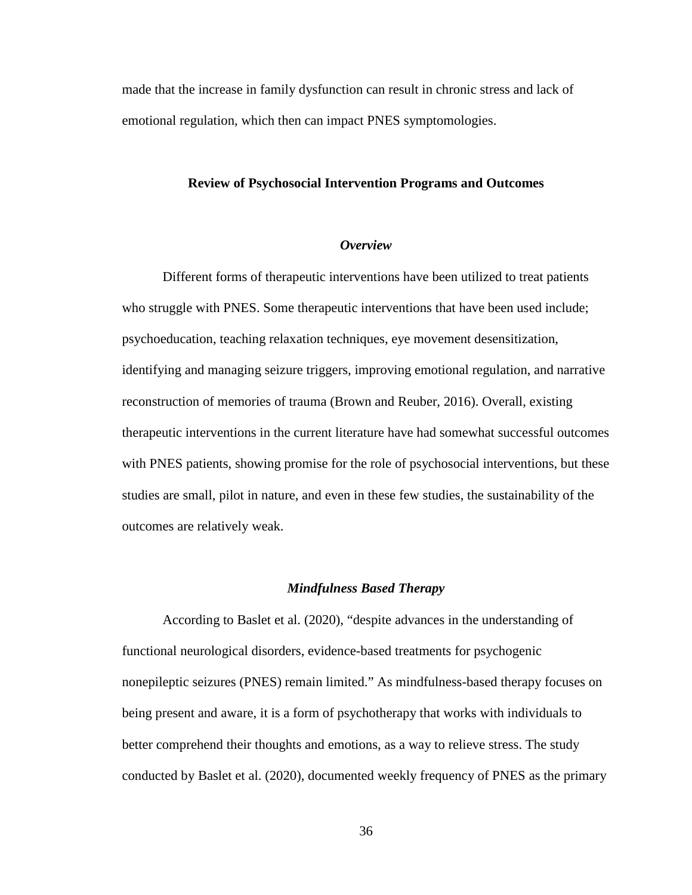made that the increase in family dysfunction can result in chronic stress and lack of emotional regulation, which then can impact PNES symptomologies.

## Review of Psychosocial Intervention Programs and Outcomes

### *Overview*

Different forms of therapeutic interventions have been utilized to treat patients who struggle with PNES. Some therapeutic interventions that have been used include; psychoeducation, teaching relaxation techniques, eye movement desensitization, identifying and managing seizure triggers, improving emotional regulation, and narrative reconstruction of memories of trauma (Brown and Reuber, 2016). Overall, existing therapeutic interventions in the current literature have had somewhat successful outcomes with PNES patients, showing promise for the role of psychosocial interventions, but these studies are small, pilot in nature, and even in these few studies, the sustainability of the outcomes are relatively weak.

### *Mindfulness Based Therapy*

According to Baslet et al. (2020), "despite advances in the understanding of functional neurological disorders, evidence-based treatments for psychogenic nonepileptic seizures (PNES) remain limited." As mindfulness-based therapy focuses on being present and aware, it is a form of psychotherapy that works with individuals to better comprehend their thoughts and emotions, as a way to relieve stress. The study conducted by Baslet et al. (2020), documented weekly frequency of PNES as the primary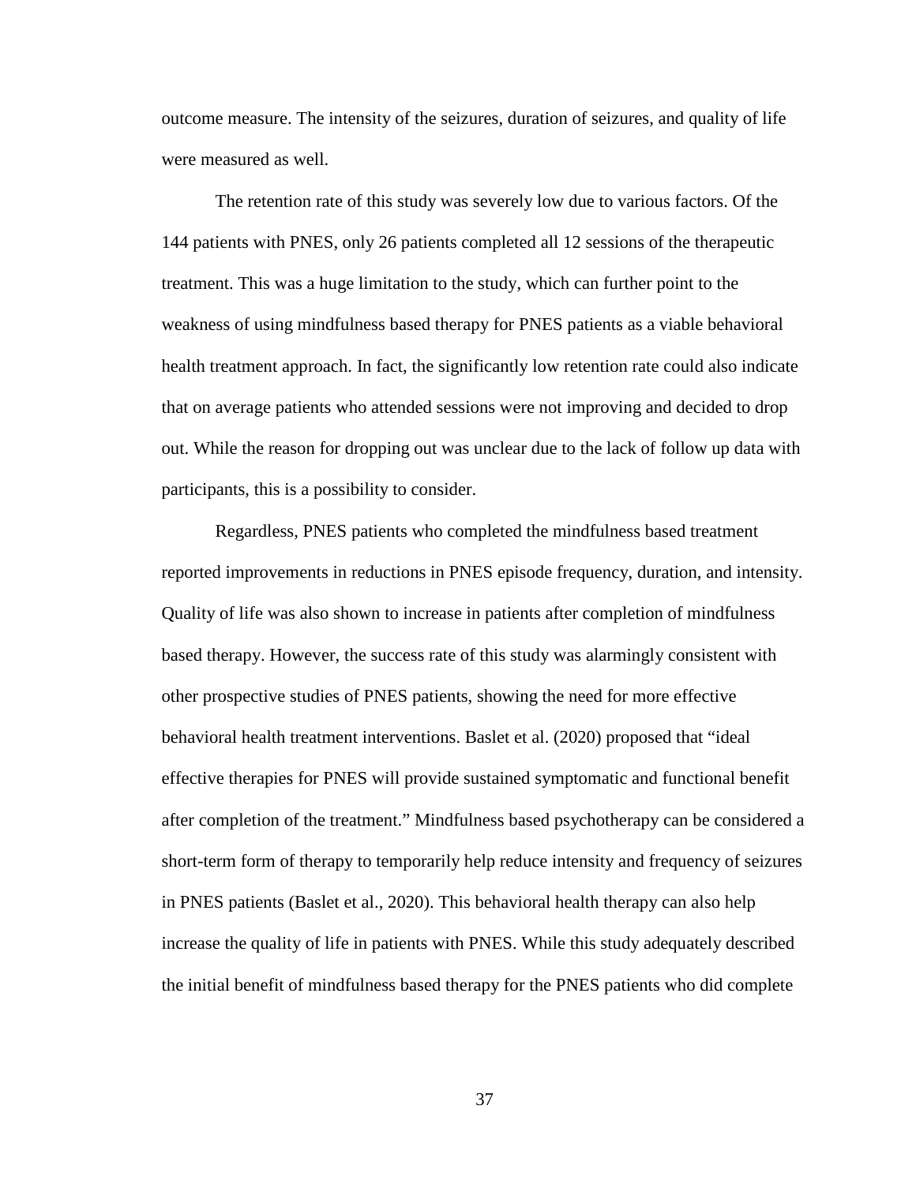outcome measure. The intensity of the seizures, duration of seizures, and quality of life were measured as well.

The retention rate of this study was severely low due to various factors. Of the 144 patients with PNES, only 26 patients completed all 12 sessions of the therapeutic treatment. This was a huge limitation to the study, which can further point to the weakness of using mindfulness based therapy for PNES patients as a viable behavioral health treatment approach. In fact, the significantly low retention rate could also indicate that on average patients who attended sessions were not improving and decided to drop out. While the reason for dropping out was unclear due to the lack of follow up data with participants, this is a possibility to consider.

Regardless, PNES patients who completed the mindfulness based treatment reported improvements in reductions in PNES episode frequency, duration, and intensity. Quality of life was also shown to increase in patients after completion of mindfulness based therapy. However, the success rate of this study was alarmingly consistent with other prospective studies of PNES patients, showing the need for more effective behavioral health treatment interventions. Baslet et al. (2020) proposed that "ideal effective therapies for PNES will provide sustained symptomatic and functional benefit after completion of the treatment." Mindfulness based psychotherapy can be considered a short-term form of therapy to temporarily help reduce intensity and frequency of seizures in PNES patients (Baslet et al., 2020). This behavioral health therapy can also help increase the quality of life in patients with PNES. While this study adequately described the initial benefit of mindfulness based therapy for the PNES patients who did complete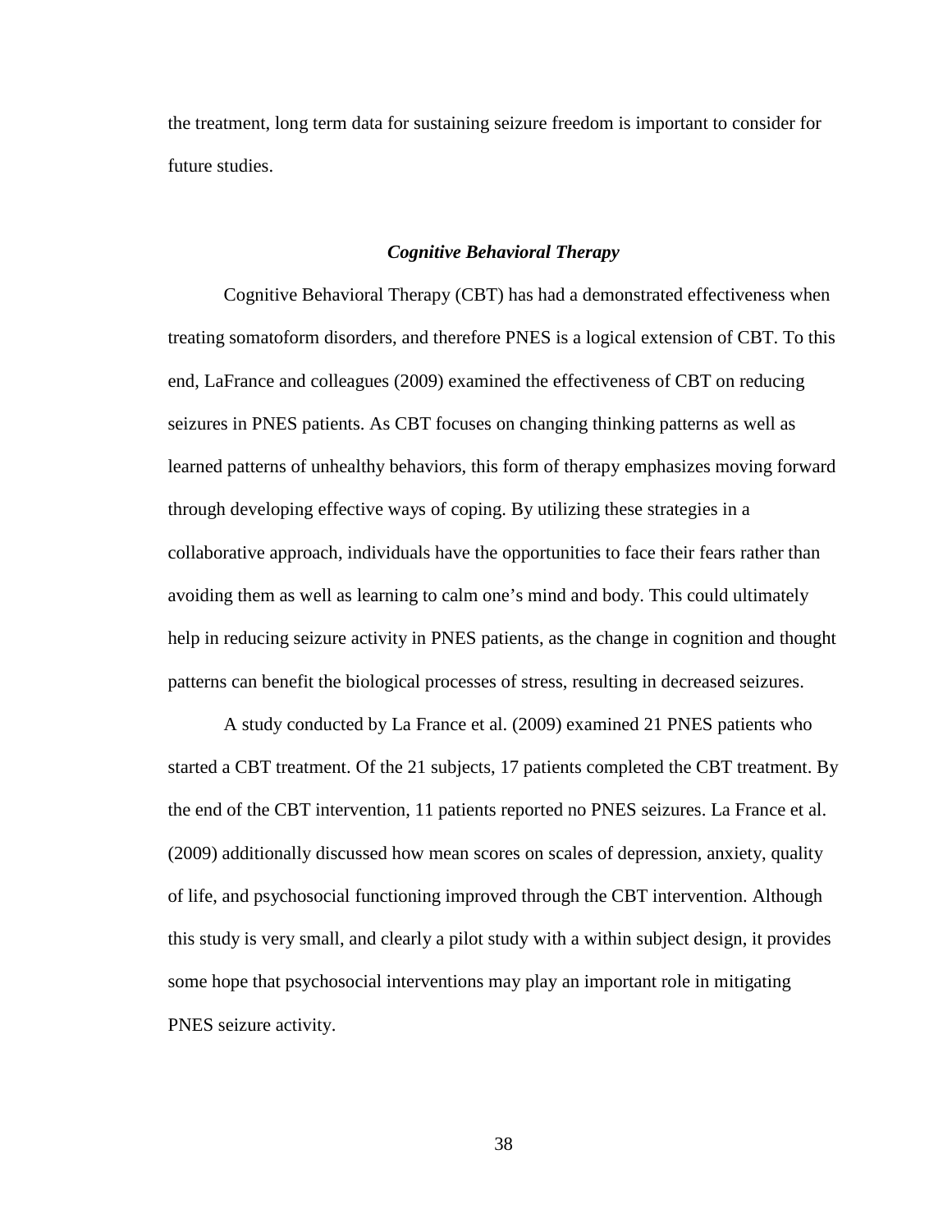the treatment, long term data for sustaining seizure freedom is important to consider for future studies.

### *Cognitive Behavioral Therapy*

Cognitive Behavioral Therapy (CBT) has had a demonstrated effectiveness when treating somatoform disorders, and therefore PNES is a logical extension of CBT. To this end, LaFrance and colleagues (2009) examined the effectiveness of CBT on reducing seizures in PNES patients. As CBT focuses on changing thinking patterns as well as learned patterns of unhealthy behaviors, this form of therapy emphasizes moving forward through developing effective ways of coping. By utilizing these strategies in a collaborative approach, individuals have the opportunities to face their fears rather than avoiding them as well as learning to calm one's mind and body. This could ultimately help in reducing seizure activity in PNES patients, as the change in cognition and thought patterns can benefit the biological processes of stress, resulting in decreased seizures.

A study conducted by La France et al. (2009) examined 21 PNES patients who started a CBT treatment. Of the 21 subjects, 17 patients completed the CBT treatment. By the end of the CBT intervention, 11 patients reported no PNES seizures. La France et al. (2009) additionally discussed how mean scores on scales of depression, anxiety, quality of life, and psychosocial functioning improved through the CBT intervention. Although this study is very small, and clearly a pilot study with a within subject design, it provides some hope that psychosocial interventions may play an important role in mitigating PNES seizure activity.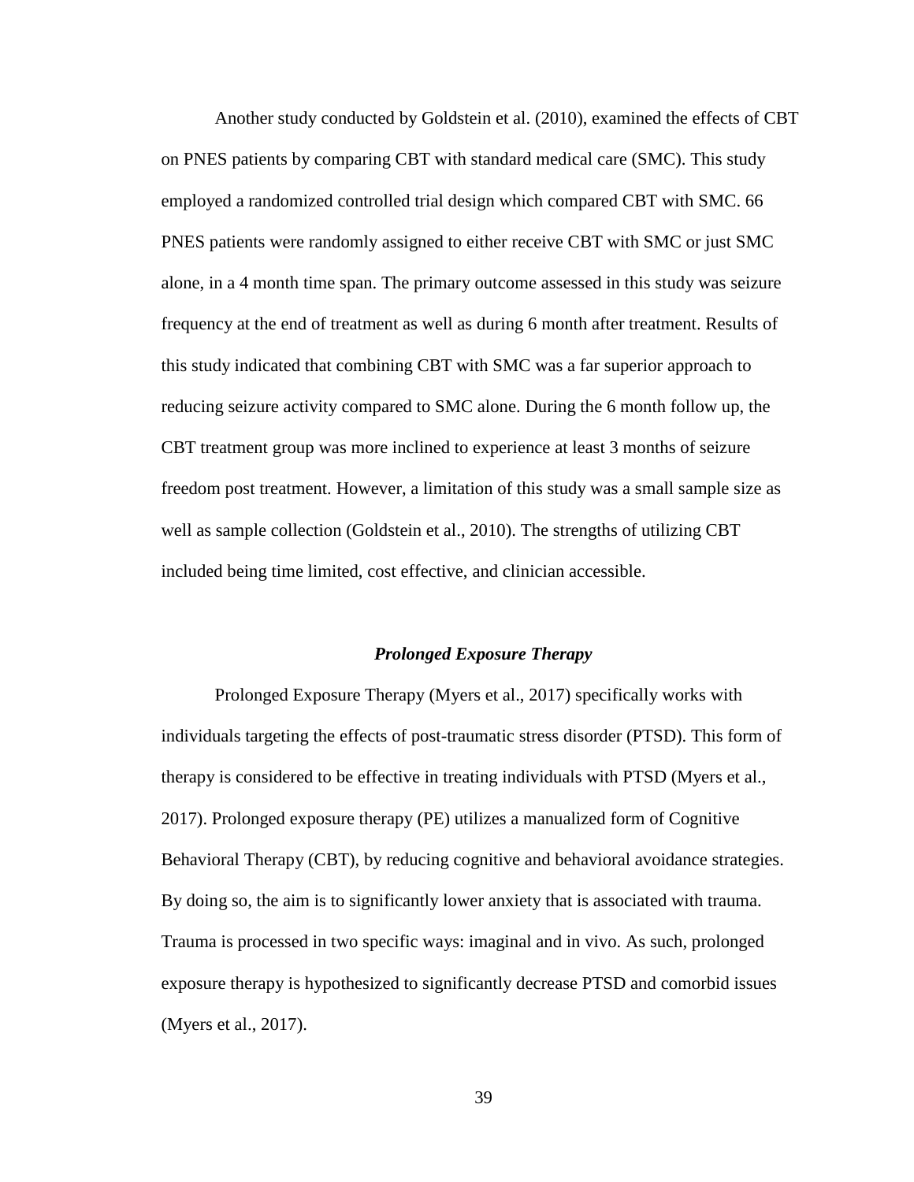Another study conducted by Goldstein et al. (2010), examined the effects of CBT on PNES patients by comparing CBT with standard medical care (SMC). This study employed a randomized controlled trial design which compared CBT with SMC. 66 PNES patients were randomly assigned to either receive CBT with SMC or just SMC alone, in a 4 month time span. The primary outcome assessed in this study was seizure frequency at the end of treatment as well as during 6 month after treatment. Results of this study indicated that combining CBT with SMC was a far superior approach to reducing seizure activity compared to SMC alone. During the 6 month follow up, the CBT treatment group was more inclined to experience at least 3 months of seizure freedom post treatment. However, a limitation of this study was a small sample size as well as sample collection (Goldstein et al., 2010). The strengths of utilizing CBT included being time limited, cost effective, and clinician accessible.

### ***Prolonged Exposure Therapy***

Prolonged Exposure Therapy (Myers et al., 2017) specifically works with individuals targeting the effects of post-traumatic stress disorder (PTSD). This form of therapy is considered to be effective in treating individuals with PTSD (Myers et al., 2017). Prolonged exposure therapy (PE) utilizes a manualized form of Cognitive Behavioral Therapy (CBT), by reducing cognitive and behavioral avoidance strategies. By doing so, the aim is to significantly lower anxiety that is associated with trauma. Trauma is processed in two specific ways: imaginal and in vivo. As such, prolonged exposure therapy is hypothesized to significantly decrease PTSD and comorbid issues (Myers et al., 2017).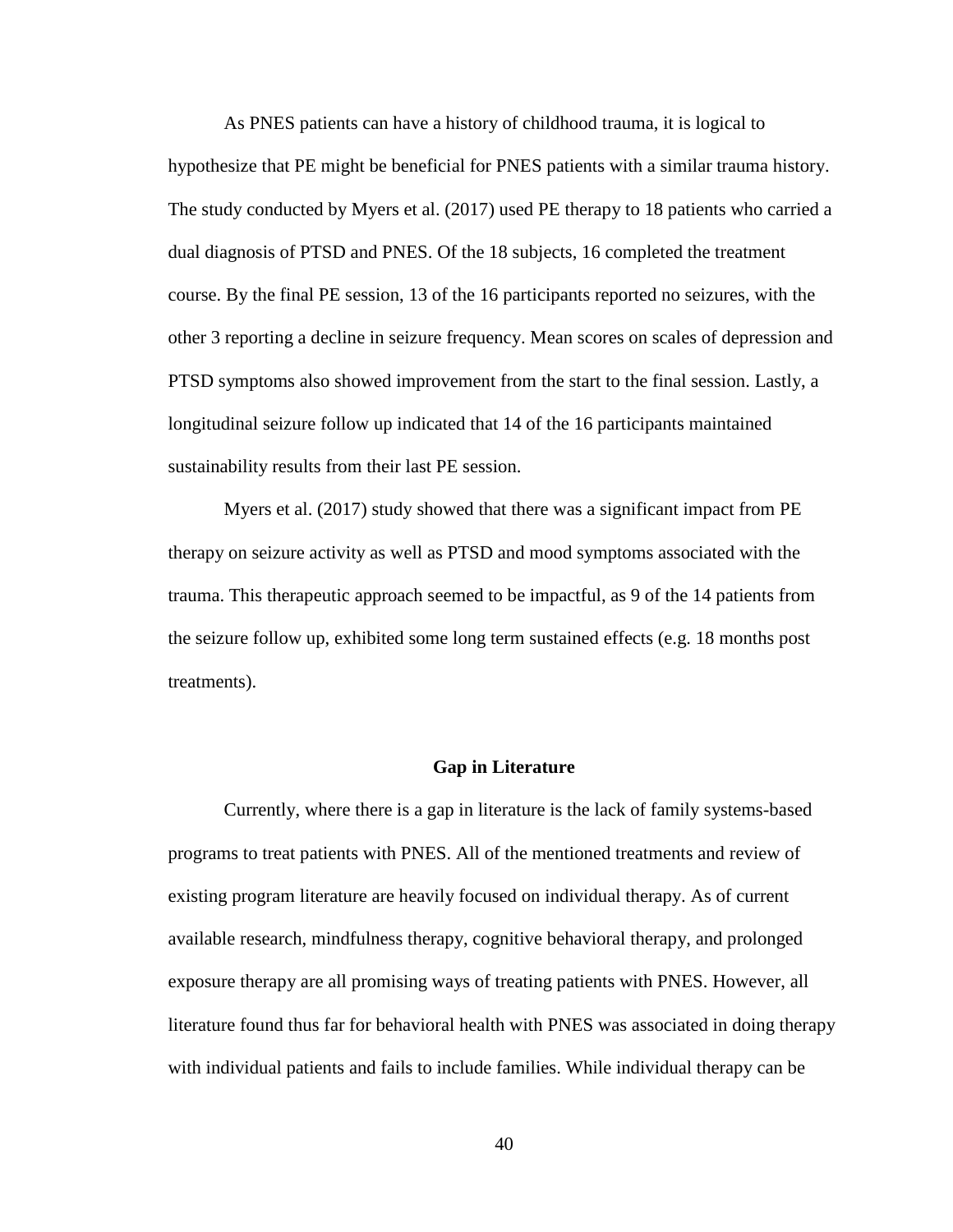As PNES patients can have a history of childhood trauma, it is logical to hypothesize that PE might be beneficial for PNES patients with a similar trauma history. The study conducted by Myers et al. (2017) used PE therapy to 18 patients who carried a dual diagnosis of PTSD and PNES. Of the 18 subjects, 16 completed the treatment course. By the final PE session, 13 of the 16 participants reported no seizures, with the other 3 reporting a decline in seizure frequency. Mean scores on scales of depression and PTSD symptoms also showed improvement from the start to the final session. Lastly, a longitudinal seizure follow up indicated that 14 of the 16 participants maintained sustainability results from their last PE session.

Myers et al. (2017) study showed that there was a significant impact from PE therapy on seizure activity as well as PTSD and mood symptoms associated with the trauma. This therapeutic approach seemed to be impactful, as 9 of the 14 patients from the seizure follow up, exhibited some long term sustained effects (e.g. 18 months post treatments).

## Gap in Literature

Currently, where there is a gap in literature is the lack of family systems-based programs to treat patients with PNES. All of the mentioned treatments and review of existing program literature are heavily focused on individual therapy. As of current available research, mindfulness therapy, cognitive behavioral therapy, and prolonged exposure therapy are all promising ways of treating patients with PNES. However, all literature found thus far for behavioral health with PNES was associated in doing therapy with individual patients and fails to include families. While individual therapy can be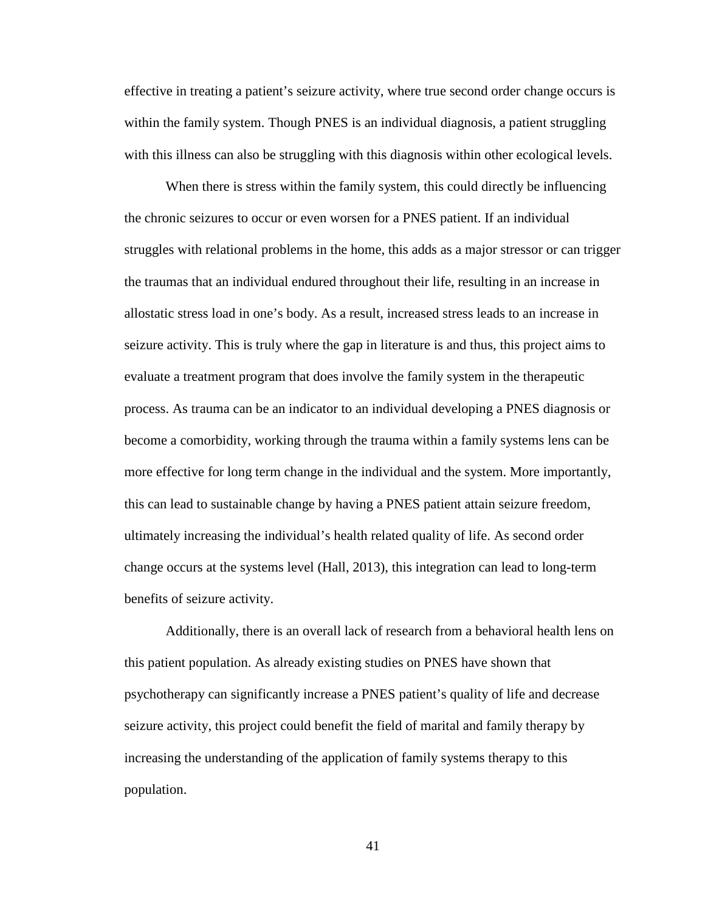effective in treating a patient's seizure activity, where true second order change occurs is within the family system. Though PNES is an individual diagnosis, a patient struggling with this illness can also be struggling with this diagnosis within other ecological levels.

When there is stress within the family system, this could directly be influencing the chronic seizures to occur or even worsen for a PNES patient. If an individual struggles with relational problems in the home, this adds as a major stressor or can trigger the traumas that an individual endured throughout their life, resulting in an increase in allostatic stress load in one's body. As a result, increased stress leads to an increase in seizure activity. This is truly where the gap in literature is and thus, this project aims to evaluate a treatment program that does involve the family system in the therapeutic process. As trauma can be an indicator to an individual developing a PNES diagnosis or become a comorbidity, working through the trauma within a family systems lens can be more effective for long term change in the individual and the system. More importantly, this can lead to sustainable change by having a PNES patient attain seizure freedom, ultimately increasing the individual's health related quality of life. As second order change occurs at the systems level (Hall, 2013), this integration can lead to long-term benefits of seizure activity.

Additionally, there is an overall lack of research from a behavioral health lens on this patient population. As already existing studies on PNES have shown that psychotherapy can significantly increase a PNES patient's quality of life and decrease seizure activity, this project could benefit the field of marital and family therapy by increasing the understanding of the application of family systems therapy to this population.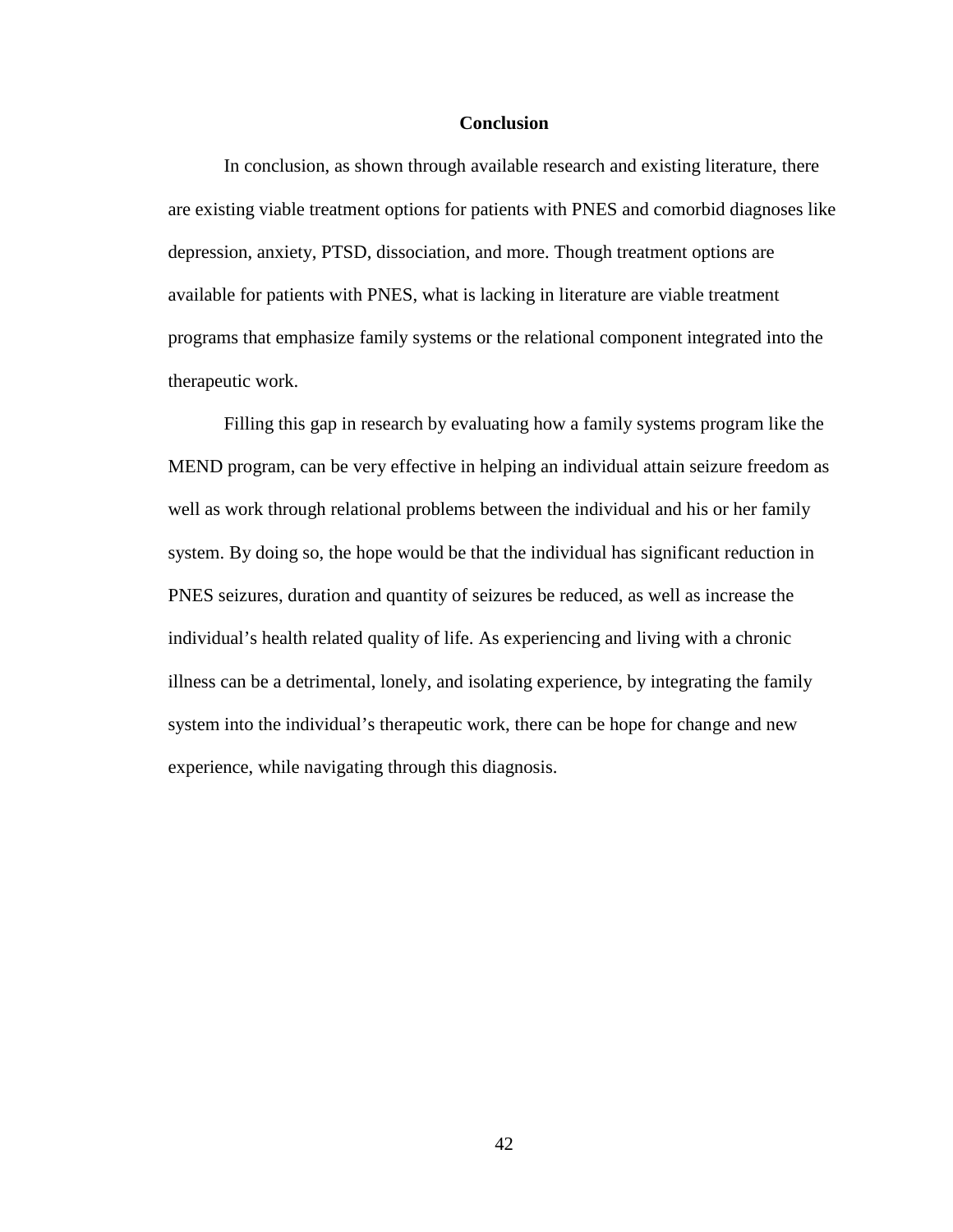## Conclusion

In conclusion, as shown through available research and existing literature, there are existing viable treatment options for patients with PNES and comorbid diagnoses like depression, anxiety, PTSD, dissociation, and more. Though treatment options are available for patients with PNES, what is lacking in literature are viable treatment programs that emphasize family systems or the relational component integrated into the therapeutic work.

Filling this gap in research by evaluating how a family systems program like the MEND program, can be very effective in helping an individual attain seizure freedom as well as work through relational problems between the individual and his or her family system. By doing so, the hope would be that the individual has significant reduction in PNES seizures, duration and quantity of seizures be reduced, as well as increase the individual's health related quality of life. As experiencing and living with a chronic illness can be a detrimental, lonely, and isolating experience, by integrating the family system into the individual's therapeutic work, there can be hope for change and new experience, while navigating through this diagnosis.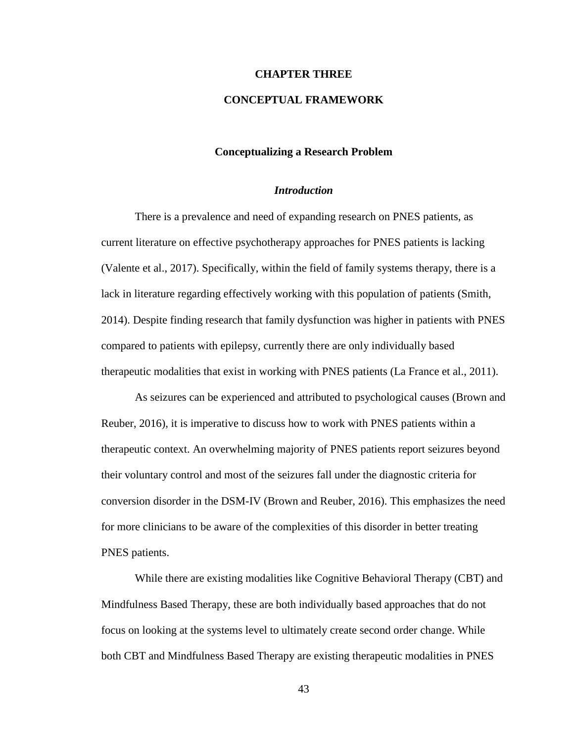# CHAPTER THREE

# CONCEPTUAL FRAMEWORK

## Conceptualizing a Research Problem

### *Introduction*

There is a prevalence and need of expanding research on PNES patients, as current literature on effective psychotherapy approaches for PNES patients is lacking (Valente et al., 2017). Specifically, within the field of family systems therapy, there is a lack in literature regarding effectively working with this population of patients (Smith, 2014). Despite finding research that family dysfunction was higher in patients with PNES compared to patients with epilepsy, currently there are only individually based therapeutic modalities that exist in working with PNES patients (La France et al., 2011).

As seizures can be experienced and attributed to psychological causes (Brown and Reuber, 2016), it is imperative to discuss how to work with PNES patients within a therapeutic context. An overwhelming majority of PNES patients report seizures beyond their voluntary control and most of the seizures fall under the diagnostic criteria for conversion disorder in the DSM-IV (Brown and Reuber, 2016). This emphasizes the need for more clinicians to be aware of the complexities of this disorder in better treating PNES patients.

While there are existing modalities like Cognitive Behavioral Therapy (CBT) and Mindfulness Based Therapy, these are both individually based approaches that do not focus on looking at the systems level to ultimately create second order change. While both CBT and Mindfulness Based Therapy are existing therapeutic modalities in PNES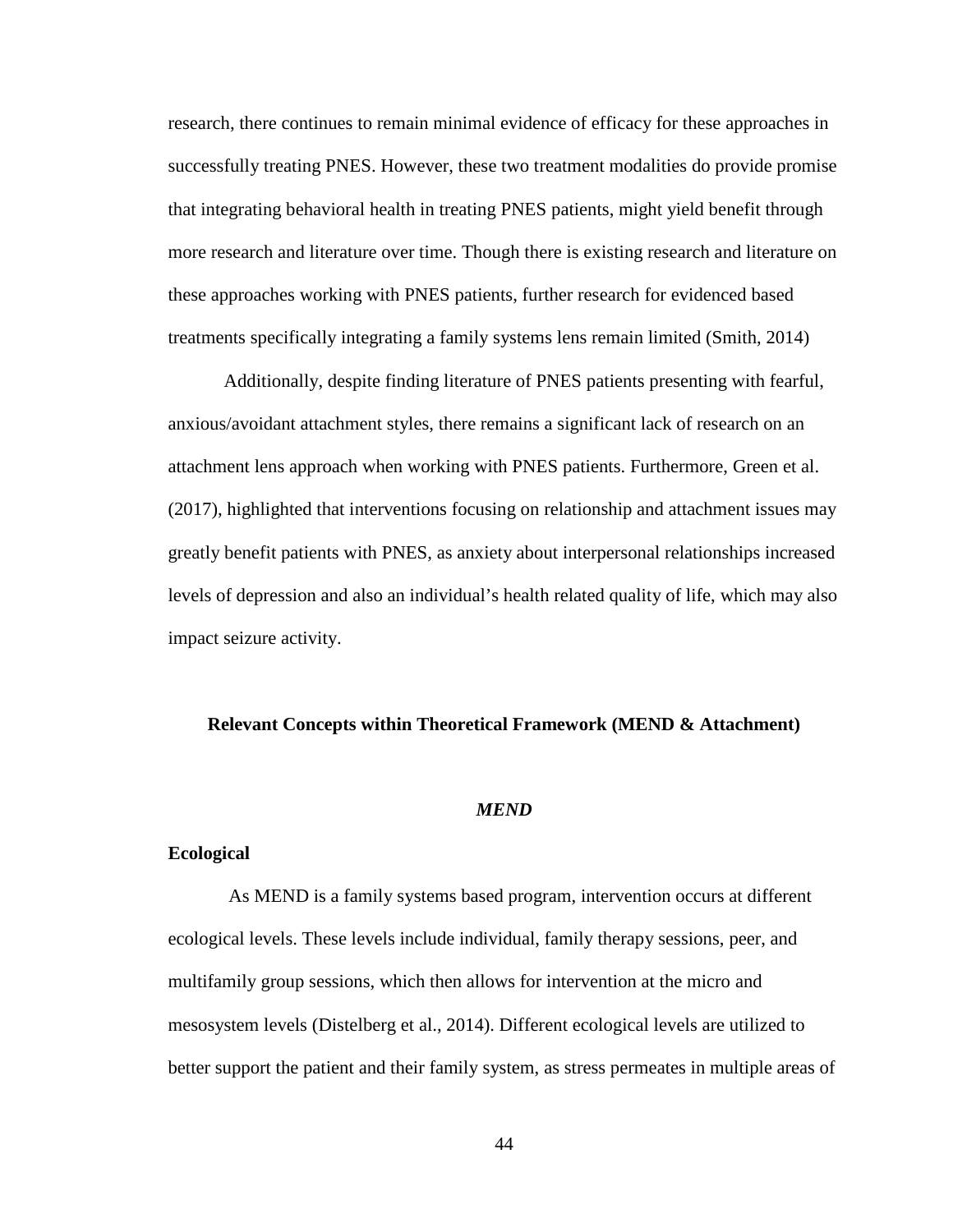research, there continues to remain minimal evidence of efficacy for these approaches in successfully treating PNES. However, these two treatment modalities do provide promise that integrating behavioral health in treating PNES patients, might yield benefit through more research and literature over time. Though there is existing research and literature on these approaches working with PNES patients, further research for evidenced based treatments specifically integrating a family systems lens remain limited (Smith, 2014)

Additionally, despite finding literature of PNES patients presenting with fearful, anxious/avoidant attachment styles, there remains a significant lack of research on an attachment lens approach when working with PNES patients. Furthermore, Green et al. (2017), highlighted that interventions focusing on relationship and attachment issues may greatly benefit patients with PNES, as anxiety about interpersonal relationships increased levels of depression and also an individual's health related quality of life, which may also impact seizure activity.

## Relevant Concepts within Theoretical Framework (MEND & Attachment)

### *MEND*

#### Ecological

As MEND is a family systems based program, intervention occurs at different ecological levels. These levels include individual, family therapy sessions, peer, and multifamily group sessions, which then allows for intervention at the micro and mesosystem levels (Distelberg et al., 2014). Different ecological levels are utilized to better support the patient and their family system, as stress permeates in multiple areas of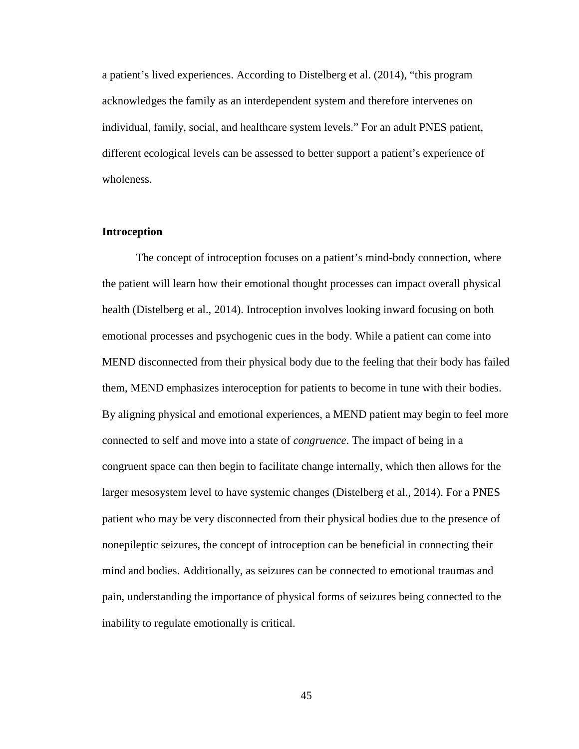a patient's lived experiences. According to Distelberg et al. (2014), "this program acknowledges the family as an interdependent system and therefore intervenes on individual, family, social, and healthcare system levels." For an adult PNES patient, different ecological levels can be assessed to better support a patient's experience of wholeness.

### Introception

The concept of introception focuses on a patient's mind-body connection, where the patient will learn how their emotional thought processes can impact overall physical health (Distelberg et al., 2014). Introception involves looking inward focusing on both emotional processes and psychogenic cues in the body. While a patient can come into MEND disconnected from their physical body due to the feeling that their body has failed them, MEND emphasizes interoception for patients to become in tune with their bodies. By aligning physical and emotional experiences, a MEND patient may begin to feel more connected to self and move into a state of *congruence*. The impact of being in a congruent space can then begin to facilitate change internally, which then allows for the larger mesosystem level to have systemic changes (Distelberg et al., 2014). For a PNES patient who may be very disconnected from their physical bodies due to the presence of nonepileptic seizures, the concept of introception can be beneficial in connecting their mind and bodies. Additionally, as seizures can be connected to emotional traumas and pain, understanding the importance of physical forms of seizures being connected to the inability to regulate emotionally is critical.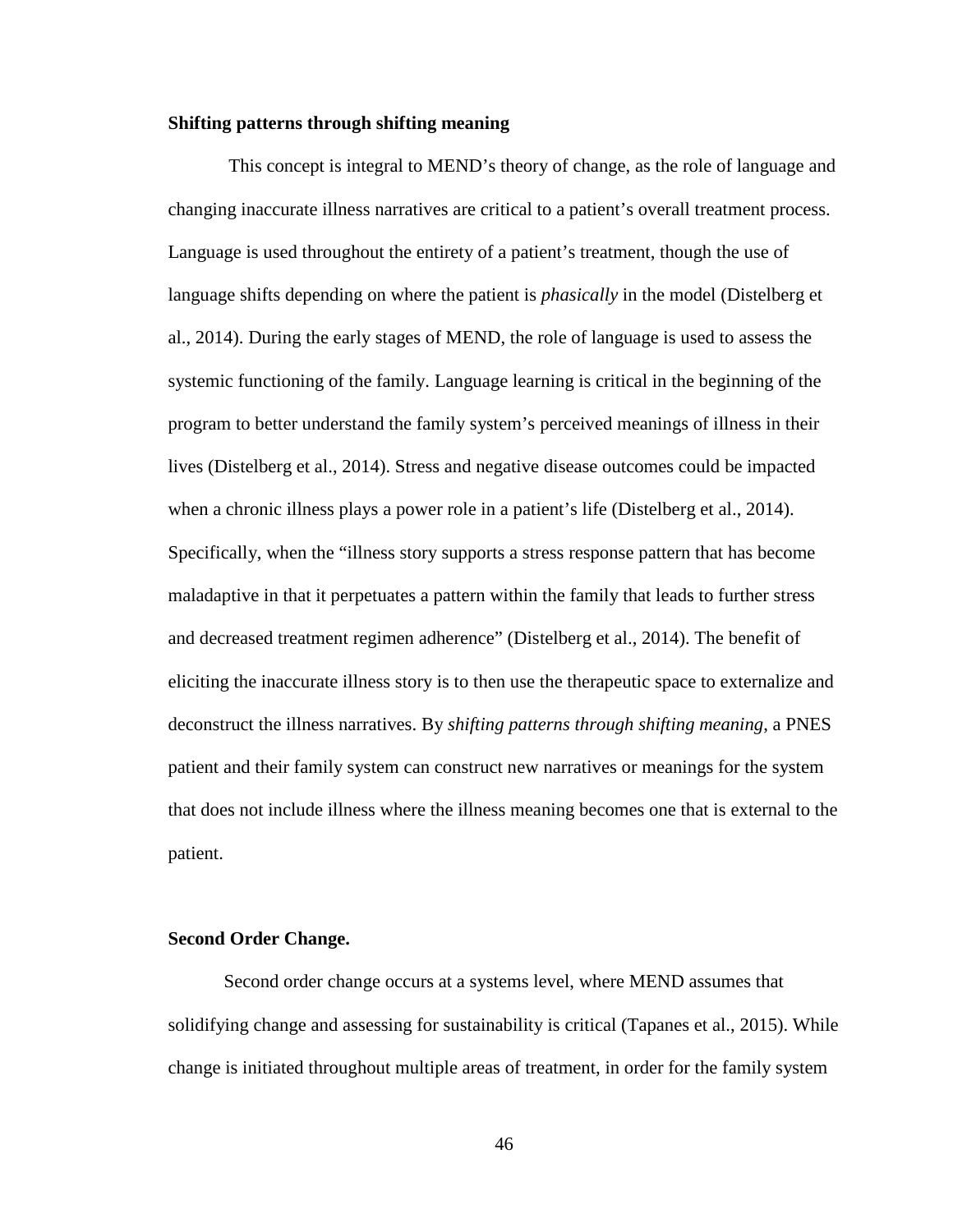### **Shifting patterns through shifting meaning**

This concept is integral to MEND's theory of change, as the role of language and changing inaccurate illness narratives are critical to a patient's overall treatment process. Language is used throughout the entirety of a patient's treatment, though the use of language shifts depending on where the patient is *phasically* in the model (Distelberg et al., 2014). During the early stages of MEND, the role of language is used to assess the systemic functioning of the family. Language learning is critical in the beginning of the program to better understand the family system's perceived meanings of illness in their lives (Distelberg et al., 2014). Stress and negative disease outcomes could be impacted when a chronic illness plays a power role in a patient's life (Distelberg et al., 2014). Specifically, when the "illness story supports a stress response pattern that has become maladaptive in that it perpetuates a pattern within the family that leads to further stress and decreased treatment regimen adherence" (Distelberg et al., 2014). The benefit of eliciting the inaccurate illness story is to then use the therapeutic space to externalize and deconstruct the illness narratives. By *shifting patterns through shifting meaning*, a PNES patient and their family system can construct new narratives or meanings for the system that does not include illness where the illness meaning becomes one that is external to the patient.

### **Second Order Change.**

Second order change occurs at a systems level, where MEND assumes that solidifying change and assessing for sustainability is critical (Tapanes et al., 2015). While change is initiated throughout multiple areas of treatment, in order for the family system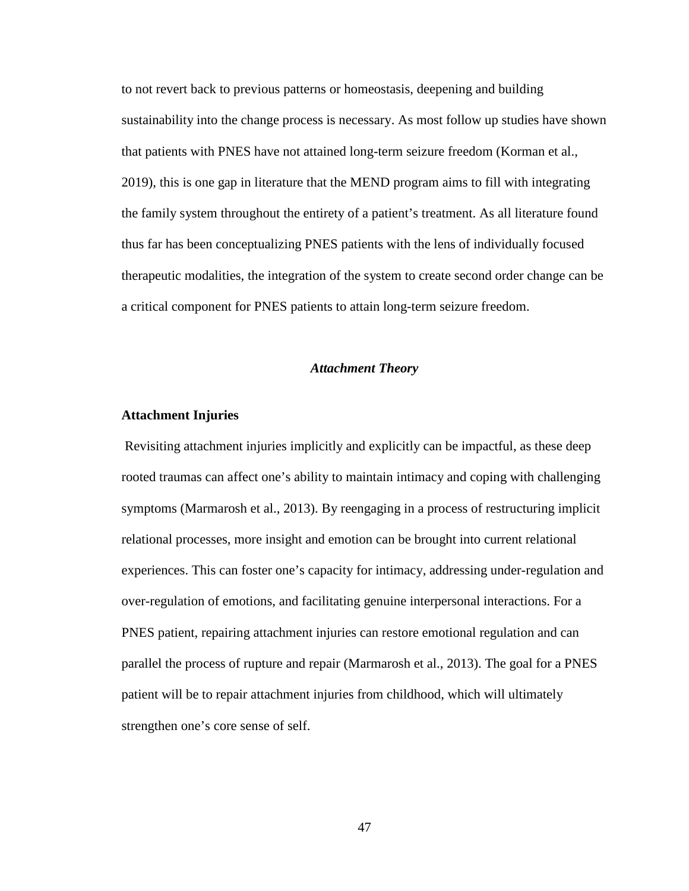to not revert back to previous patterns or homeostasis, deepening and building sustainability into the change process is necessary. As most follow up studies have shown that patients with PNES have not attained long-term seizure freedom (Korman et al., 2019), this is one gap in literature that the MEND program aims to fill with integrating the family system throughout the entirety of a patient's treatment. As all literature found thus far has been conceptualizing PNES patients with the lens of individually focused therapeutic modalities, the integration of the system to create second order change can be a critical component for PNES patients to attain long-term seizure freedom.

### ***Attachment Theory***

#### **Attachment Injuries**

Revisiting attachment injuries implicitly and explicitly can be impactful, as these deep rooted traumas can affect one's ability to maintain intimacy and coping with challenging symptoms (Marmarosh et al., 2013). By reengaging in a process of restructuring implicit relational processes, more insight and emotion can be brought into current relational experiences. This can foster one's capacity for intimacy, addressing under-regulation and over-regulation of emotions, and facilitating genuine interpersonal interactions. For a PNES patient, repairing attachment injuries can restore emotional regulation and can parallel the process of rupture and repair (Marmarosh et al., 2013). The goal for a PNES patient will be to repair attachment injuries from childhood, which will ultimately strengthen one's core sense of self.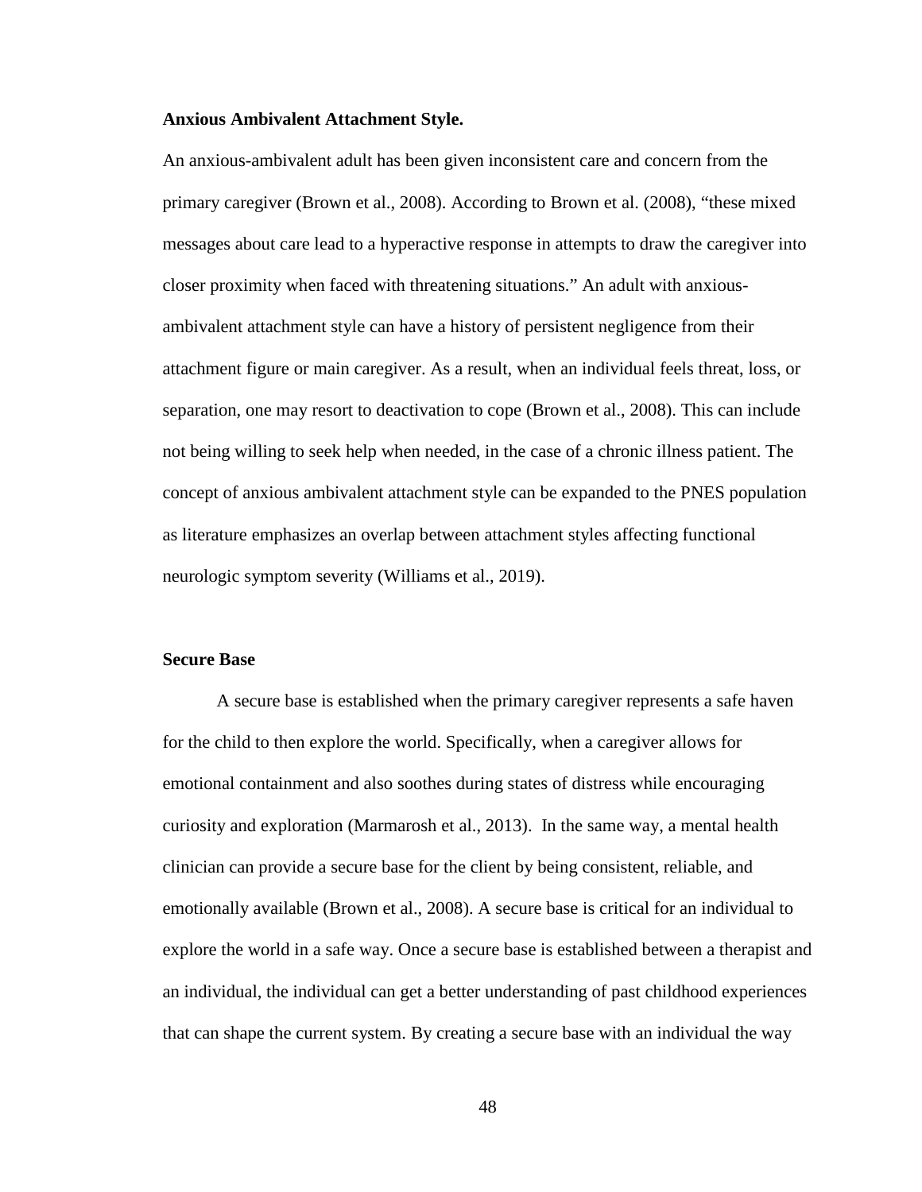**Anxious Ambivalent Attachment Style.**

An anxious-ambivalent adult has been given inconsistent care and concern from the primary caregiver (Brown et al., 2008). According to Brown et al. (2008), "these mixed messages about care lead to a hyperactive response in attempts to draw the caregiver into closer proximity when faced with threatening situations." An adult with anxious-ambivalent attachment style can have a history of persistent negligence from their attachment figure or main caregiver. As a result, when an individual feels threat, loss, or separation, one may resort to deactivation to cope (Brown et al., 2008). This can include not being willing to seek help when needed, in the case of a chronic illness patient. The concept of anxious ambivalent attachment style can be expanded to the PNES population as literature emphasizes an overlap between attachment styles affecting functional neurologic symptom severity (Williams et al., 2019).

**Secure Base**

A secure base is established when the primary caregiver represents a safe haven for the child to then explore the world. Specifically, when a caregiver allows for emotional containment and also soothes during states of distress while encouraging curiosity and exploration (Marmarosh et al., 2013). In the same way, a mental health clinician can provide a secure base for the client by being consistent, reliable, and emotionally available (Brown et al., 2008). A secure base is critical for an individual to explore the world in a safe way. Once a secure base is established between a therapist and an individual, the individual can get a better understanding of past childhood experiences that can shape the current system. By creating a secure base with an individual the way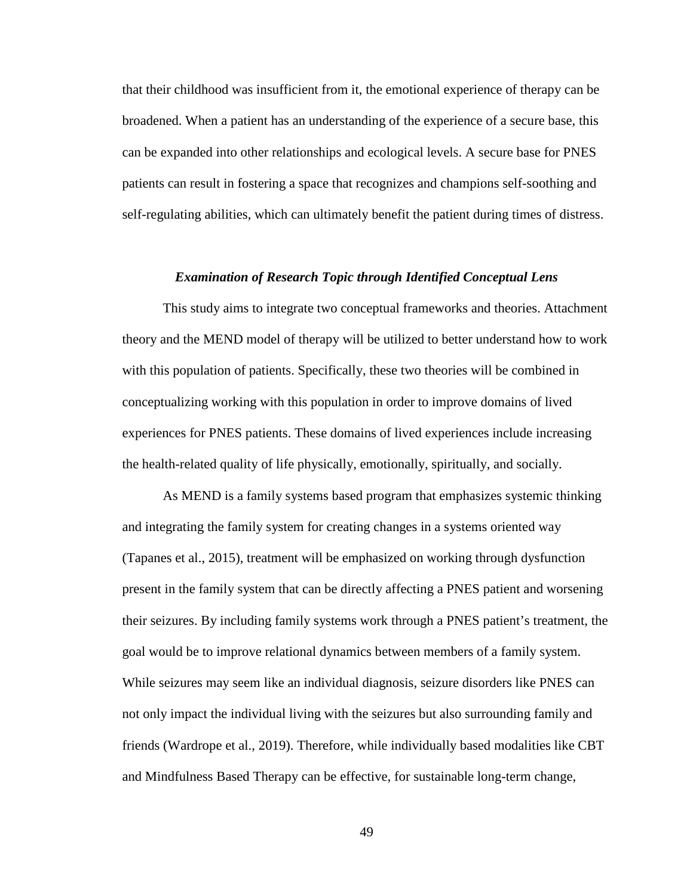that their childhood was insufficient from it, the emotional experience of therapy can be broadened. When a patient has an understanding of the experience of a secure base, this can be expanded into other relationships and ecological levels. A secure base for PNES patients can result in fostering a space that recognizes and champions self-soothing and self-regulating abilities, which can ultimately benefit the patient during times of distress.

### *Examination of Research Topic through Identified Conceptual Lens*

This study aims to integrate two conceptual frameworks and theories. Attachment theory and the MEND model of therapy will be utilized to better understand how to work with this population of patients. Specifically, these two theories will be combined in conceptualizing working with this population in order to improve domains of lived experiences for PNES patients. These domains of lived experiences include increasing the health-related quality of life physically, emotionally, spiritually, and socially.

As MEND is a family systems based program that emphasizes systemic thinking and integrating the family system for creating changes in a systems oriented way (Tapanes et al., 2015), treatment will be emphasized on working through dysfunction present in the family system that can be directly affecting a PNES patient and worsening their seizures. By including family systems work through a PNES patient's treatment, the goal would be to improve relational dynamics between members of a family system. While seizures may seem like an individual diagnosis, seizure disorders like PNES can not only impact the individual living with the seizures but also surrounding family and friends (Wardrope et al., 2019). Therefore, while individually based modalities like CBT and Mindfulness Based Therapy can be effective, for sustainable long-term change,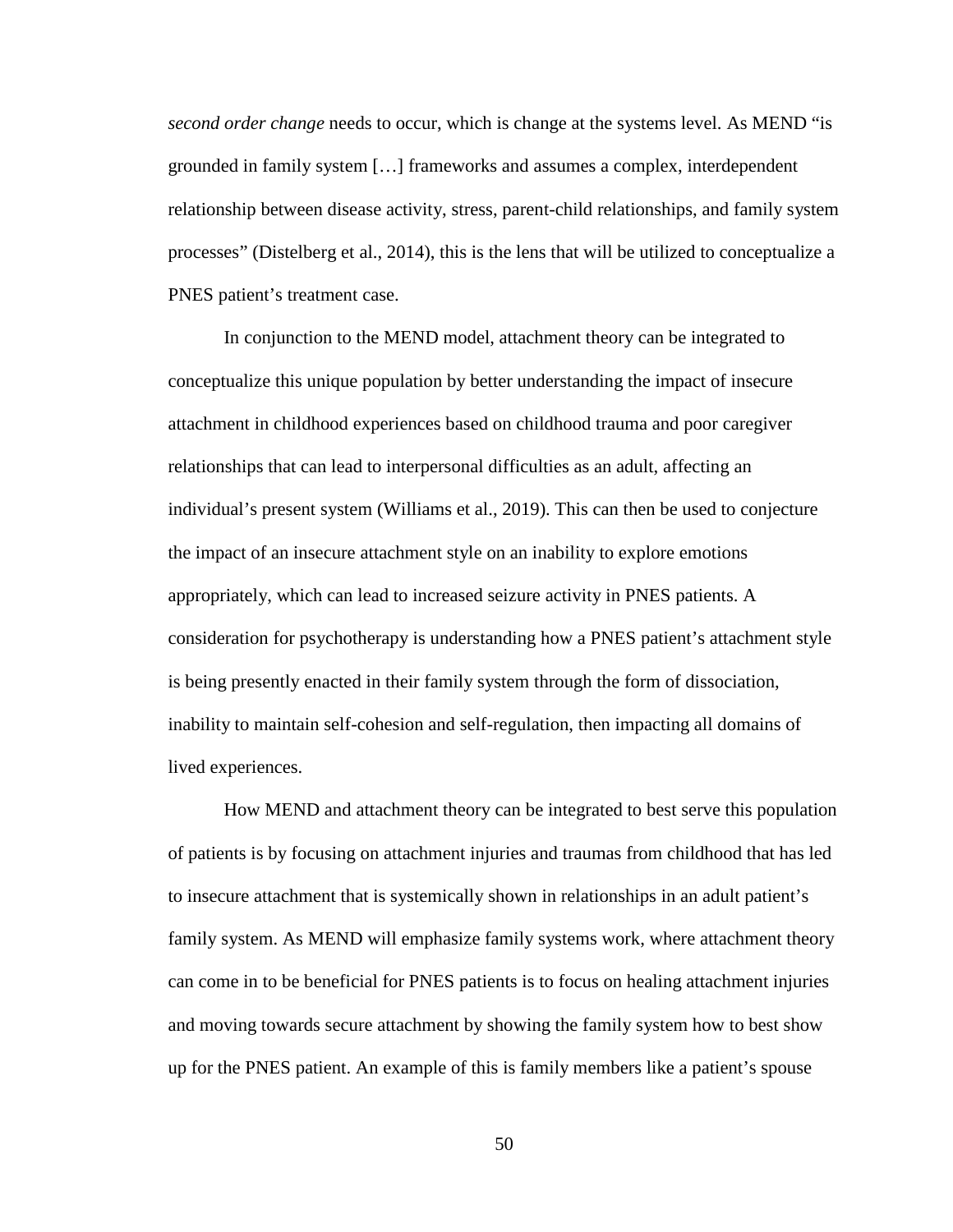*second order change* needs to occur, which is change at the systems level. As MEND "is grounded in family system […] frameworks and assumes a complex, interdependent relationship between disease activity, stress, parent-child relationships, and family system processes" (Distelberg et al., 2014), this is the lens that will be utilized to conceptualize a PNES patient's treatment case.

In conjunction to the MEND model, attachment theory can be integrated to conceptualize this unique population by better understanding the impact of insecure attachment in childhood experiences based on childhood trauma and poor caregiver relationships that can lead to interpersonal difficulties as an adult, affecting an individual's present system (Williams et al., 2019). This can then be used to conjecture the impact of an insecure attachment style on an inability to explore emotions appropriately, which can lead to increased seizure activity in PNES patients. A consideration for psychotherapy is understanding how a PNES patient's attachment style is being presently enacted in their family system through the form of dissociation, inability to maintain self-cohesion and self-regulation, then impacting all domains of lived experiences.

How MEND and attachment theory can be integrated to best serve this population of patients is by focusing on attachment injuries and traumas from childhood that has led to insecure attachment that is systemically shown in relationships in an adult patient's family system. As MEND will emphasize family systems work, where attachment theory can come in to be beneficial for PNES patients is to focus on healing attachment injuries and moving towards secure attachment by showing the family system how to best show up for the PNES patient. An example of this is family members like a patient's spouse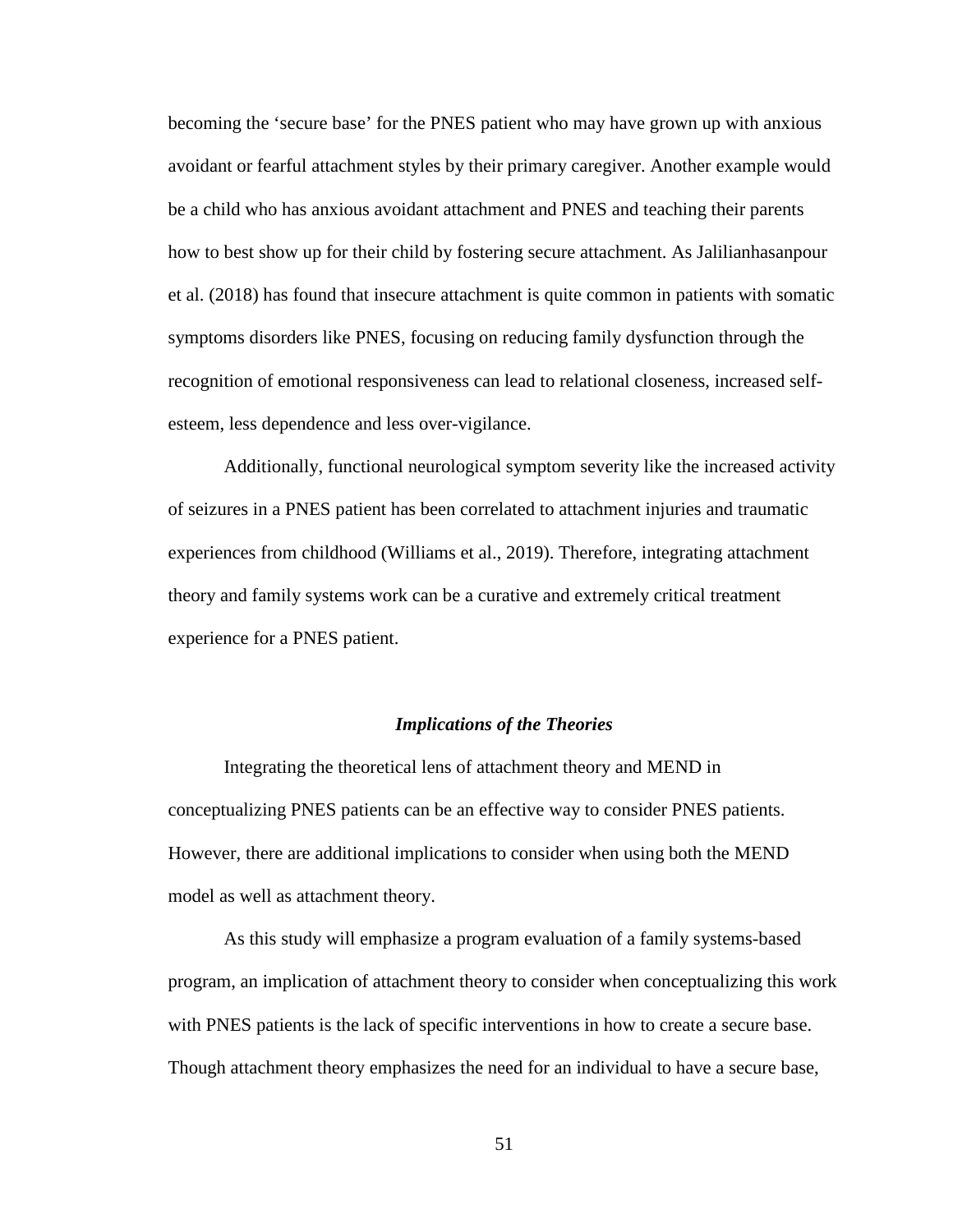becoming the 'secure base' for the PNES patient who may have grown up with anxious avoidant or fearful attachment styles by their primary caregiver. Another example would be a child who has anxious avoidant attachment and PNES and teaching their parents how to best show up for their child by fostering secure attachment. As Jalilianhasanpour et al. (2018) has found that insecure attachment is quite common in patients with somatic symptoms disorders like PNES, focusing on reducing family dysfunction through the recognition of emotional responsiveness can lead to relational closeness, increased self-esteem, less dependence and less over-vigilance.

Additionally, functional neurological symptom severity like the increased activity of seizures in a PNES patient has been correlated to attachment injuries and traumatic experiences from childhood (Williams et al., 2019). Therefore, integrating attachment theory and family systems work can be a curative and extremely critical treatment experience for a PNES patient.

### *Implications of the Theories*

Integrating the theoretical lens of attachment theory and MEND in conceptualizing PNES patients can be an effective way to consider PNES patients. However, there are additional implications to consider when using both the MEND model as well as attachment theory.

As this study will emphasize a program evaluation of a family systems-based program, an implication of attachment theory to consider when conceptualizing this work with PNES patients is the lack of specific interventions in how to create a secure base. Though attachment theory emphasizes the need for an individual to have a secure base,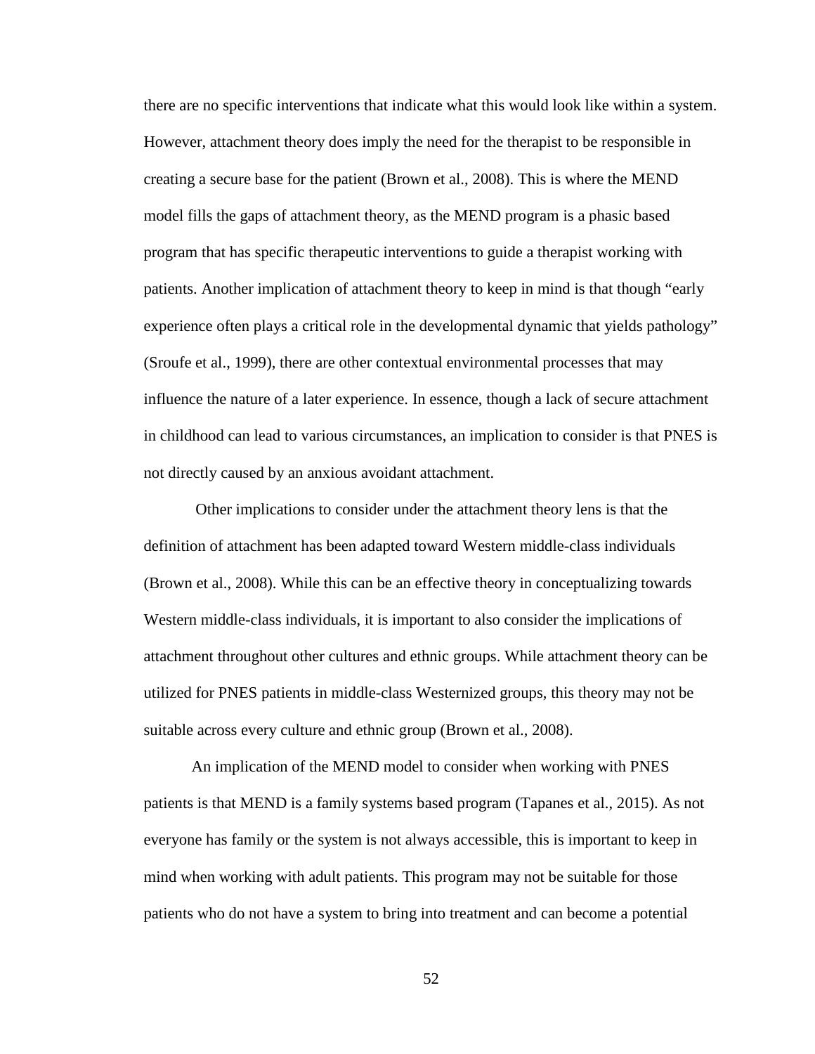there are no specific interventions that indicate what this would look like within a system. However, attachment theory does imply the need for the therapist to be responsible in creating a secure base for the patient (Brown et al., 2008). This is where the MEND model fills the gaps of attachment theory, as the MEND program is a phasic based program that has specific therapeutic interventions to guide a therapist working with patients. Another implication of attachment theory to keep in mind is that though "early experience often plays a critical role in the developmental dynamic that yields pathology" (Sroufe et al., 1999), there are other contextual environmental processes that may influence the nature of a later experience. In essence, though a lack of secure attachment in childhood can lead to various circumstances, an implication to consider is that PNES is not directly caused by an anxious avoidant attachment.

Other implications to consider under the attachment theory lens is that the definition of attachment has been adapted toward Western middle-class individuals (Brown et al., 2008). While this can be an effective theory in conceptualizing towards Western middle-class individuals, it is important to also consider the implications of attachment throughout other cultures and ethnic groups. While attachment theory can be utilized for PNES patients in middle-class Westernized groups, this theory may not be suitable across every culture and ethnic group (Brown et al., 2008).

An implication of the MEND model to consider when working with PNES patients is that MEND is a family systems based program (Tapanes et al., 2015). As not everyone has family or the system is not always accessible, this is important to keep in mind when working with adult patients. This program may not be suitable for those patients who do not have a system to bring into treatment and can become a potential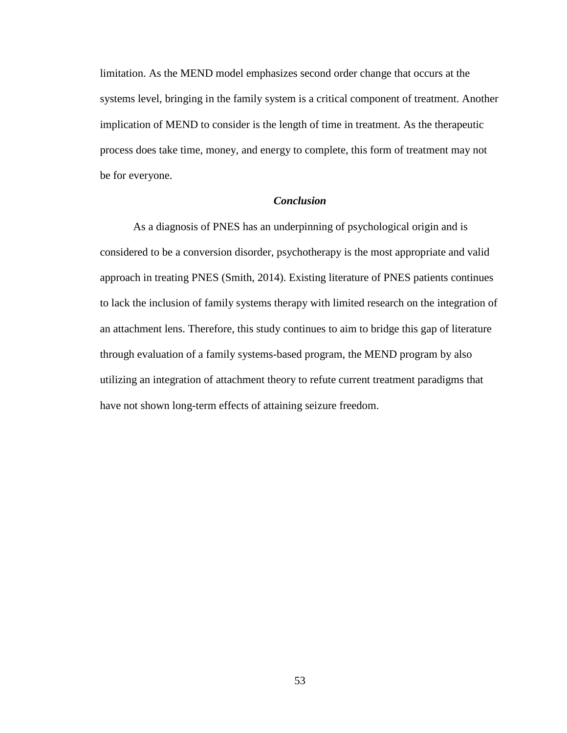limitation. As the MEND model emphasizes second order change that occurs at the systems level, bringing in the family system is a critical component of treatment. Another implication of MEND to consider is the length of time in treatment. As the therapeutic process does take time, money, and energy to complete, this form of treatment may not be for everyone.

### *Conclusion*

As a diagnosis of PNES has an underpinning of psychological origin and is considered to be a conversion disorder, psychotherapy is the most appropriate and valid approach in treating PNES (Smith, 2014). Existing literature of PNES patients continues to lack the inclusion of family systems therapy with limited research on the integration of an attachment lens. Therefore, this study continues to aim to bridge this gap of literature through evaluation of a family systems-based program, the MEND program by also utilizing an integration of attachment theory to refute current treatment paradigms that have not shown long-term effects of attaining seizure freedom.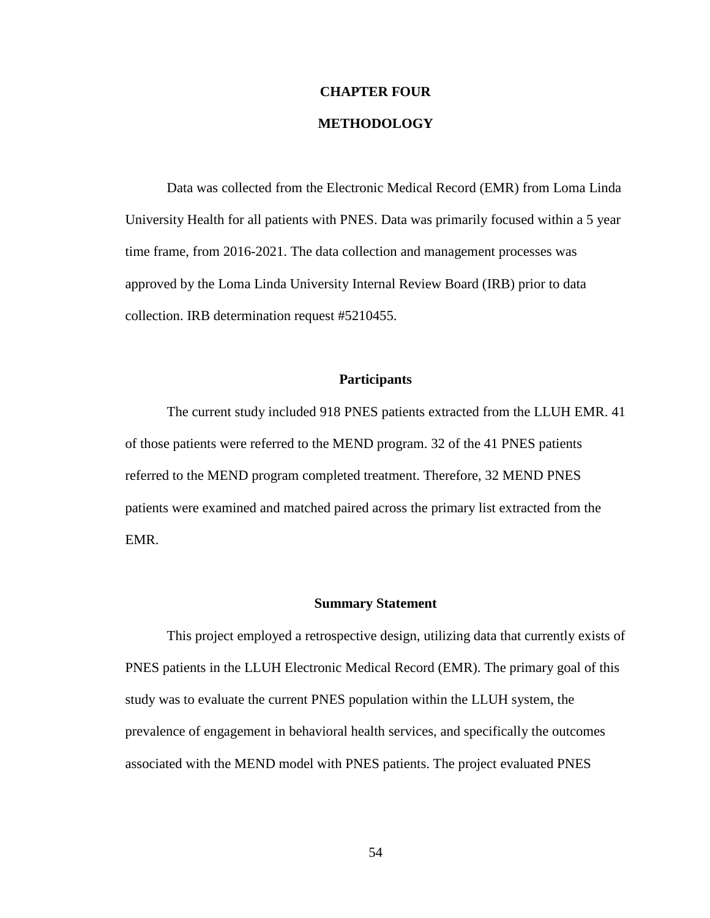# CHAPTER FOUR

# METHODOLOGY

Data was collected from the Electronic Medical Record (EMR) from Loma Linda University Health for all patients with PNES. Data was primarily focused within a 5 year time frame, from 2016-2021. The data collection and management processes was approved by the Loma Linda University Internal Review Board (IRB) prior to data collection. IRB determination request #5210455.

## Participants

The current study included 918 PNES patients extracted from the LLUH EMR. 41 of those patients were referred to the MEND program. 32 of the 41 PNES patients referred to the MEND program completed treatment. Therefore, 32 MEND PNES patients were examined and matched paired across the primary list extracted from the EMR.

## Summary Statement

This project employed a retrospective design, utilizing data that currently exists of PNES patients in the LLUH Electronic Medical Record (EMR). The primary goal of this study was to evaluate the current PNES population within the LLUH system, the prevalence of engagement in behavioral health services, and specifically the outcomes associated with the MEND model with PNES patients. The project evaluated PNES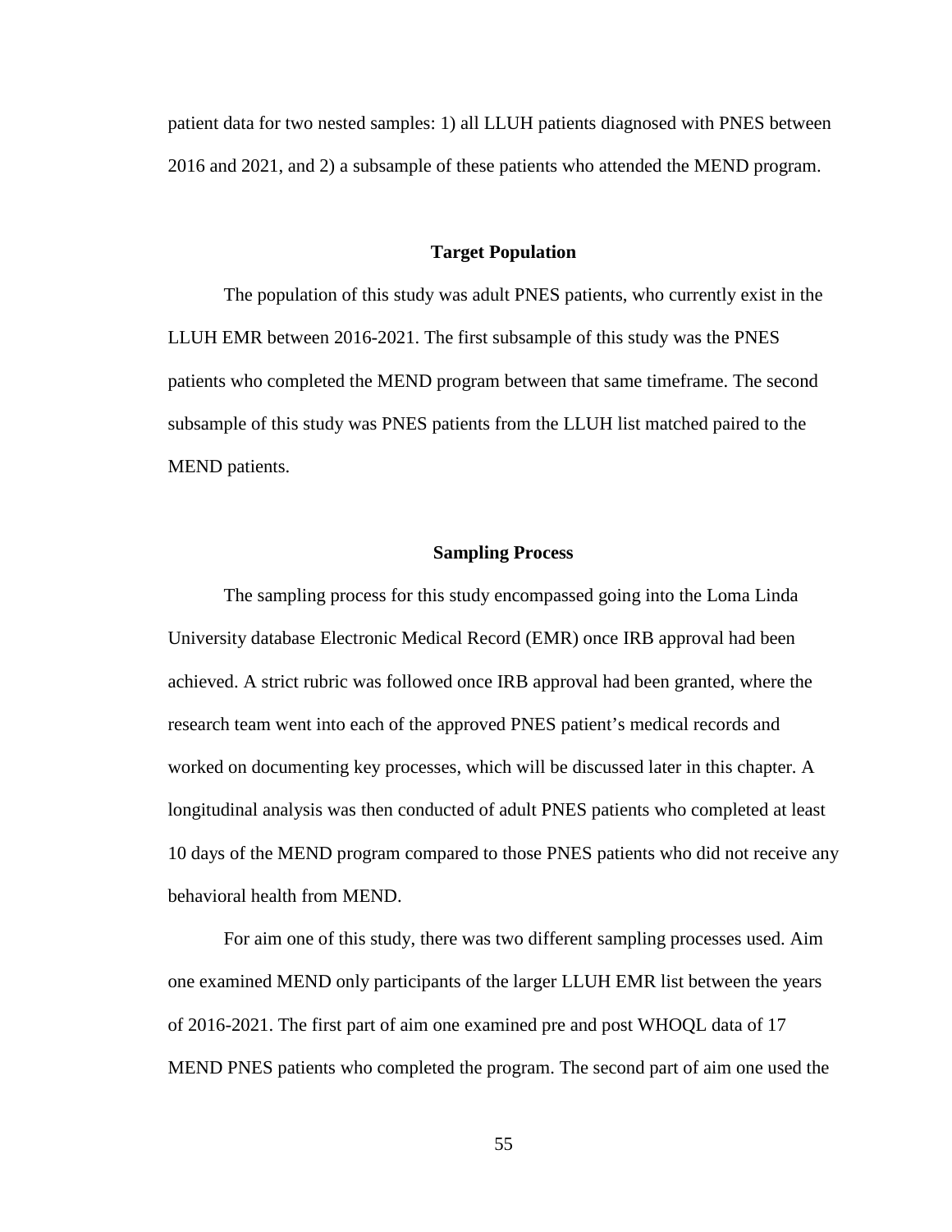patient data for two nested samples: 1) all LLUH patients diagnosed with PNES between 2016 and 2021, and 2) a subsample of these patients who attended the MEND program.

## Target Population

The population of this study was adult PNES patients, who currently exist in the LLUH EMR between 2016-2021. The first subsample of this study was the PNES patients who completed the MEND program between that same timeframe. The second subsample of this study was PNES patients from the LLUH list matched paired to the MEND patients.

## Sampling Process

The sampling process for this study encompassed going into the Loma Linda University database Electronic Medical Record (EMR) once IRB approval had been achieved. A strict rubric was followed once IRB approval had been granted, where the research team went into each of the approved PNES patient's medical records and worked on documenting key processes, which will be discussed later in this chapter. A longitudinal analysis was then conducted of adult PNES patients who completed at least 10 days of the MEND program compared to those PNES patients who did not receive any behavioral health from MEND.

For aim one of this study, there was two different sampling processes used. Aim one examined MEND only participants of the larger LLUH EMR list between the years of 2016-2021. The first part of aim one examined pre and post WHOQL data of 17 MEND PNES patients who completed the program. The second part of aim one used the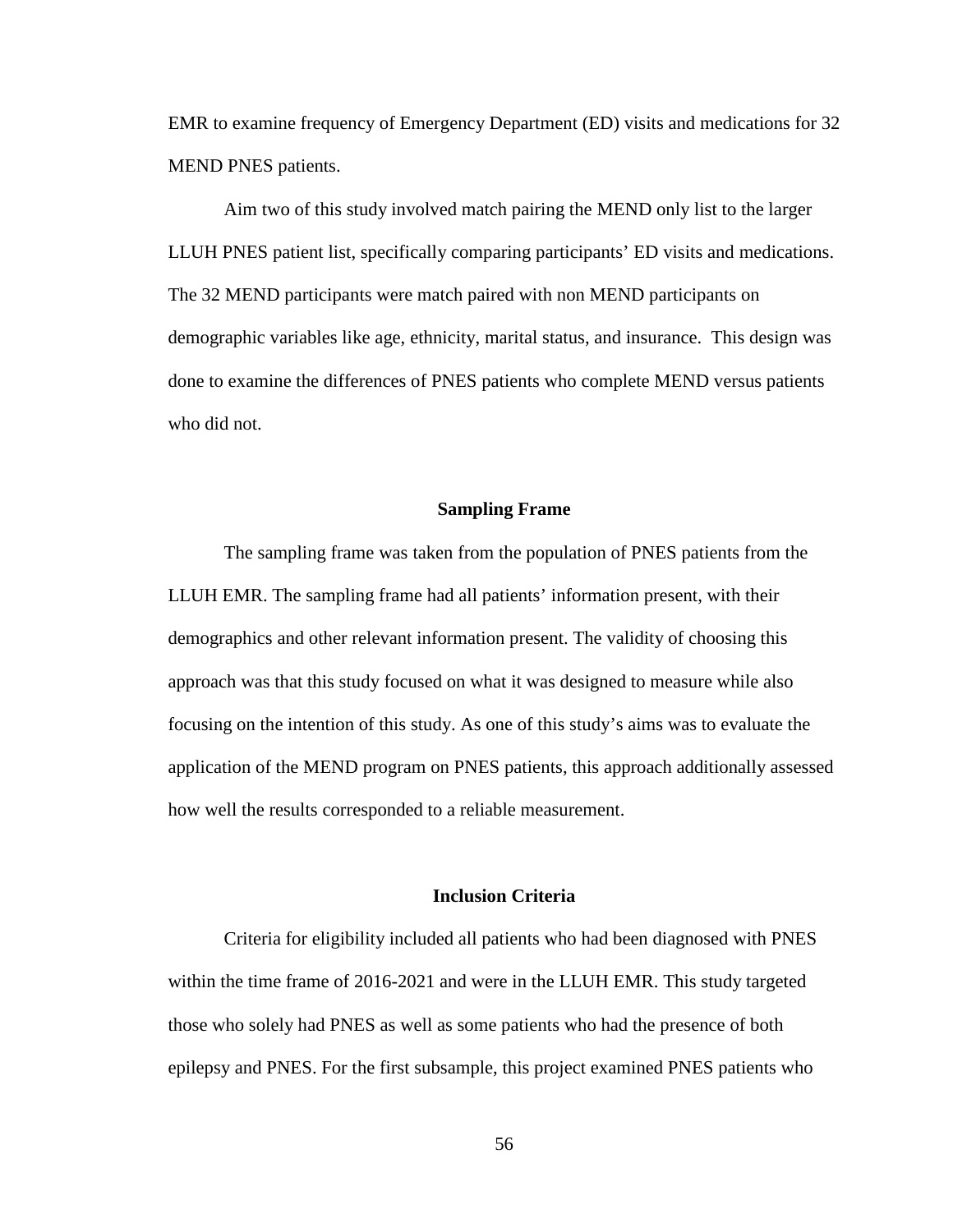EMR to examine frequency of Emergency Department (ED) visits and medications for 32 MEND PNES patients.

Aim two of this study involved match pairing the MEND only list to the larger LLUH PNES patient list, specifically comparing participants' ED visits and medications. The 32 MEND participants were match paired with non MEND participants on demographic variables like age, ethnicity, marital status, and insurance. This design was done to examine the differences of PNES patients who complete MEND versus patients who did not.

## Sampling Frame

The sampling frame was taken from the population of PNES patients from the LLUH EMR. The sampling frame had all patients' information present, with their demographics and other relevant information present. The validity of choosing this approach was that this study focused on what it was designed to measure while also focusing on the intention of this study. As one of this study's aims was to evaluate the application of the MEND program on PNES patients, this approach additionally assessed how well the results corresponded to a reliable measurement.

## Inclusion Criteria

Criteria for eligibility included all patients who had been diagnosed with PNES within the time frame of 2016-2021 and were in the LLUH EMR. This study targeted those who solely had PNES as well as some patients who had the presence of both epilepsy and PNES. For the first subsample, this project examined PNES patients who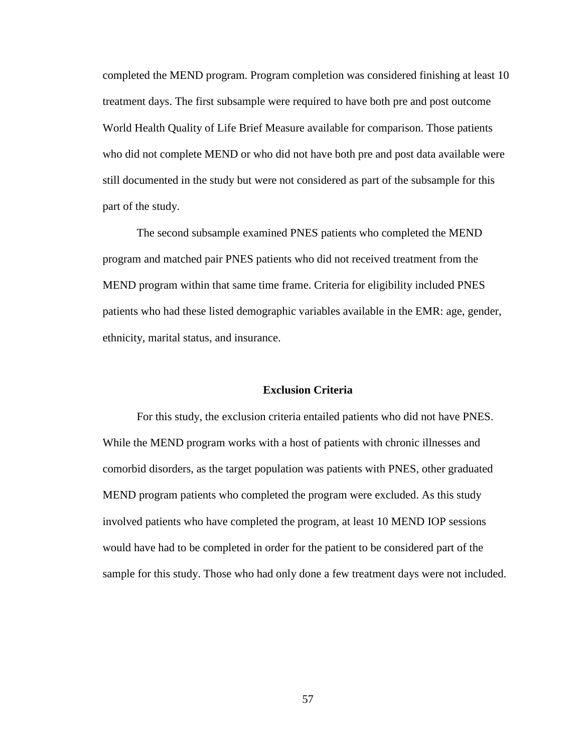completed the MEND program. Program completion was considered finishing at least 10 treatment days. The first subsample were required to have both pre and post outcome World Health Quality of Life Brief Measure available for comparison. Those patients who did not complete MEND or who did not have both pre and post data available were still documented in the study but were not considered as part of the subsample for this part of the study.

The second subsample examined PNES patients who completed the MEND program and matched pair PNES patients who did not received treatment from the MEND program within that same time frame. Criteria for eligibility included PNES patients who had these listed demographic variables available in the EMR: age, gender, ethnicity, marital status, and insurance.

## Exclusion Criteria

For this study, the exclusion criteria entailed patients who did not have PNES. While the MEND program works with a host of patients with chronic illnesses and comorbid disorders, as the target population was patients with PNES, other graduated MEND program patients who completed the program were excluded. As this study involved patients who have completed the program, at least 10 MEND IOP sessions would have had to be completed in order for the patient to be considered part of the sample for this study. Those who had only done a few treatment days were not included.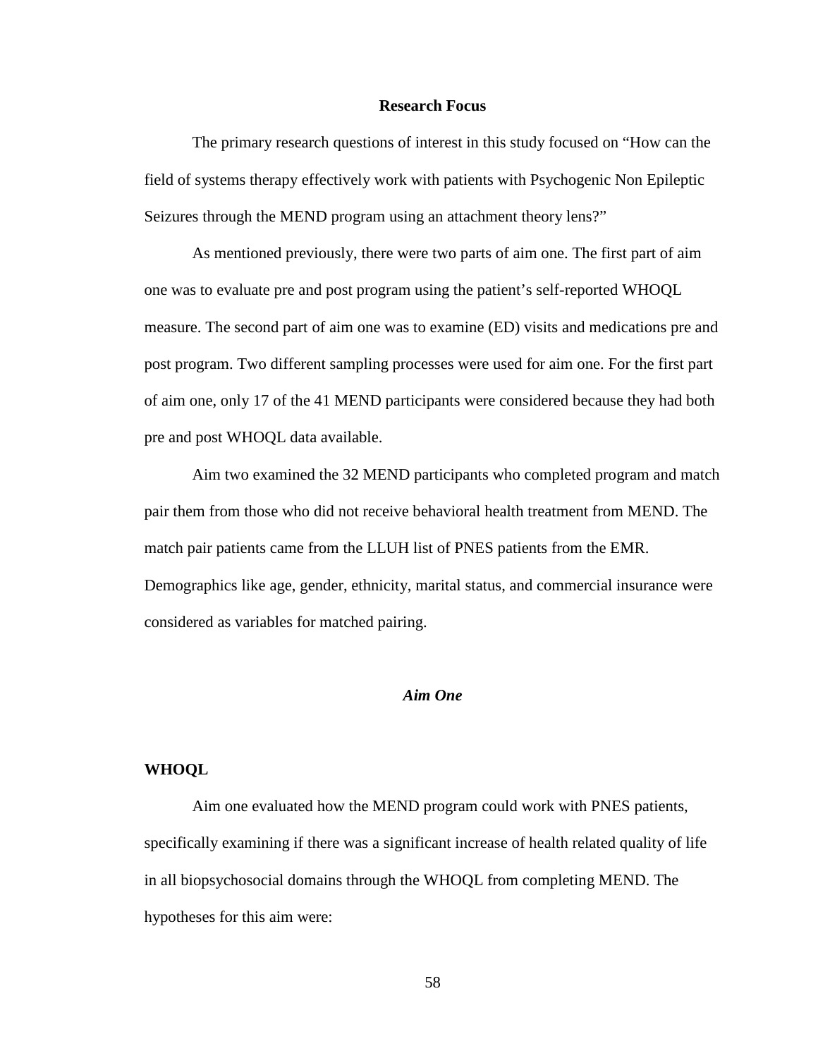## Research Focus

The primary research questions of interest in this study focused on "How can the field of systems therapy effectively work with patients with Psychogenic Non Epileptic Seizures through the MEND program using an attachment theory lens?"

As mentioned previously, there were two parts of aim one. The first part of aim one was to evaluate pre and post program using the patient's self-reported WHOQL measure. The second part of aim one was to examine (ED) visits and medications pre and post program. Two different sampling processes were used for aim one. For the first part of aim one, only 17 of the 41 MEND participants were considered because they had both pre and post WHOQL data available.

Aim two examined the 32 MEND participants who completed program and match pair them from those who did not receive behavioral health treatment from MEND. The match pair patients came from the LLUH list of PNES patients from the EMR. Demographics like age, gender, ethnicity, marital status, and commercial insurance were considered as variables for matched pairing.

### *Aim One*

#### WHOQL

Aim one evaluated how the MEND program could work with PNES patients, specifically examining if there was a significant increase of health related quality of life in all biopsychosocial domains through the WHOQL from completing MEND. The hypotheses for this aim were: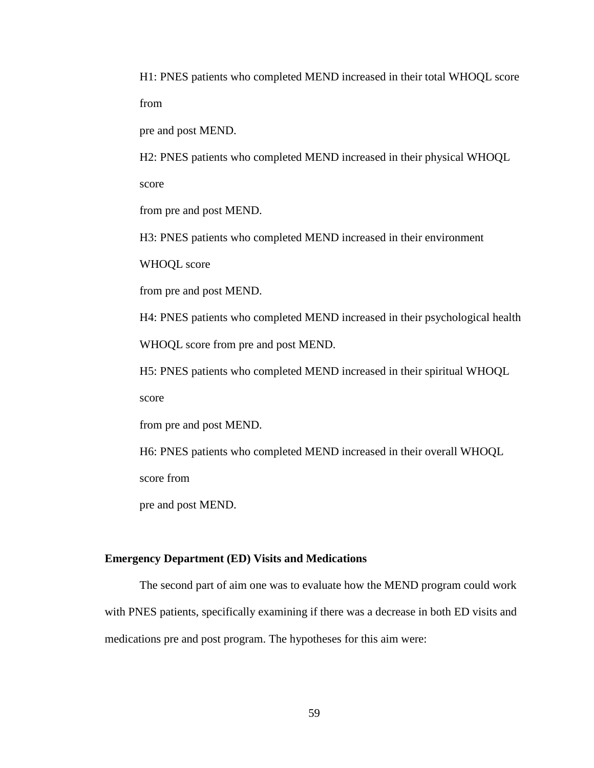H1: PNES patients who completed MEND increased in their total WHOQL score from pre and post MEND.

H2: PNES patients who completed MEND increased in their physical WHOQL score from pre and post MEND.

H3: PNES patients who completed MEND increased in their environment WHOQL score from pre and post MEND.

H4: PNES patients who completed MEND increased in their psychological health WHOQL score from pre and post MEND.

H5: PNES patients who completed MEND increased in their spiritual WHOQL score from pre and post MEND.

H6: PNES patients who completed MEND increased in their overall WHOQL score from pre and post MEND.

**Emergency Department (ED) Visits and Medications**

The second part of aim one was to evaluate how the MEND program could work with PNES patients, specifically examining if there was a decrease in both ED visits and medications pre and post program. The hypotheses for this aim were: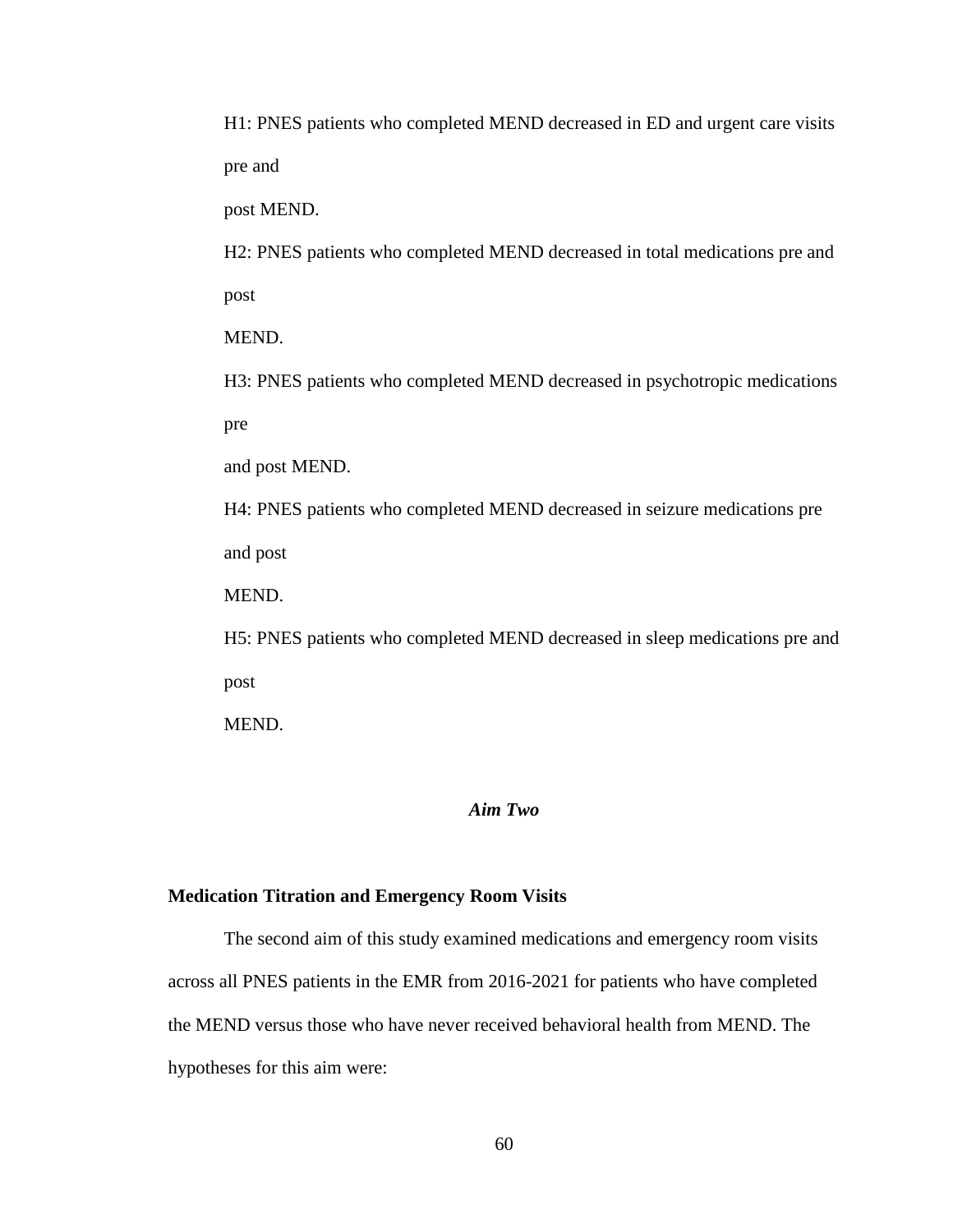H1: PNES patients who completed MEND decreased in ED and urgent care visits pre and post MEND.

H2: PNES patients who completed MEND decreased in total medications pre and post MEND.

H3: PNES patients who completed MEND decreased in psychotropic medications pre and post MEND.

H4: PNES patients who completed MEND decreased in seizure medications pre and post MEND.

H5: PNES patients who completed MEND decreased in sleep medications pre and post MEND.

### *Aim Two*

**Medication Titration and Emergency Room Visits**

The second aim of this study examined medications and emergency room visits across all PNES patients in the EMR from 2016-2021 for patients who have completed the MEND versus those who have never received behavioral health from MEND. The hypotheses for this aim were: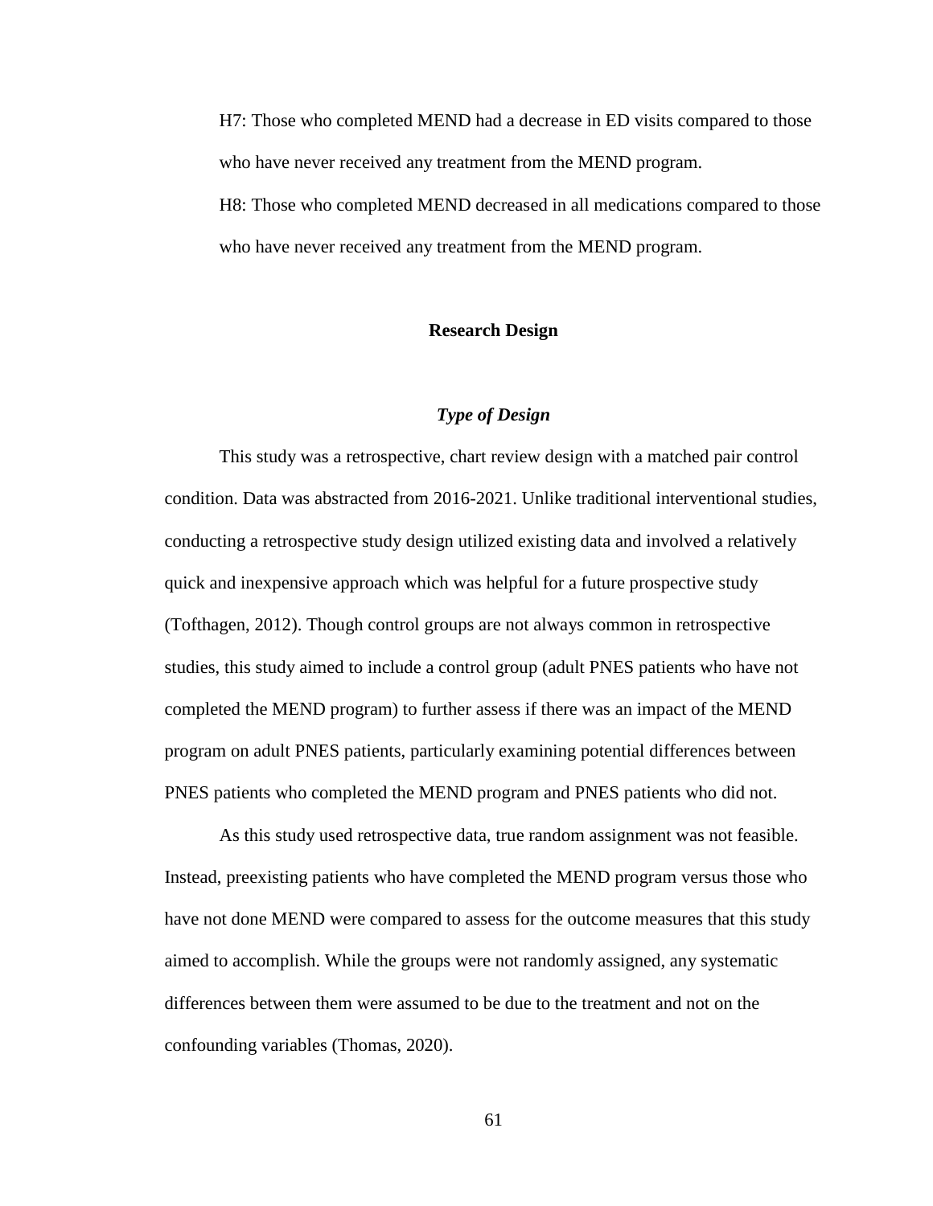H7: Those who completed MEND had a decrease in ED visits compared to those who have never received any treatment from the MEND program.

H8: Those who completed MEND decreased in all medications compared to those who have never received any treatment from the MEND program.

## Research Design

### *Type of Design*

This study was a retrospective, chart review design with a matched pair control condition. Data was abstracted from 2016-2021. Unlike traditional interventional studies, conducting a retrospective study design utilized existing data and involved a relatively quick and inexpensive approach which was helpful for a future prospective study (Tofthagen, 2012). Though control groups are not always common in retrospective studies, this study aimed to include a control group (adult PNES patients who have not completed the MEND program) to further assess if there was an impact of the MEND program on adult PNES patients, particularly examining potential differences between PNES patients who completed the MEND program and PNES patients who did not.

As this study used retrospective data, true random assignment was not feasible. Instead, preexisting patients who have completed the MEND program versus those who have not done MEND were compared to assess for the outcome measures that this study aimed to accomplish. While the groups were not randomly assigned, any systematic differences between them were assumed to be due to the treatment and not on the confounding variables (Thomas, 2020).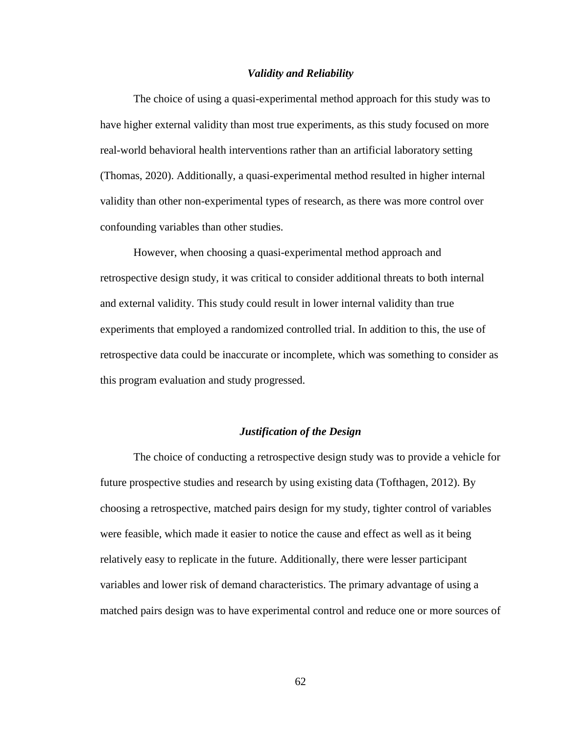### ***Validity and Reliability***

The choice of using a quasi-experimental method approach for this study was to have higher external validity than most true experiments, as this study focused on more real-world behavioral health interventions rather than an artificial laboratory setting (Thomas, 2020). Additionally, a quasi-experimental method resulted in higher internal validity than other non-experimental types of research, as there was more control over confounding variables than other studies.

However, when choosing a quasi-experimental method approach and retrospective design study, it was critical to consider additional threats to both internal and external validity. This study could result in lower internal validity than true experiments that employed a randomized controlled trial. In addition to this, the use of retrospective data could be inaccurate or incomplete, which was something to consider as this program evaluation and study progressed.

### ***Justification of the Design***

The choice of conducting a retrospective design study was to provide a vehicle for future prospective studies and research by using existing data (Tofthagen, 2012). By choosing a retrospective, matched pairs design for my study, tighter control of variables were feasible, which made it easier to notice the cause and effect as well as it being relatively easy to replicate in the future. Additionally, there were lesser participant variables and lower risk of demand characteristics. The primary advantage of using a matched pairs design was to have experimental control and reduce one or more sources of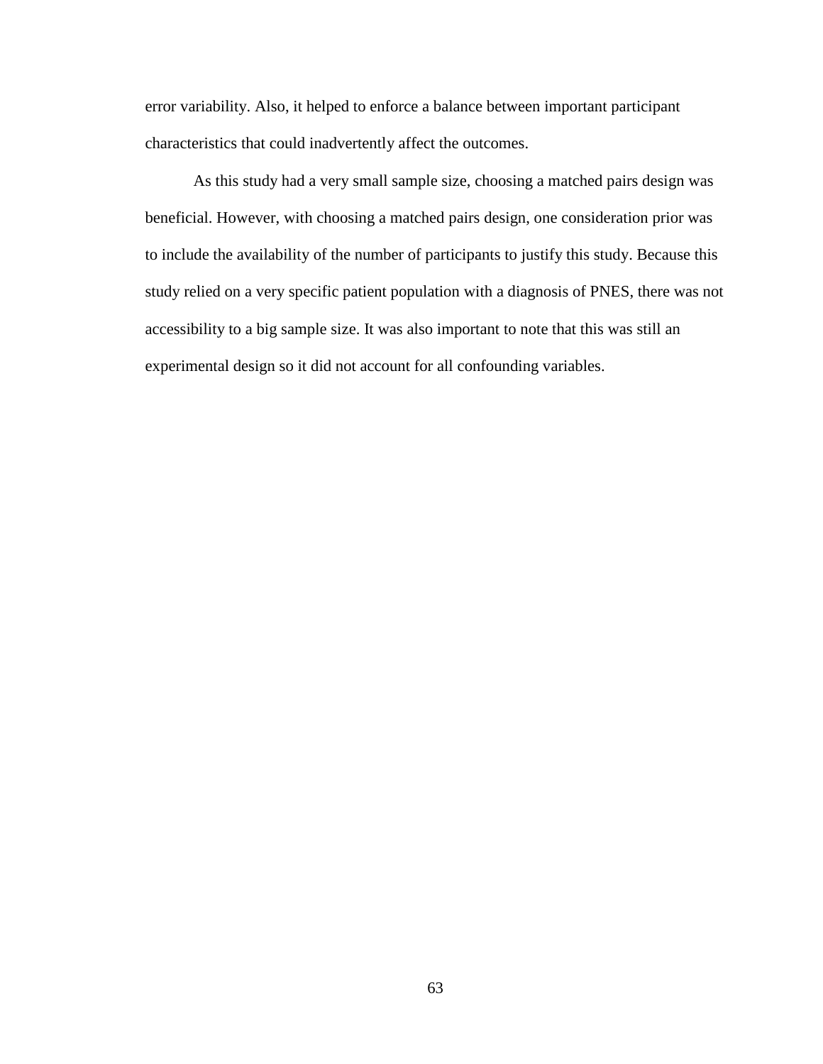error variability. Also, it helped to enforce a balance between important participant characteristics that could inadvertently affect the outcomes.

As this study had a very small sample size, choosing a matched pairs design was beneficial. However, with choosing a matched pairs design, one consideration prior was to include the availability of the number of participants to justify this study. Because this study relied on a very specific patient population with a diagnosis of PNES, there was not accessibility to a big sample size. It was also important to note that this was still an experimental design so it did not account for all confounding variables.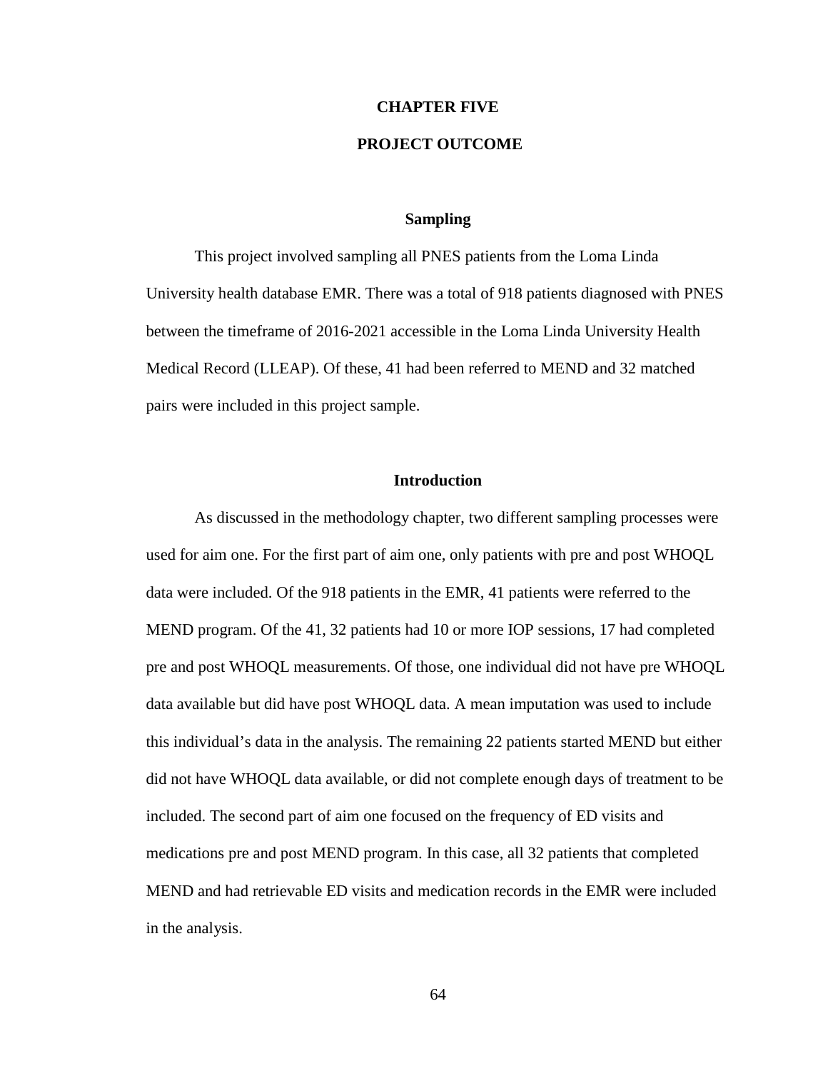# CHAPTER FIVE

# PROJECT OUTCOME

## Sampling

This project involved sampling all PNES patients from the Loma Linda University health database EMR. There was a total of 918 patients diagnosed with PNES between the timeframe of 2016-2021 accessible in the Loma Linda University Health Medical Record (LLEAP). Of these, 41 had been referred to MEND and 32 matched pairs were included in this project sample.

## Introduction

As discussed in the methodology chapter, two different sampling processes were used for aim one. For the first part of aim one, only patients with pre and post WHOQL data were included. Of the 918 patients in the EMR, 41 patients were referred to the MEND program. Of the 41, 32 patients had 10 or more IOP sessions, 17 had completed pre and post WHOQL measurements. Of those, one individual did not have pre WHOQL data available but did have post WHOQL data. A mean imputation was used to include this individual's data in the analysis. The remaining 22 patients started MEND but either did not have WHOQL data available, or did not complete enough days of treatment to be included. The second part of aim one focused on the frequency of ED visits and medications pre and post MEND program. In this case, all 32 patients that completed MEND and had retrievable ED visits and medication records in the EMR were included in the analysis.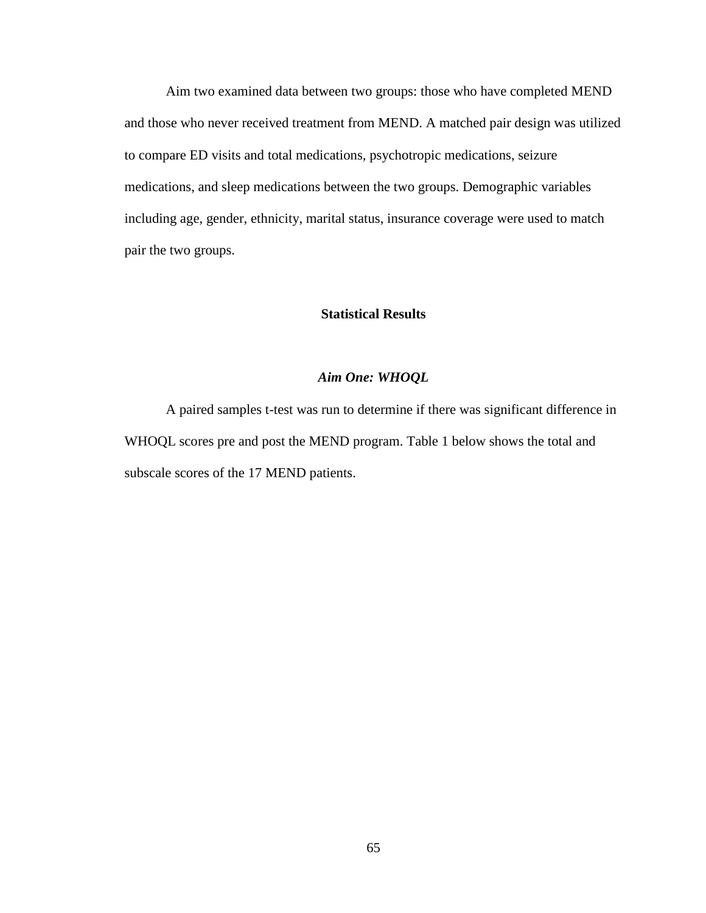Aim two examined data between two groups: those who have completed MEND and those who never received treatment from MEND. A matched pair design was utilized to compare ED visits and total medications, psychotropic medications, seizure medications, and sleep medications between the two groups. Demographic variables including age, gender, ethnicity, marital status, insurance coverage were used to match pair the two groups.

## Statistical Results

### *Aim One: WHOQL*

A paired samples t-test was run to determine if there was significant difference in WHOQL scores pre and post the MEND program. Table 1 below shows the total and subscale scores of the 17 MEND patients.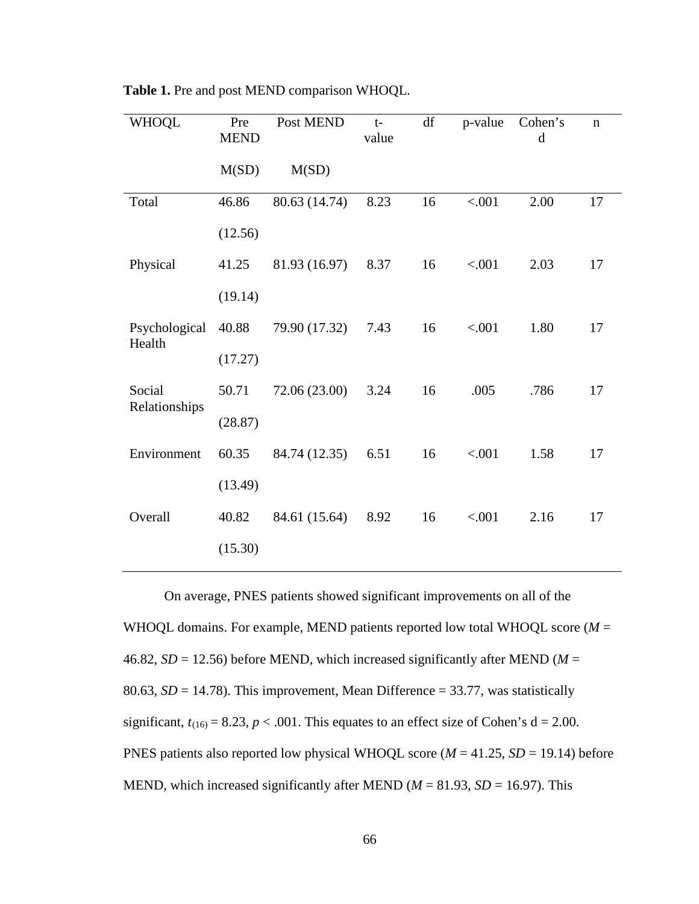**Table 1.** Pre and post MEND comparison WHOQL.

| WHOQL | Pre MEND M(SD) | Post MEND M(SD) | t-value | df | p-value | Cohen's d | n |
|---|---|---|---|---|---|---|---|
| Total | 46.86 (12.56) | 80.63 (14.74) | 8.23 | 16 | <.001 | 2.00 | 17 |
| Physical | 41.25 (19.14) | 81.93 (16.97) | 8.37 | 16 | <.001 | 2.03 | 17 |
| Psychological Health | 40.88 (17.27) | 79.90 (17.32) | 7.43 | 16 | <.001 | 1.80 | 17 |
| Social Relationships | 50.71 (28.87) | 72.06 (23.00) | 3.24 | 16 | .005 | .786 | 17 |
| Environment | 60.35 (13.49) | 84.74 (12.35) | 6.51 | 16 | <.001 | 1.58 | 17 |
| Overall | 40.82 (15.30) | 84.61 (15.64) | 8.92 | 16 | <.001 | 2.16 | 17 |

On average, PNES patients showed significant improvements on all of the WHOQL domains. For example, MEND patients reported low total WHOQL score ($M$ = 46.82, $SD$ = 12.56) before MEND, which increased significantly after MEND ($M$ = 80.63, $SD$ = 14.78). This improvement, Mean Difference = 33.77, was statistically significant, $t_{(16)} = 8.23$, $p < .001$. This equates to an effect size of Cohen's d = 2.00. PNES patients also reported low physical WHOQL score ($M$ = 41.25, $SD$ = 19.14) before MEND, which increased significantly after MEND ($M$ = 81.93, $SD$ = 16.97). This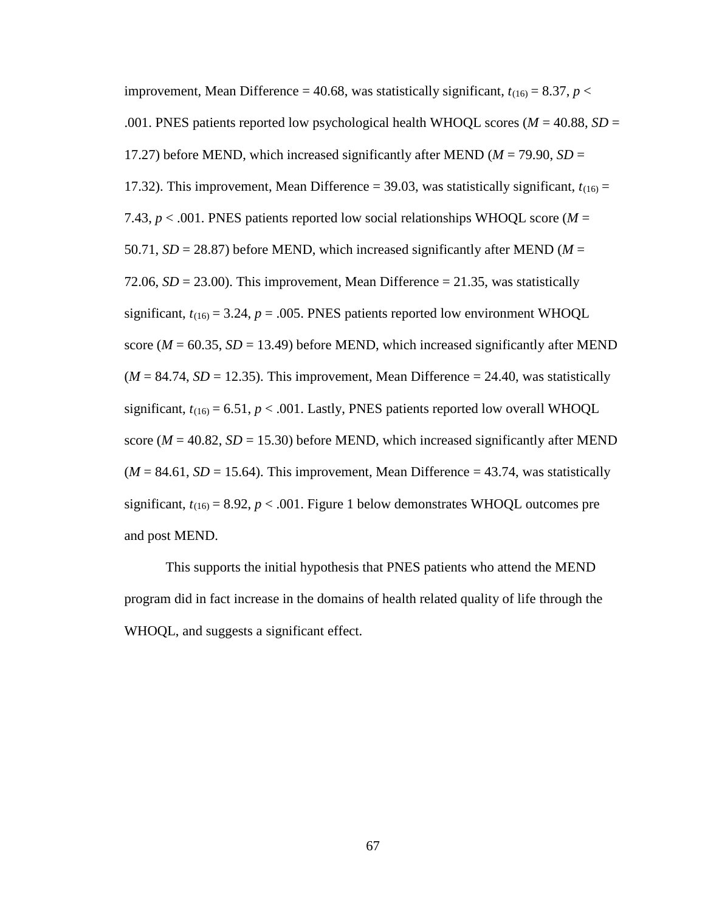improvement, Mean Difference = 40.68, was statistically significant, $t_{(16)} = 8.37$, $p < .001$. PNES patients reported low psychological health WHOQL scores ($M = 40.88$, $SD = 17.27$) before MEND, which increased significantly after MEND ($M = 79.90$, $SD = 17.32$). This improvement, Mean Difference = 39.03, was statistically significant, $t_{(16)} = 7.43$, $p < .001$. PNES patients reported low social relationships WHOQL score ($M = 50.71$, $SD = 28.87$) before MEND, which increased significantly after MEND ($M = 72.06$, $SD = 23.00$). This improvement, Mean Difference = 21.35, was statistically significant, $t_{(16)} = 3.24$, $p = .005$. PNES patients reported low environment WHOQL score ($M = 60.35$, $SD = 13.49$) before MEND, which increased significantly after MEND ($M = 84.74$, $SD = 12.35$). This improvement, Mean Difference = 24.40, was statistically significant, $t_{(16)} = 6.51$, $p < .001$. Lastly, PNES patients reported low overall WHOQL score ($M = 40.82$, $SD = 15.30$) before MEND, which increased significantly after MEND ($M = 84.61$, $SD = 15.64$). This improvement, Mean Difference = 43.74, was statistically significant, $t_{(16)} = 8.92$, $p < .001$. Figure 1 below demonstrates WHOQL outcomes pre and post MEND.

This supports the initial hypothesis that PNES patients who attend the MEND program did in fact increase in the domains of health related quality of life through the WHOQL, and suggests a significant effect.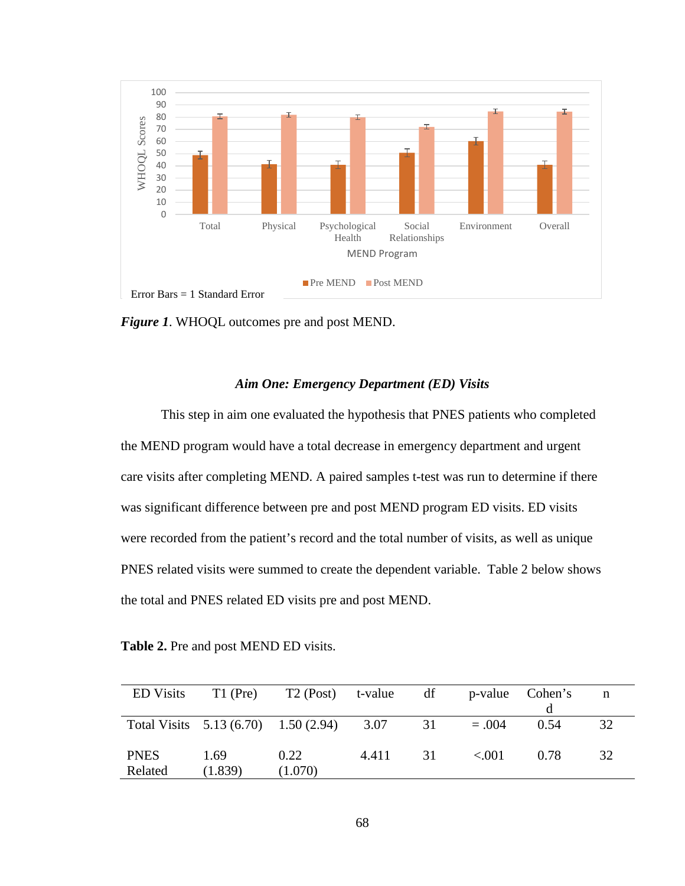*Figure 1*. WHOQL outcomes pre and post MEND.

### *Aim One: Emergency Department (ED) Visits*

This step in aim one evaluated the hypothesis that PNES patients who completed the MEND program would have a total decrease in emergency department and urgent care visits after completing MEND. A paired samples t-test was run to determine if there was significant difference between pre and post MEND program ED visits. ED visits were recorded from the patient's record and the total number of visits, as well as unique PNES related visits were summed to create the dependent variable. Table 2 below shows the total and PNES related ED visits pre and post MEND.

**Table 2.** Pre and post MEND ED visits.

| ED Visits | T1 (Pre) | T2 (Post) | t-value | df | p-value | Cohen's d | n |
|---|---|---|---|---|---|---|---|
| Total Visits | 5.13 (6.70) | 1.50 (2.94) | 3.07 | 31 | = .004 | 0.54 | 32 |
| PNES Related | 1.69 (1.839) | 0.22 (1.070) | 4.411 | 31 | <.001 | 0.78 | 32 |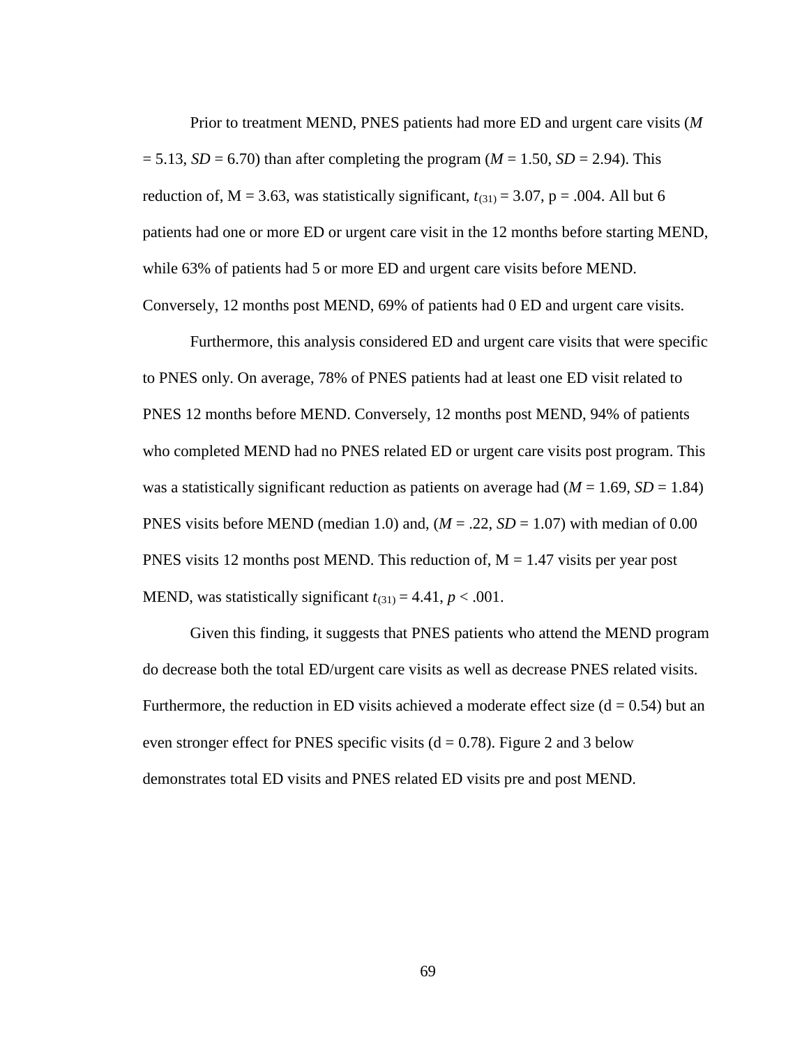Prior to treatment MEND, PNES patients had more ED and urgent care visits (*M* = 5.13, *SD* = 6.70) than after completing the program (*M* = 1.50, *SD* = 2.94). This reduction of, M = 3.63, was statistically significant, $t_{(31)} = 3.07$, p = .004. All but 6 patients had one or more ED or urgent care visit in the 12 months before starting MEND, while 63% of patients had 5 or more ED and urgent care visits before MEND. Conversely, 12 months post MEND, 69% of patients had 0 ED and urgent care visits.

Furthermore, this analysis considered ED and urgent care visits that were specific to PNES only. On average, 78% of PNES patients had at least one ED visit related to PNES 12 months before MEND. Conversely, 12 months post MEND, 94% of patients who completed MEND had no PNES related ED or urgent care visits post program. This was a statistically significant reduction as patients on average had (*M* = 1.69, *SD* = 1.84) PNES visits before MEND (median 1.0) and, (*M* = .22, *SD* = 1.07) with median of 0.00 PNES visits 12 months post MEND. This reduction of, M = 1.47 visits per year post MEND, was statistically significant $t_{(31)} = 4.41$, $p < .001$.

Given this finding, it suggests that PNES patients who attend the MEND program do decrease both the total ED/urgent care visits as well as decrease PNES related visits. Furthermore, the reduction in ED visits achieved a moderate effect size (d = 0.54) but an even stronger effect for PNES specific visits (d = 0.78). Figure 2 and 3 below demonstrates total ED visits and PNES related ED visits pre and post MEND.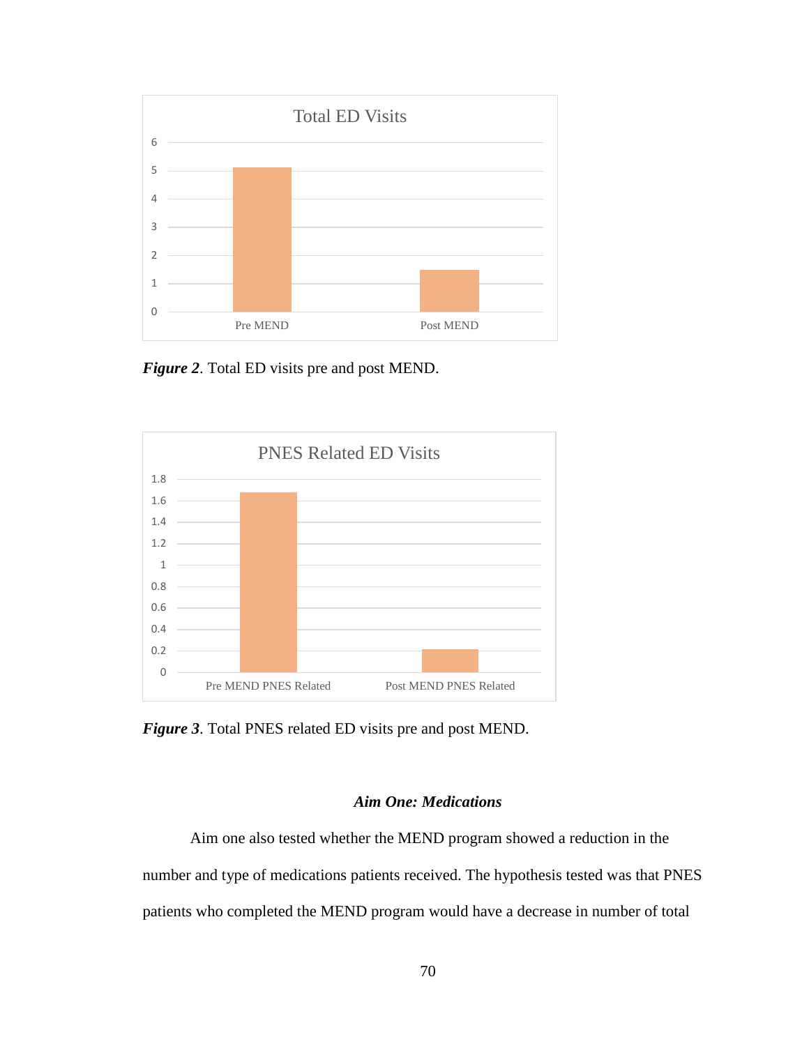*Figure 2*. Total ED visits pre and post MEND.

*Figure 3*. Total PNES related ED visits pre and post MEND.

### *Aim One: Medications*

Aim one also tested whether the MEND program showed a reduction in the number and type of medications patients received. The hypothesis tested was that PNES patients who completed the MEND program would have a decrease in number of total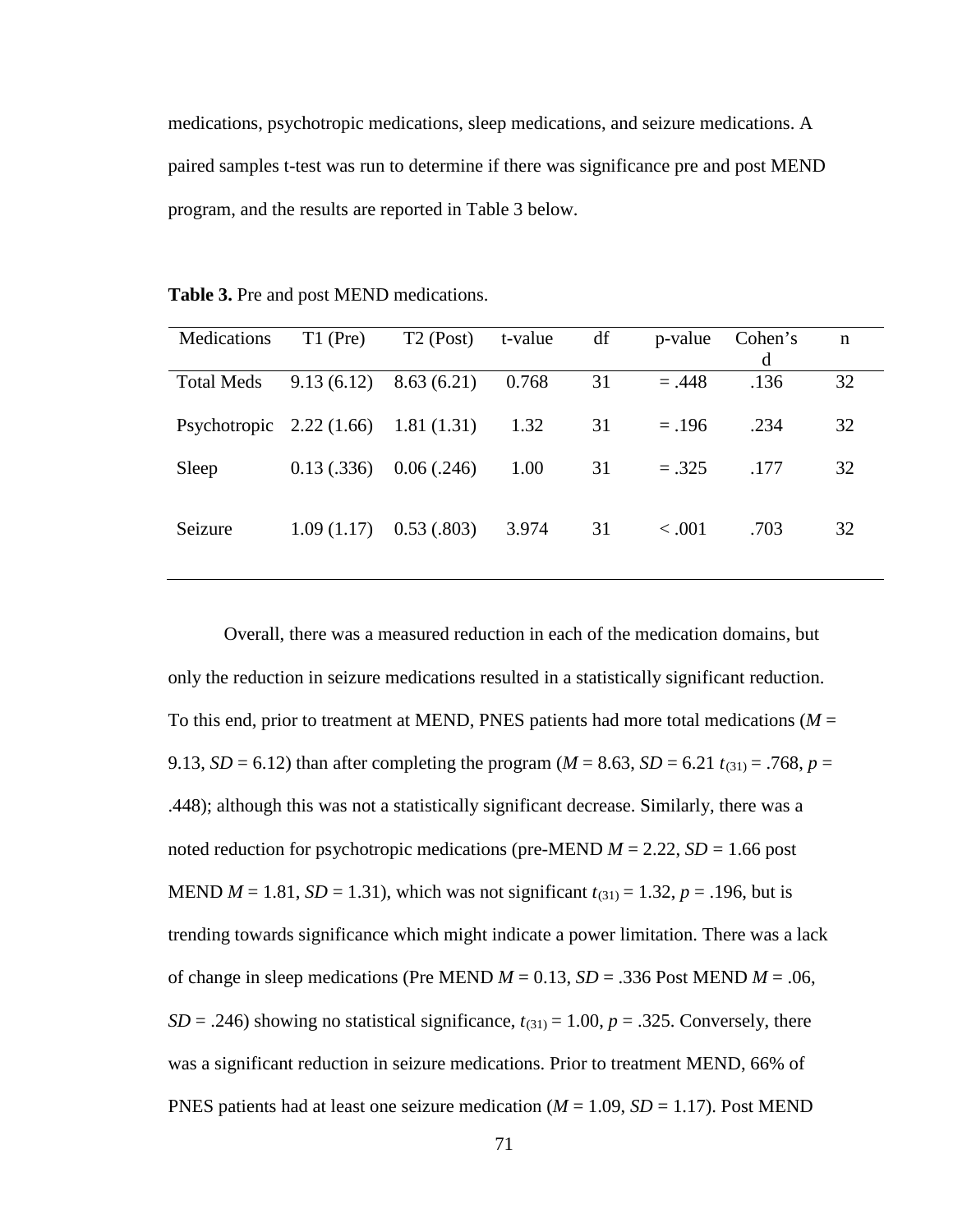medications, psychotropic medications, sleep medications, and seizure medications. A paired samples t-test was run to determine if there was significance pre and post MEND program, and the results are reported in Table 3 below.

**Table 3.** Pre and post MEND medications.

| Medications | T1 (Pre) | T2 (Post) | t-value | df | p-value | Cohen's d | n |
|---|---|---|---|---|---|---|---|
| Total Meds | 9.13 (6.12) | 8.63 (6.21) | 0.768 | 31 | = .448 | .136 | 32 |
| Psychotropic | 2.22 (1.66) | 1.81 (1.31) | 1.32 | 31 | = .196 | .234 | 32 |
| Sleep | 0.13 (.336) | 0.06 (.246) | 1.00 | 31 | = .325 | .177 | 32 |
| Seizure | 1.09 (1.17) | 0.53 (.803) | 3.974 | 31 | < .001 | .703 | 32 |

Overall, there was a measured reduction in each of the medication domains, but only the reduction in seizure medications resulted in a statistically significant reduction. To this end, prior to treatment at MEND, PNES patients had more total medications (*M* = 9.13, *SD* = 6.12) than after completing the program (*M* = 8.63, *SD* = 6.21 $t_{(31)}$ = .768, *p* = .448); although this was not a statistically significant decrease. Similarly, there was a noted reduction for psychotropic medications (pre-MEND *M* = 2.22, *SD* = 1.66 post MEND *M* = 1.81, *SD* = 1.31), which was not significant $t_{(31)}$ = 1.32, *p* = .196, but is trending towards significance which might indicate a power limitation. There was a lack of change in sleep medications (Pre MEND *M* = 0.13, *SD* = .336 Post MEND *M* = .06, *SD* = .246) showing no statistical significance, $t_{(31)}$ = 1.00, *p* = .325. Conversely, there was a significant reduction in seizure medications. Prior to treatment MEND, 66% of PNES patients had at least one seizure medication (*M* = 1.09, *SD* = 1.17). Post MEND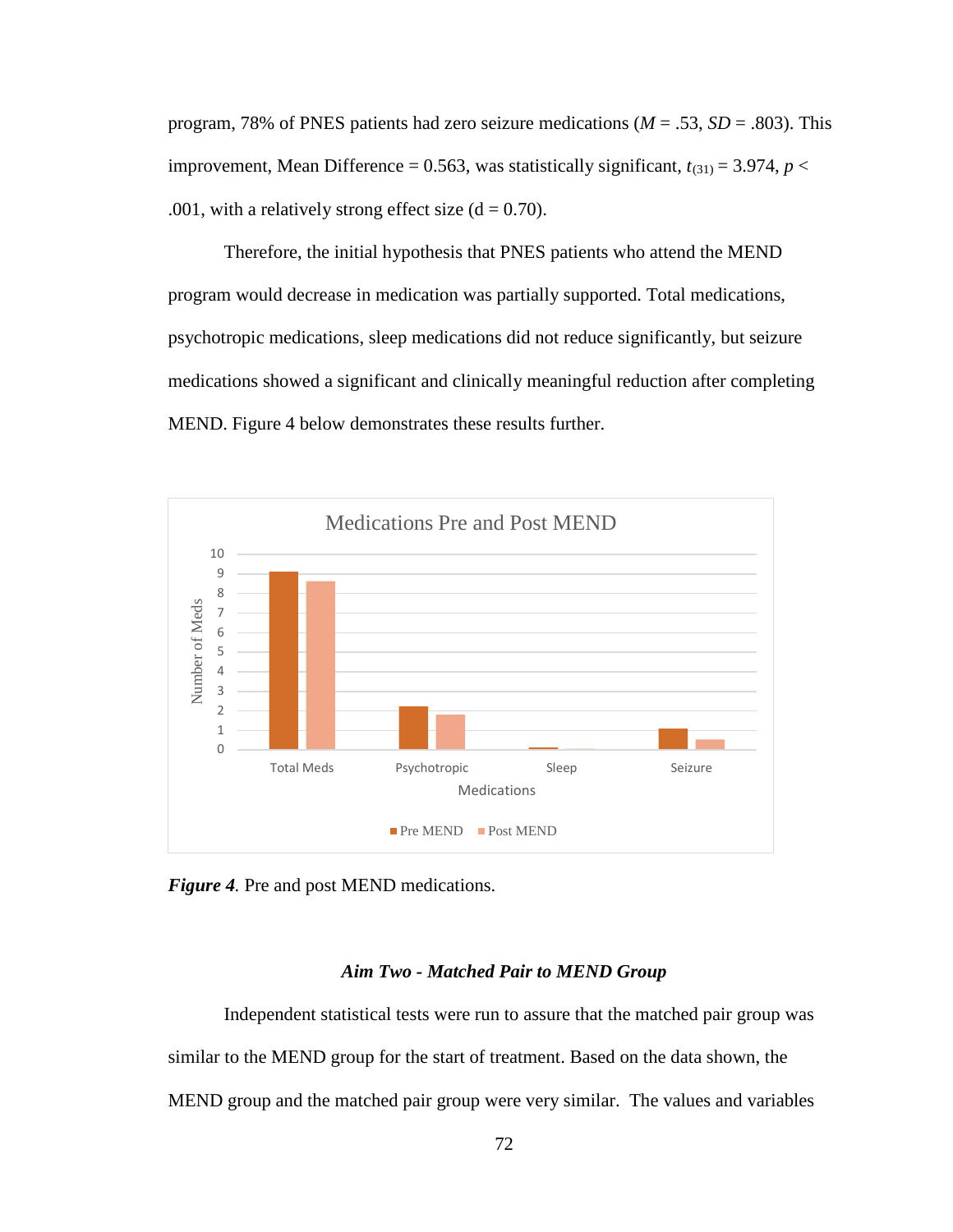program, 78% of PNES patients had zero seizure medications ($M$ = .53, $SD$ = .803). This improvement, Mean Difference = 0.563, was statistically significant, $t_{(31)} = 3.974$, $p < .001$, with a relatively strong effect size (d = 0.70).

Therefore, the initial hypothesis that PNES patients who attend the MEND program would decrease in medication was partially supported. Total medications, psychotropic medications, sleep medications did not reduce significantly, but seizure medications showed a significant and clinically meaningful reduction after completing MEND. Figure 4 below demonstrates these results further.

***Figure 4**.* Pre and post MEND medications.

### *Aim Two - Matched Pair to MEND Group*

Independent statistical tests were run to assure that the matched pair group was similar to the MEND group for the start of treatment. Based on the data shown, the MEND group and the matched pair group were very similar. The values and variables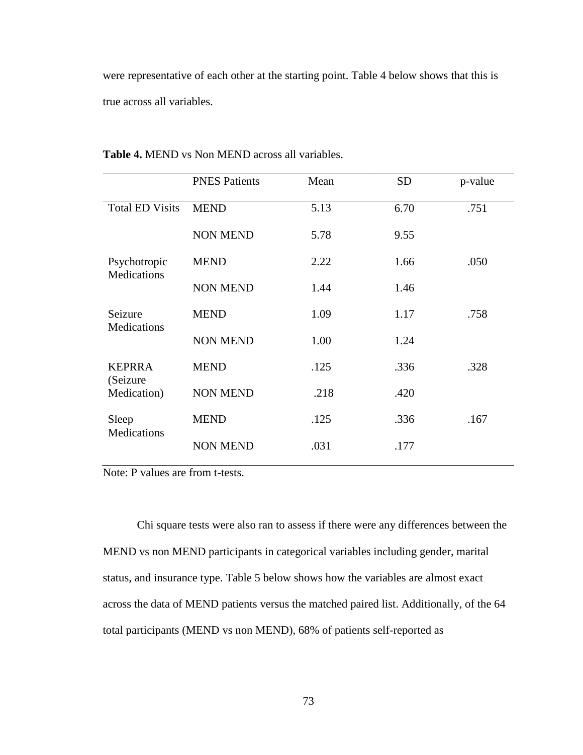were representative of each other at the starting point. Table 4 below shows that this is true across all variables.

**Table 4.** MEND vs Non MEND across all variables.

| | PNES Patients | Mean | SD | p-value |
|---|---|---|---|---|
| Total ED Visits | MEND | 5.13 | 6.70 | .751 |
| | NON MEND | 5.78 | 9.55 | |
| Psychotropic Medications | MEND | 2.22 | 1.66 | .050 |
| | NON MEND | 1.44 | 1.46 | |
| Seizure Medications | MEND | 1.09 | 1.17 | .758 |
| | NON MEND | 1.00 | 1.24 | |
| KEPRRA (Seizure Medication) | MEND | .125 | .336 | .328 |
| | NON MEND | .218 | .420 | |
| Sleep Medications | MEND | .125 | .336 | .167 |
| | NON MEND | .031 | .177 | |

Note: P values are from t-tests.

Chi square tests were also ran to assess if there were any differences between the MEND vs non MEND participants in categorical variables including gender, marital status, and insurance type. Table 5 below shows how the variables are almost exact across the data of MEND patients versus the matched paired list. Additionally, of the 64 total participants (MEND vs non MEND), 68% of patients self-reported as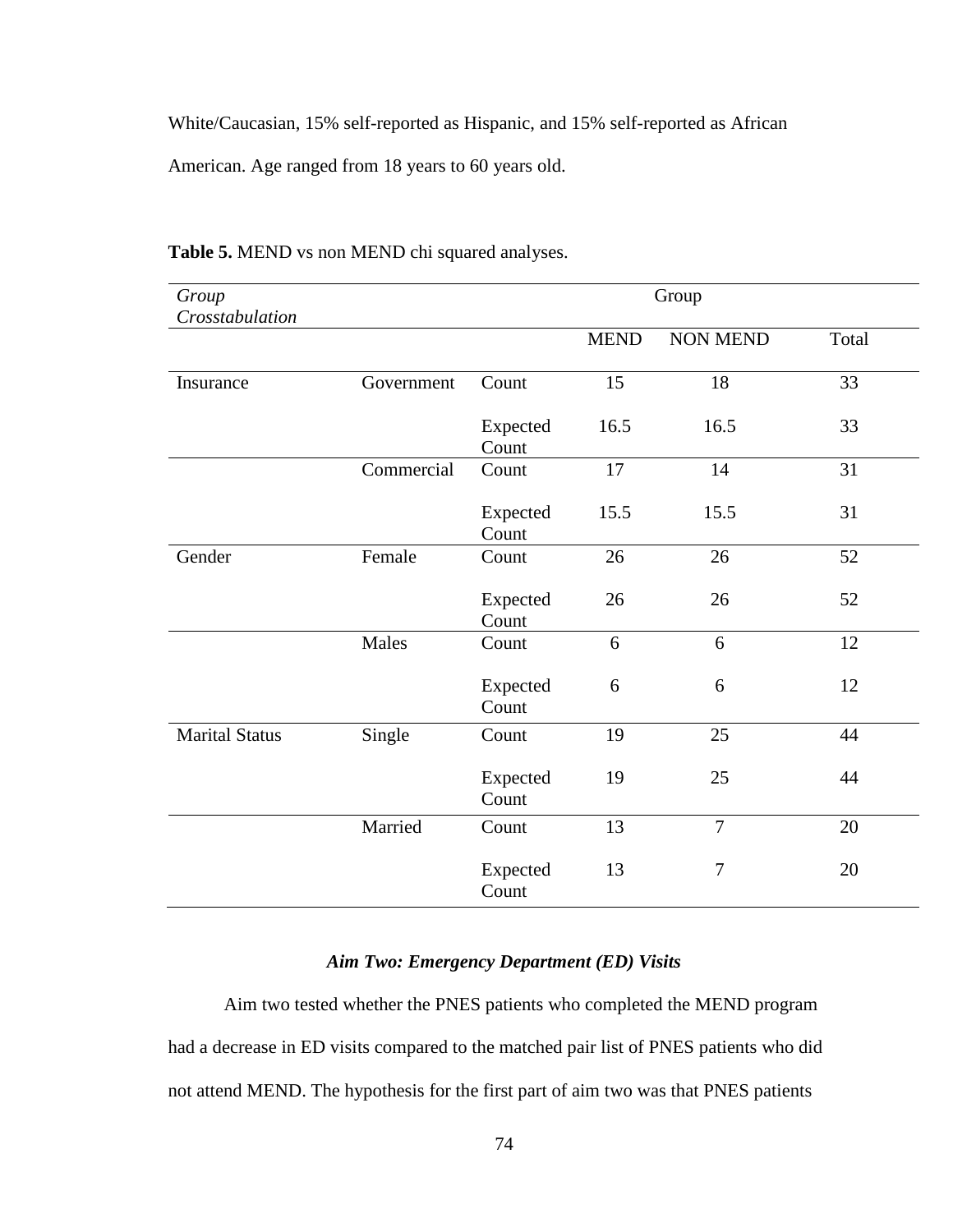White/Caucasian, 15% self-reported as Hispanic, and 15% self-reported as African American. Age ranged from 18 years to 60 years old.

**Table 5.** MEND vs non MEND chi squared analyses.

| *Group Crosstabulation* | | | Group | | |
|---|---|---|---|---|---|
| | | | MEND | NON MEND | Total |
| Insurance | Government | Count | 15 | 18 | 33 |
| | | Expected Count | 16.5 | 16.5 | 33 |
| | Commercial | Count | 17 | 14 | 31 |
| | | Expected Count | 15.5 | 15.5 | 31 |
| Gender | Female | Count | 26 | 26 | 52 |
| | | Expected Count | 26 | 26 | 52 |
| | Males | Count | 6 | 6 | 12 |
| | | Expected Count | 6 | 6 | 12 |
| Marital Status | Single | Count | 19 | 25 | 44 |
| | | Expected Count | 19 | 25 | 44 |
| | Married | Count | 13 | 7 | 20 |
| | | Expected Count | 13 | 7 | 20 |

### *Aim Two: Emergency Department (ED) Visits*

Aim two tested whether the PNES patients who completed the MEND program had a decrease in ED visits compared to the matched pair list of PNES patients who did not attend MEND. The hypothesis for the first part of aim two was that PNES patients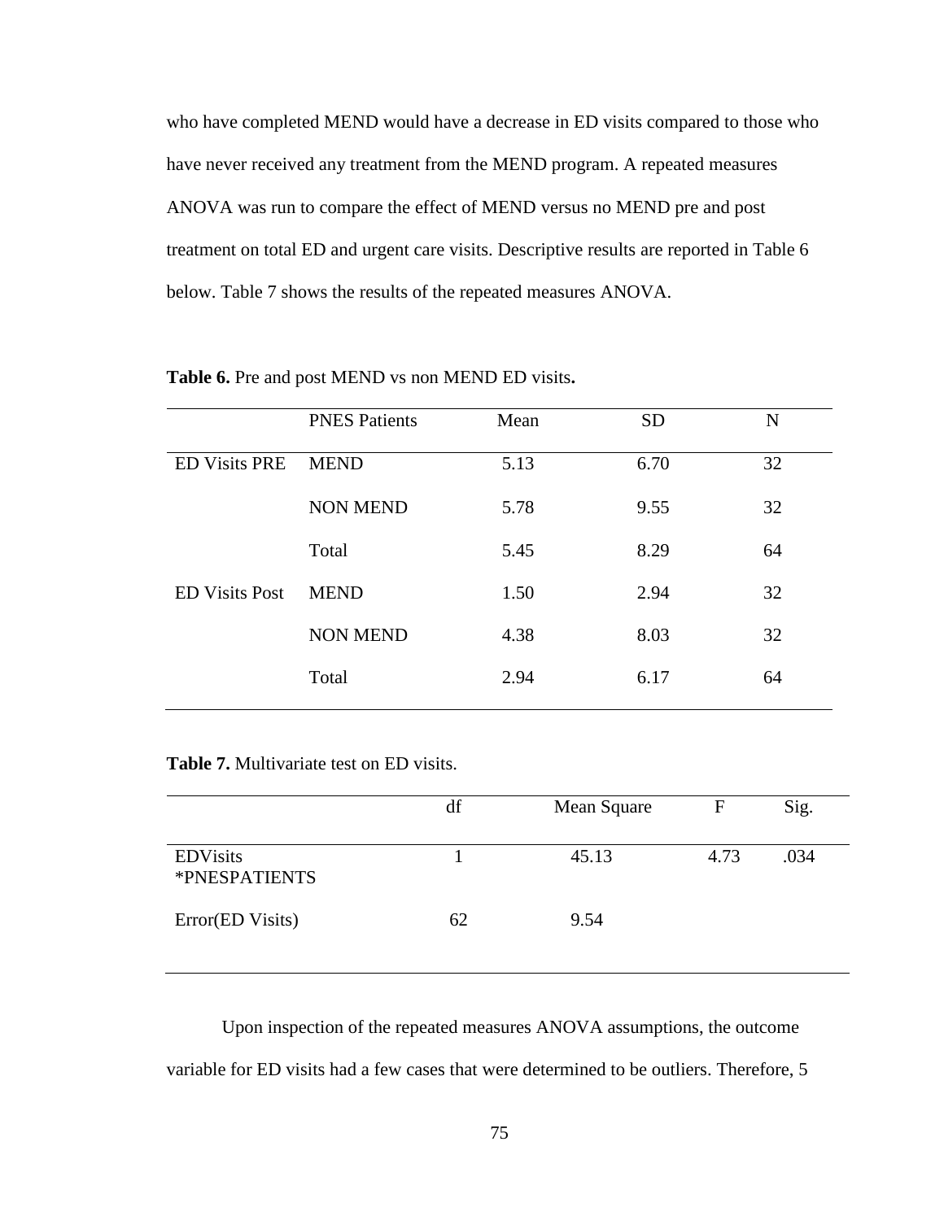who have completed MEND would have a decrease in ED visits compared to those who have never received any treatment from the MEND program. A repeated measures ANOVA was run to compare the effect of MEND versus no MEND pre and post treatment on total ED and urgent care visits. Descriptive results are reported in Table 6 below. Table 7 shows the results of the repeated measures ANOVA.

**Table 6.** Pre and post MEND vs non MEND ED visits**.**

| | PNES Patients | Mean | SD | N |
|---|---|---|---|---|
| ED Visits PRE | MEND | 5.13 | 6.70 | 32 |
| | NON MEND | 5.78 | 9.55 | 32 |
| | Total | 5.45 | 8.29 | 64 |
| ED Visits Post | MEND | 1.50 | 2.94 | 32 |
| | NON MEND | 4.38 | 8.03 | 32 |
| | Total | 2.94 | 6.17 | 64 |

**Table 7.** Multivariate test on ED visits.

| | df | Mean Square | F | Sig. |
|---|---|---|---|---|
| EDVisits *PNESPATIENTS | 1 | 45.13 | 4.73 | .034 |
| Error(ED Visits) | 62 | 9.54 | | |

Upon inspection of the repeated measures ANOVA assumptions, the outcome variable for ED visits had a few cases that were determined to be outliers. Therefore, 5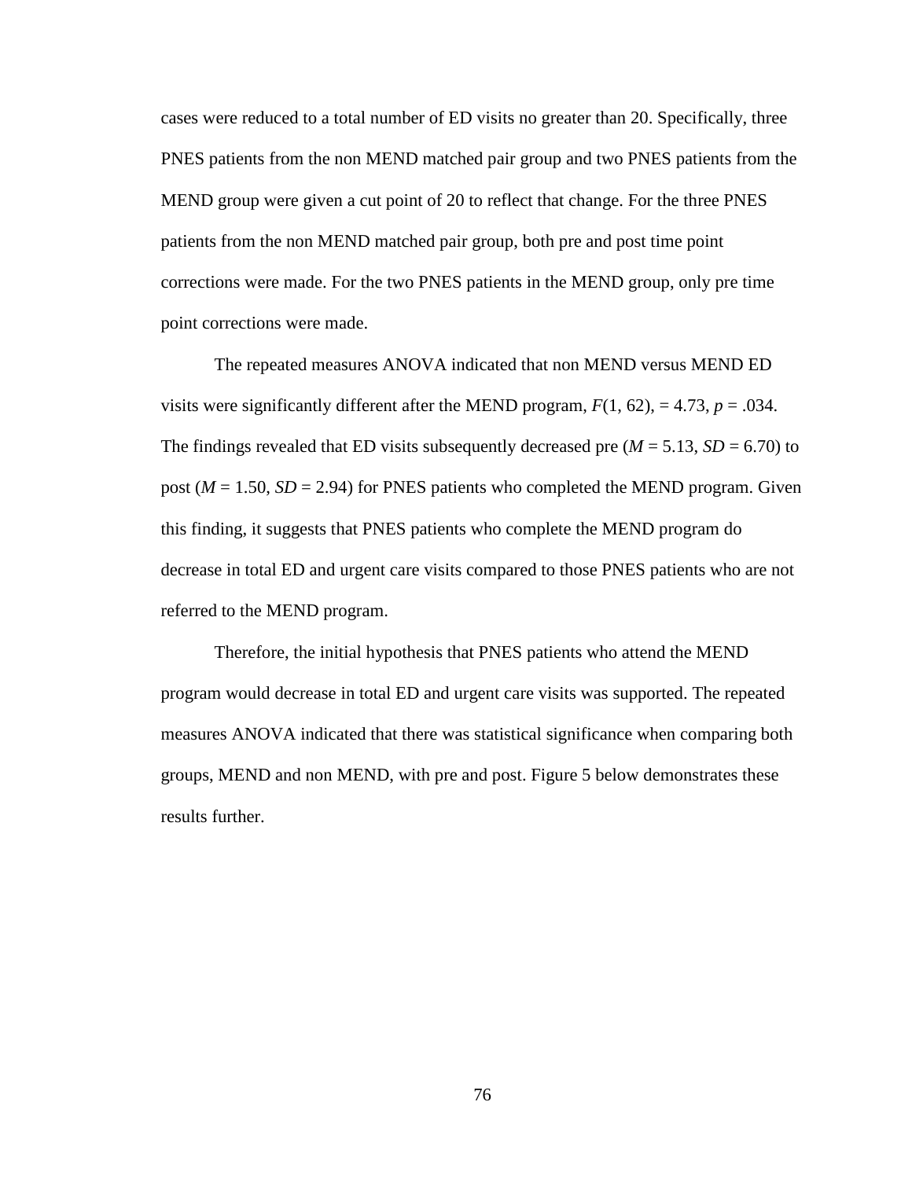cases were reduced to a total number of ED visits no greater than 20. Specifically, three PNES patients from the non MEND matched pair group and two PNES patients from the MEND group were given a cut point of 20 to reflect that change. For the three PNES patients from the non MEND matched pair group, both pre and post time point corrections were made. For the two PNES patients in the MEND group, only pre time point corrections were made.

The repeated measures ANOVA indicated that non MEND versus MEND ED visits were significantly different after the MEND program, $F(1, 62)$, = 4.73, $p = .034$. The findings revealed that ED visits subsequently decreased pre ($M = 5.13$, $SD = 6.70$) to post ($M = 1.50$, $SD = 2.94$) for PNES patients who completed the MEND program. Given this finding, it suggests that PNES patients who complete the MEND program do decrease in total ED and urgent care visits compared to those PNES patients who are not referred to the MEND program.

Therefore, the initial hypothesis that PNES patients who attend the MEND program would decrease in total ED and urgent care visits was supported. The repeated measures ANOVA indicated that there was statistical significance when comparing both groups, MEND and non MEND, with pre and post. Figure 5 below demonstrates these results further.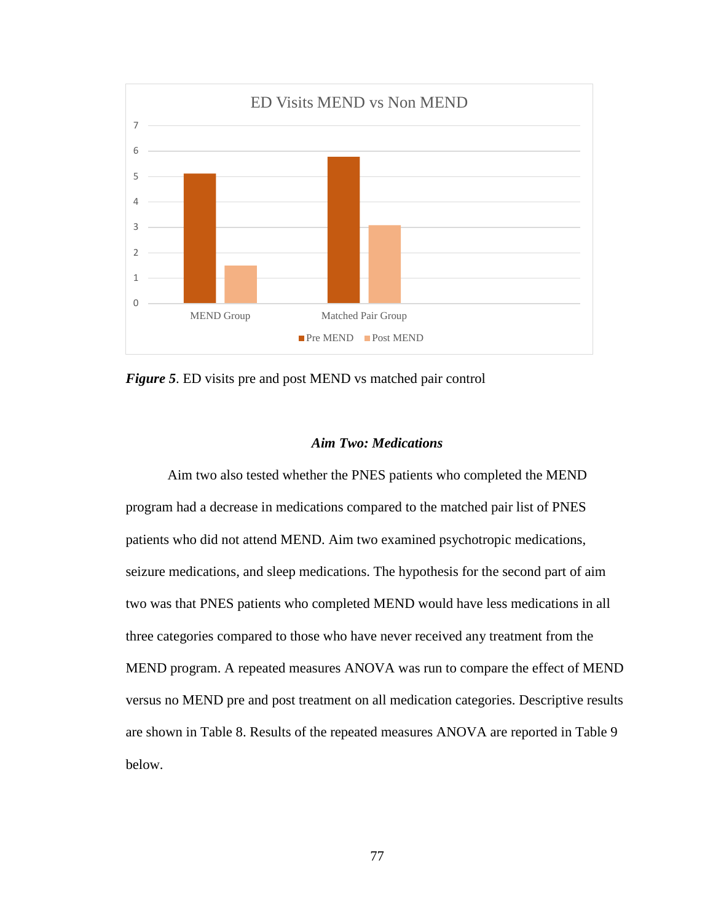*Figure 5*. ED visits pre and post MEND vs matched pair control

### *Aim Two: Medications*

Aim two also tested whether the PNES patients who completed the MEND program had a decrease in medications compared to the matched pair list of PNES patients who did not attend MEND. Aim two examined psychotropic medications, seizure medications, and sleep medications. The hypothesis for the second part of aim two was that PNES patients who completed MEND would have less medications in all three categories compared to those who have never received any treatment from the MEND program. A repeated measures ANOVA was run to compare the effect of MEND versus no MEND pre and post treatment on all medication categories. Descriptive results are shown in Table 8. Results of the repeated measures ANOVA are reported in Table 9 below.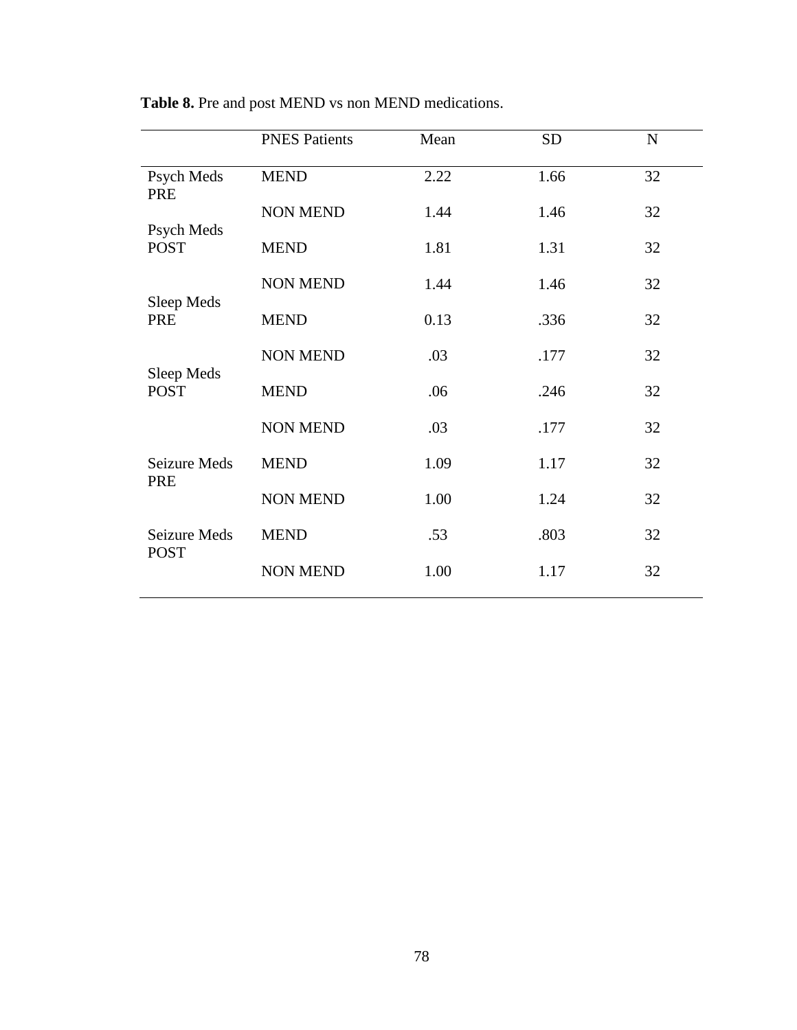**Table 8.** Pre and post MEND vs non MEND medications.

| | PNES Patients | Mean | SD | N |
|---|---|---|---|---|
| Psych Meds PRE | MEND | 2.22 | 1.66 | 32 |
| | NON MEND | 1.44 | 1.46 | 32 |
| Psych Meds POST | MEND | 1.81 | 1.31 | 32 |
| | NON MEND | 1.44 | 1.46 | 32 |
| Sleep Meds PRE | MEND | 0.13 | .336 | 32 |
| | NON MEND | .03 | .177 | 32 |
| Sleep Meds POST | MEND | .06 | .246 | 32 |
| | NON MEND | .03 | .177 | 32 |
| Seizure Meds PRE | MEND | 1.09 | 1.17 | 32 |
| | NON MEND | 1.00 | 1.24 | 32 |
| Seizure Meds POST | MEND | .53 | .803 | 32 |
| | NON MEND | 1.00 | 1.17 | 32 |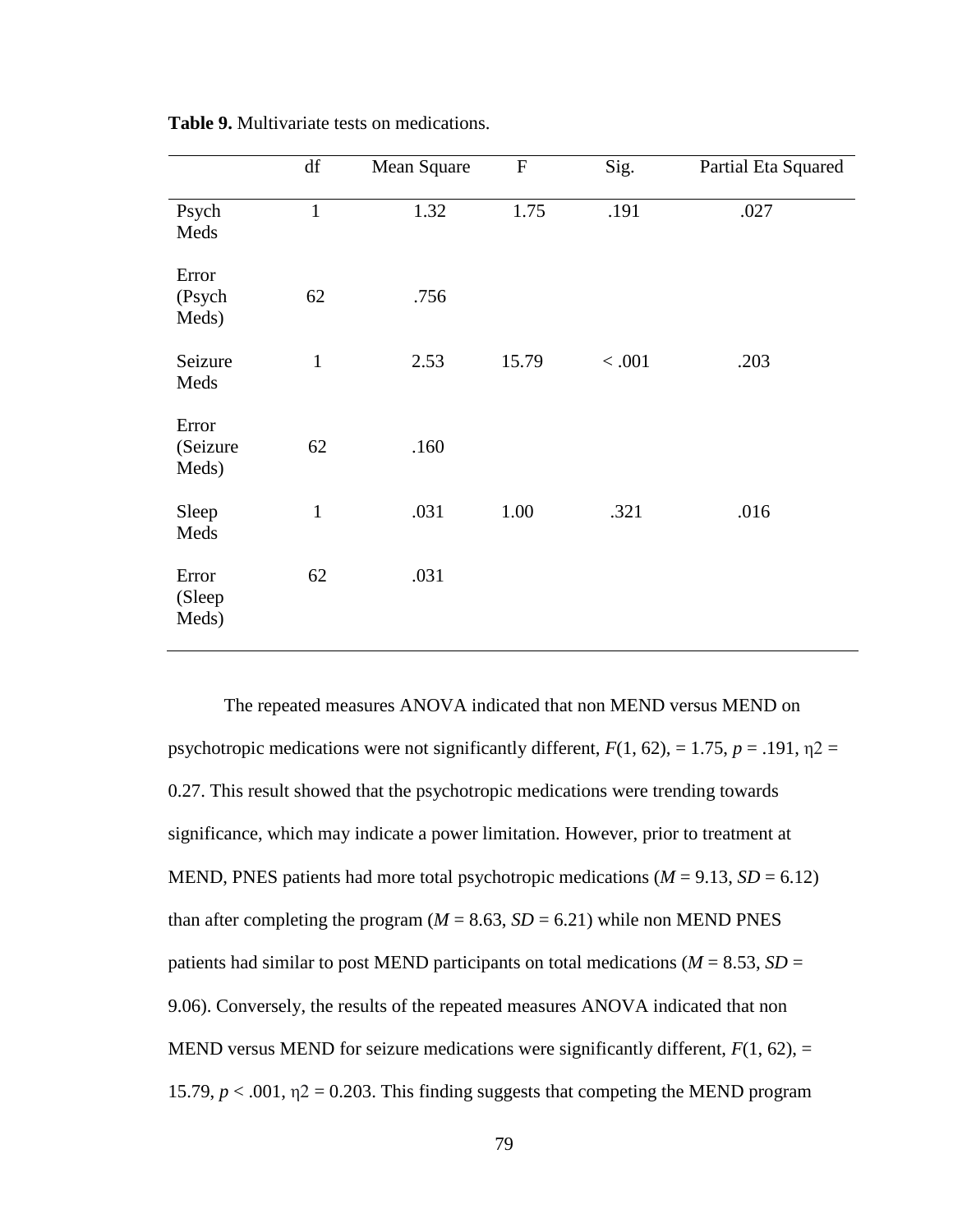**Table 9.** Multivariate tests on medications.

| | df | Mean Square | F | Sig. | Partial Eta Squared |
|---|---|---|---|---|---|
| Psych Meds | 1 | 1.32 | 1.75 | .191 | .027 |
| Error (Psych Meds) | 62 | .756 | | | |
| Seizure Meds | 1 | 2.53 | 15.79 | < .001 | .203 |
| Error (Seizure Meds) | 62 | .160 | | | |
| Sleep Meds | 1 | .031 | 1.00 | .321 | .016 |
| Error (Sleep Meds) | 62 | .031 | | | |

The repeated measures ANOVA indicated that non MEND versus MEND on psychotropic medications were not significantly different, $F(1, 62)$, = 1.75, $p = .191$, $\eta 2 = 0.27$. This result showed that the psychotropic medications were trending towards significance, which may indicate a power limitation. However, prior to treatment at MEND, PNES patients had more total psychotropic medications ($M = 9.13$, $SD = 6.12$) than after completing the program ($M = 8.63$, $SD = 6.21$) while non MEND PNES patients had similar to post MEND participants on total medications ($M = 8.53$, $SD = 9.06$). Conversely, the results of the repeated measures ANOVA indicated that non MEND versus MEND for seizure medications were significantly different, $F(1, 62)$, = 15.79, $p < .001$, $\eta 2 = 0.203$. This finding suggests that competing the MEND program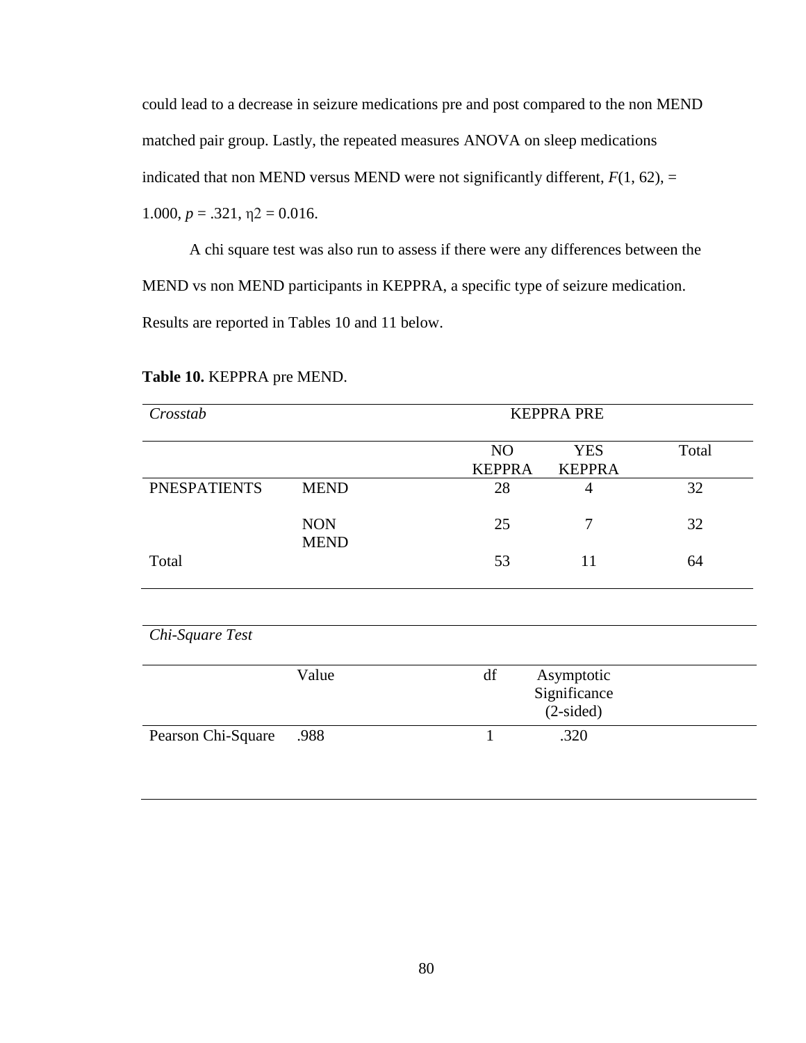could lead to a decrease in seizure medications pre and post compared to the non MEND matched pair group. Lastly, the repeated measures ANOVA on sleep medications indicated that non MEND versus MEND were not significantly different, $F(1, 62)$, = 1.000, $p = .321$, $\eta 2 = 0.016$.

A chi square test was also run to assess if there were any differences between the MEND vs non MEND participants in KEPPRA, a specific type of seizure medication. Results are reported in Tables 10 and 11 below.

**Table 10.** KEPPRA pre MEND.

| *Crosstab* | | KEPPRA PRE | | |
|---|---|---|---|---|
| | | NO KEPPRA | YES KEPPRA | Total |
| PNESPATIENTS | MEND | 28 | 4 | 32 |
| | NON MEND | 25 | 7 | 32 |
| Total | | 53 | 11 | 64 |

*Chi-Square Test*

| | Value | df | Asymptotic Significance (2-sided) |
|---|---|---|---|
| Pearson Chi-Square | .988 | 1 | .320 |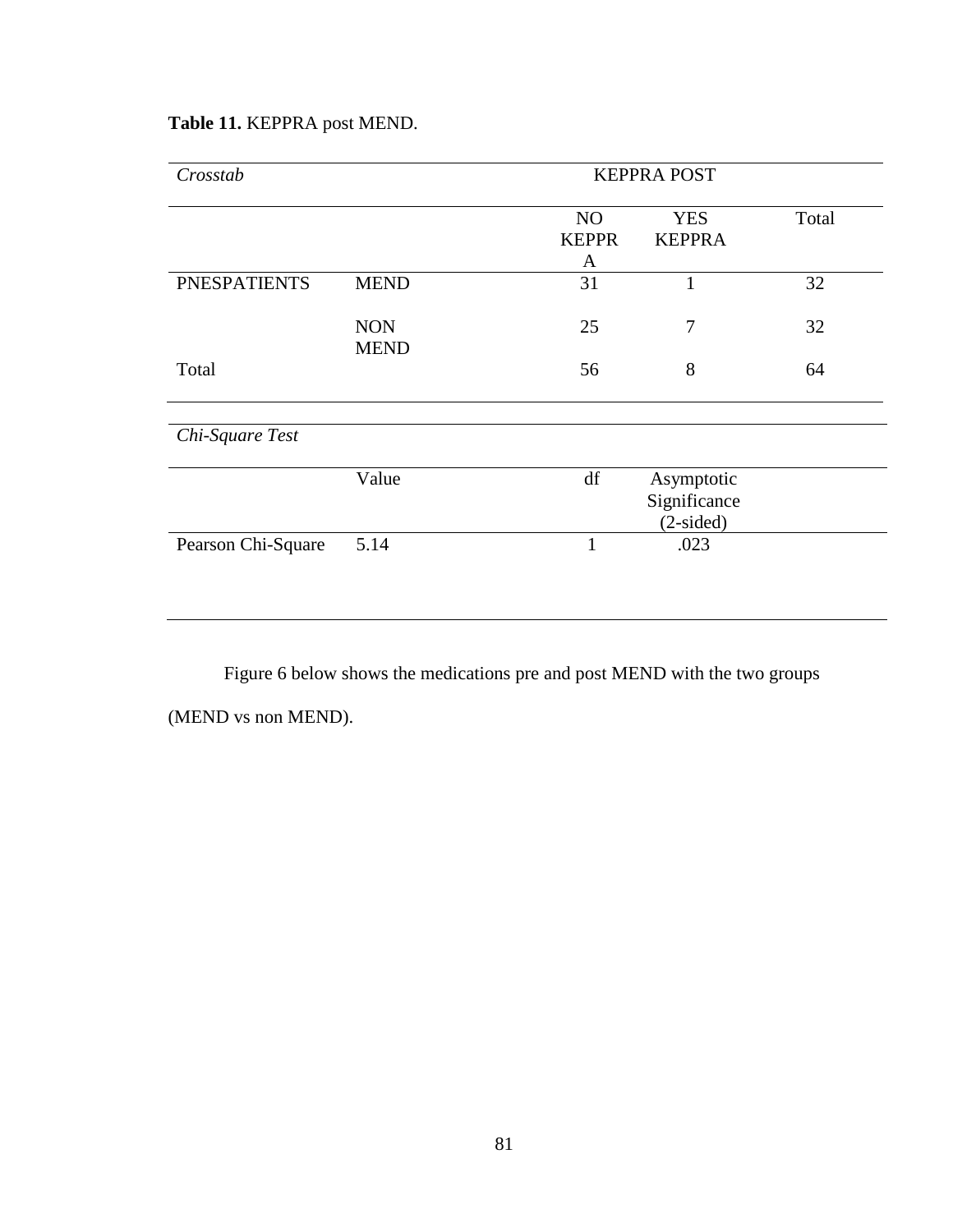**Table 11.** KEPPRA post MEND.

| *Crosstab* | | KEPPRA POST | | |
|---|---|---|---|---|
| | | NO KEPPRA | YES KEPPRA | Total |
| PNESPATIENTS | MEND | 31 | 1 | 32 |
| | NON MEND | 25 | 7 | 32 |
| Total | | 56 | 8 | 64 |

| *Chi-Square Test* | | | |
|---|---|---|---|
| | Value | df | Asymptotic Significance (2-sided) |
| Pearson Chi-Square | 5.14 | 1 | .023 |

Figure 6 below shows the medications pre and post MEND with the two groups (MEND vs non MEND).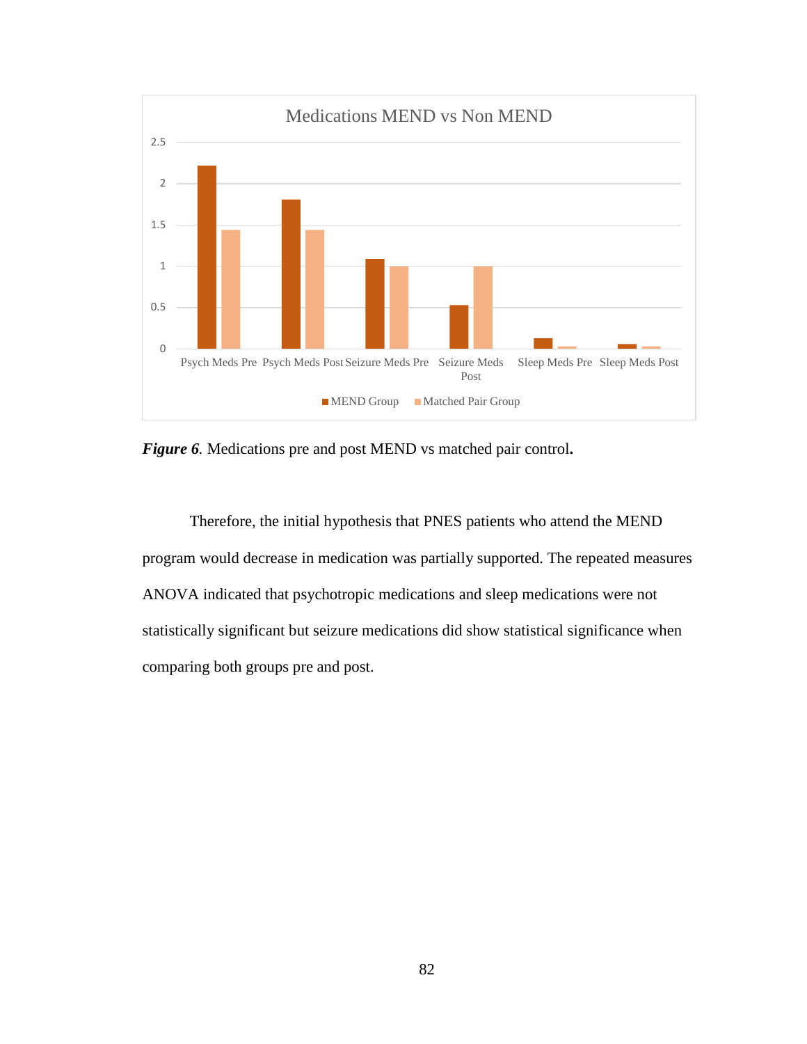*Figure 6.* Medications pre and post MEND vs matched pair control**.**

Therefore, the initial hypothesis that PNES patients who attend the MEND program would decrease in medication was partially supported. The repeated measures ANOVA indicated that psychotropic medications and sleep medications were not statistically significant but seizure medications did show statistical significance when comparing both groups pre and post.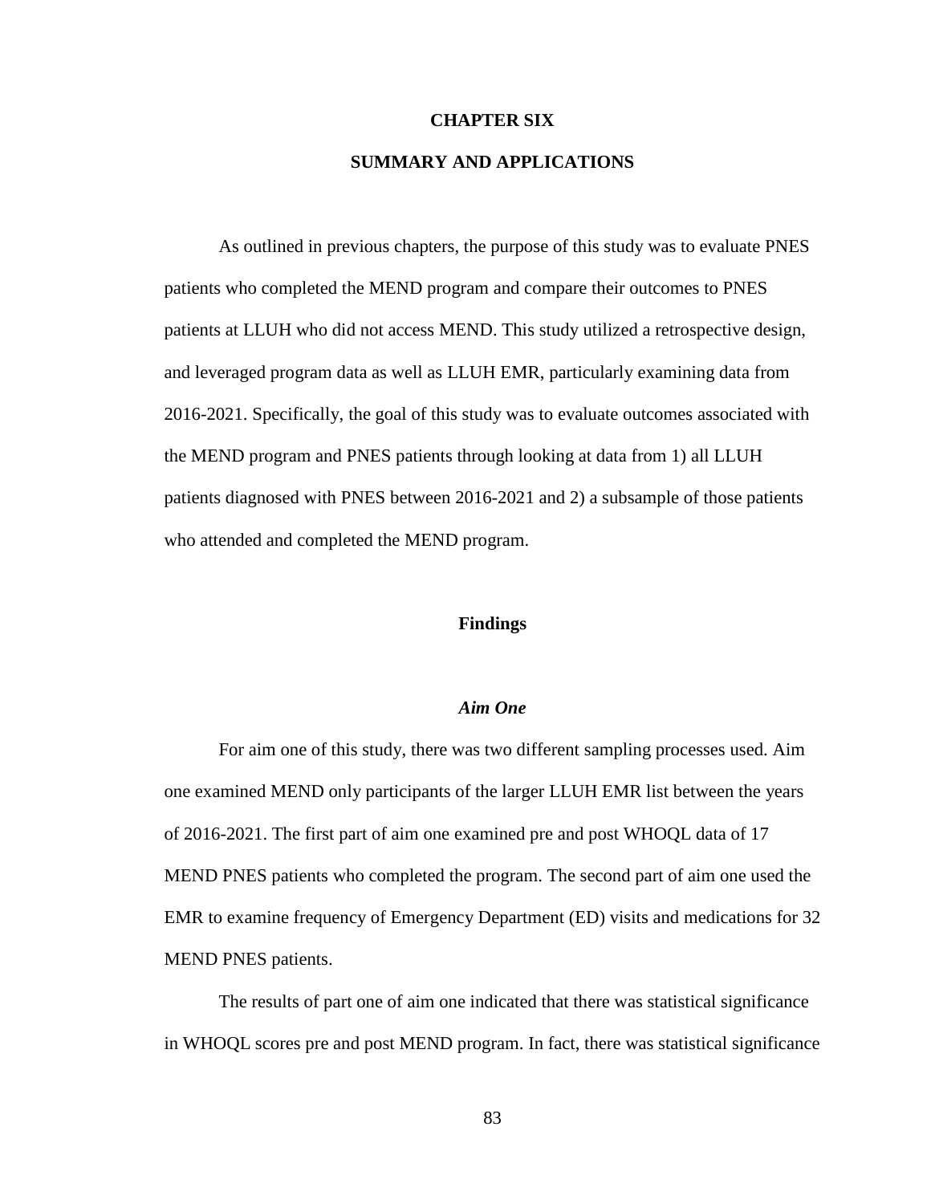# CHAPTER SIX

# SUMMARY AND APPLICATIONS

As outlined in previous chapters, the purpose of this study was to evaluate PNES patients who completed the MEND program and compare their outcomes to PNES patients at LLUH who did not access MEND. This study utilized a retrospective design, and leveraged program data as well as LLUH EMR, particularly examining data from 2016-2021. Specifically, the goal of this study was to evaluate outcomes associated with the MEND program and PNES patients through looking at data from 1) all LLUH patients diagnosed with PNES between 2016-2021 and 2) a subsample of those patients who attended and completed the MEND program.

## Findings

### *Aim One*

For aim one of this study, there was two different sampling processes used. Aim one examined MEND only participants of the larger LLUH EMR list between the years of 2016-2021. The first part of aim one examined pre and post WHOQL data of 17 MEND PNES patients who completed the program. The second part of aim one used the EMR to examine frequency of Emergency Department (ED) visits and medications for 32 MEND PNES patients.

The results of part one of aim one indicated that there was statistical significance in WHOQL scores pre and post MEND program. In fact, there was statistical significance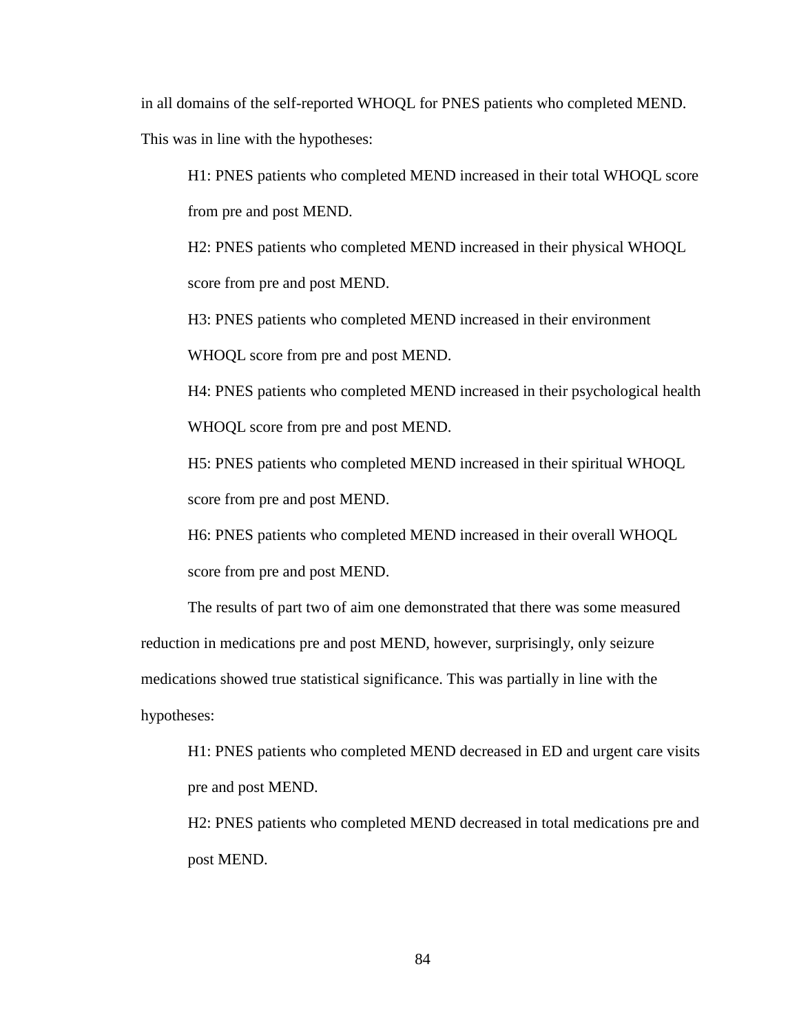in all domains of the self-reported WHOQL for PNES patients who completed MEND. This was in line with the hypotheses:

H1: PNES patients who completed MEND increased in their total WHOQL score from pre and post MEND.

H2: PNES patients who completed MEND increased in their physical WHOQL score from pre and post MEND.

H3: PNES patients who completed MEND increased in their environment WHOQL score from pre and post MEND.

H4: PNES patients who completed MEND increased in their psychological health WHOQL score from pre and post MEND.

H5: PNES patients who completed MEND increased in their spiritual WHOQL score from pre and post MEND.

H6: PNES patients who completed MEND increased in their overall WHOQL score from pre and post MEND.

The results of part two of aim one demonstrated that there was some measured reduction in medications pre and post MEND, however, surprisingly, only seizure medications showed true statistical significance. This was partially in line with the hypotheses:

H1: PNES patients who completed MEND decreased in ED and urgent care visits pre and post MEND.

H2: PNES patients who completed MEND decreased in total medications pre and post MEND.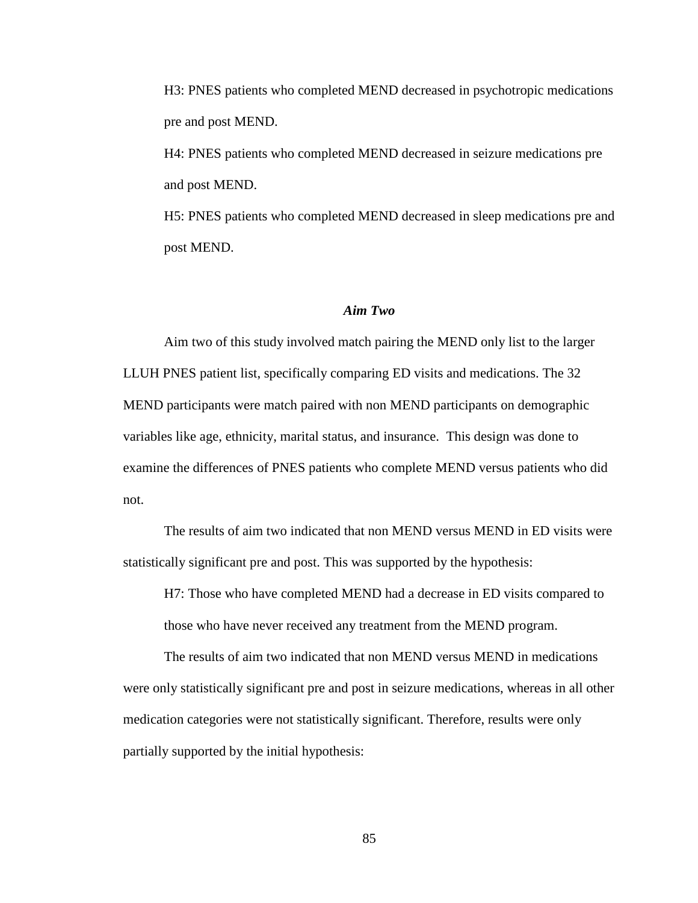H3: PNES patients who completed MEND decreased in psychotropic medications pre and post MEND.

H4: PNES patients who completed MEND decreased in seizure medications pre and post MEND.

H5: PNES patients who completed MEND decreased in sleep medications pre and post MEND.

### *Aim Two*

Aim two of this study involved match pairing the MEND only list to the larger LLUH PNES patient list, specifically comparing ED visits and medications. The 32 MEND participants were match paired with non MEND participants on demographic variables like age, ethnicity, marital status, and insurance.  This design was done to examine the differences of PNES patients who complete MEND versus patients who did not.

The results of aim two indicated that non MEND versus MEND in ED visits were statistically significant pre and post. This was supported by the hypothesis:

H7: Those who have completed MEND had a decrease in ED visits compared to those who have never received any treatment from the MEND program.

The results of aim two indicated that non MEND versus MEND in medications were only statistically significant pre and post in seizure medications, whereas in all other medication categories were not statistically significant. Therefore, results were only partially supported by the initial hypothesis: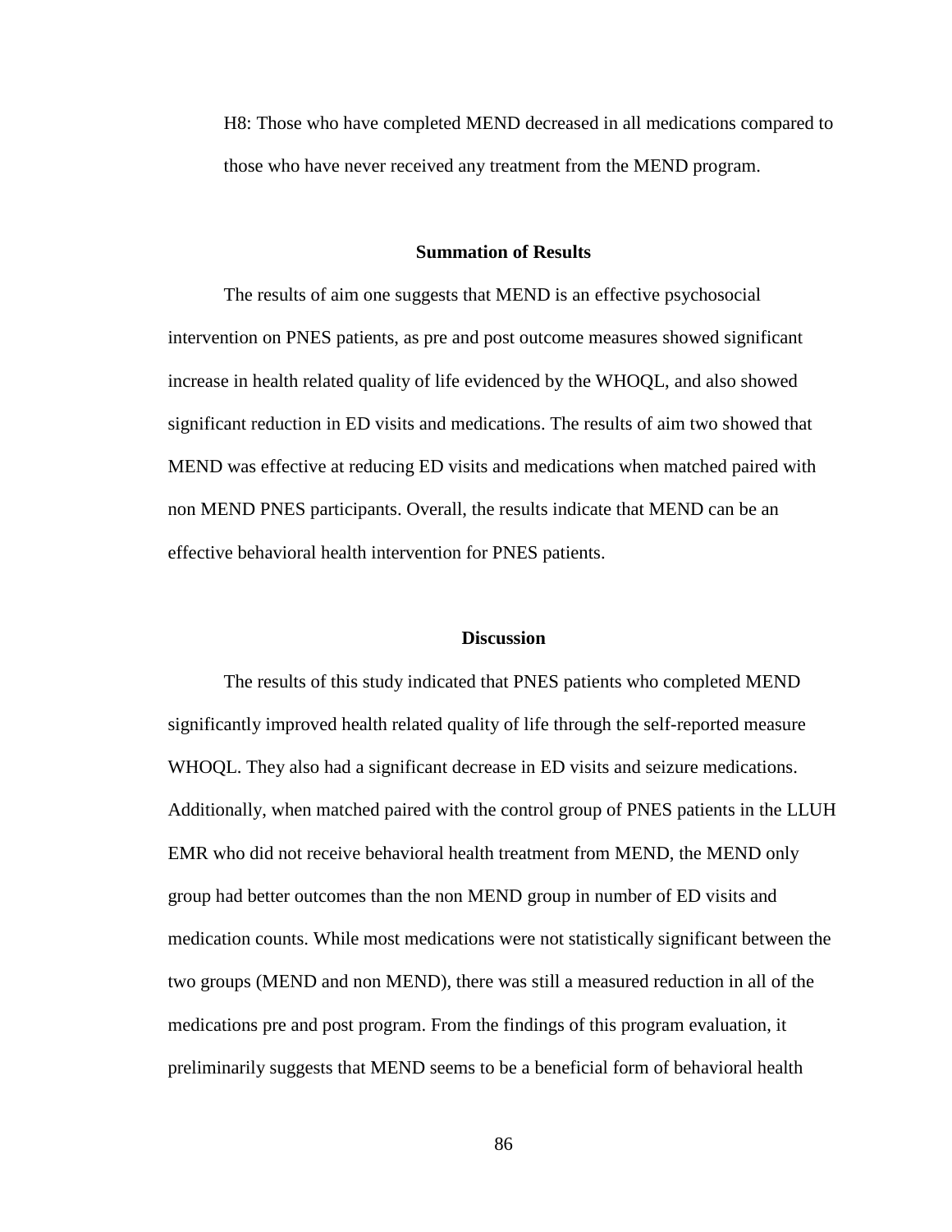H8: Those who have completed MEND decreased in all medications compared to those who have never received any treatment from the MEND program.

## Summation of Results

The results of aim one suggests that MEND is an effective psychosocial intervention on PNES patients, as pre and post outcome measures showed significant increase in health related quality of life evidenced by the WHOQL, and also showed significant reduction in ED visits and medications. The results of aim two showed that MEND was effective at reducing ED visits and medications when matched paired with non MEND PNES participants. Overall, the results indicate that MEND can be an effective behavioral health intervention for PNES patients.

## Discussion

The results of this study indicated that PNES patients who completed MEND significantly improved health related quality of life through the self-reported measure WHOQL. They also had a significant decrease in ED visits and seizure medications. Additionally, when matched paired with the control group of PNES patients in the LLUH EMR who did not receive behavioral health treatment from MEND, the MEND only group had better outcomes than the non MEND group in number of ED visits and medication counts. While most medications were not statistically significant between the two groups (MEND and non MEND), there was still a measured reduction in all of the medications pre and post program. From the findings of this program evaluation, it preliminarily suggests that MEND seems to be a beneficial form of behavioral health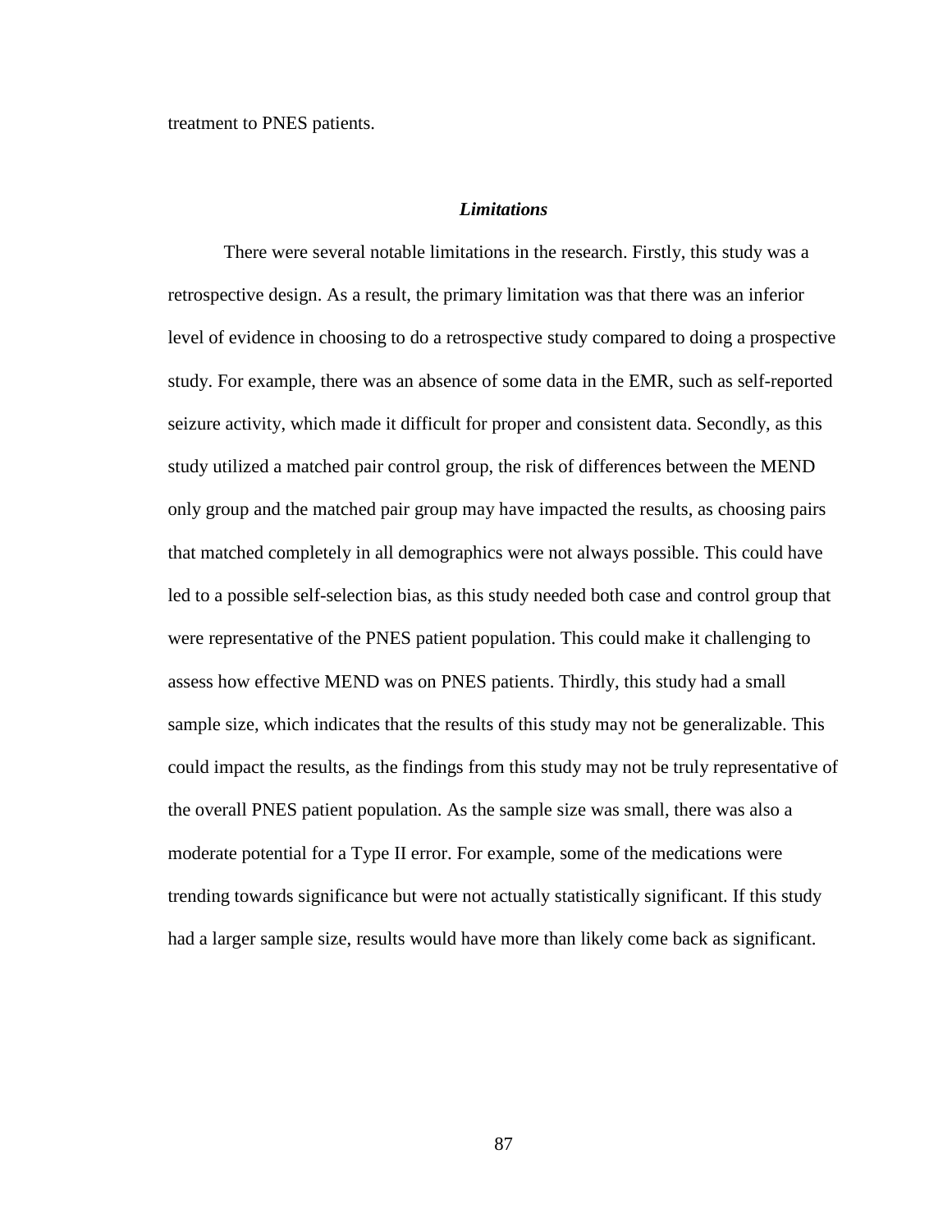treatment to PNES patients.

### *Limitations*

There were several notable limitations in the research. Firstly, this study was a retrospective design. As a result, the primary limitation was that there was an inferior level of evidence in choosing to do a retrospective study compared to doing a prospective study. For example, there was an absence of some data in the EMR, such as self-reported seizure activity, which made it difficult for proper and consistent data. Secondly, as this study utilized a matched pair control group, the risk of differences between the MEND only group and the matched pair group may have impacted the results, as choosing pairs that matched completely in all demographics were not always possible. This could have led to a possible self-selection bias, as this study needed both case and control group that were representative of the PNES patient population. This could make it challenging to assess how effective MEND was on PNES patients. Thirdly, this study had a small sample size, which indicates that the results of this study may not be generalizable. This could impact the results, as the findings from this study may not be truly representative of the overall PNES patient population. As the sample size was small, there was also a moderate potential for a Type II error. For example, some of the medications were trending towards significance but were not actually statistically significant. If this study had a larger sample size, results would have more than likely come back as significant.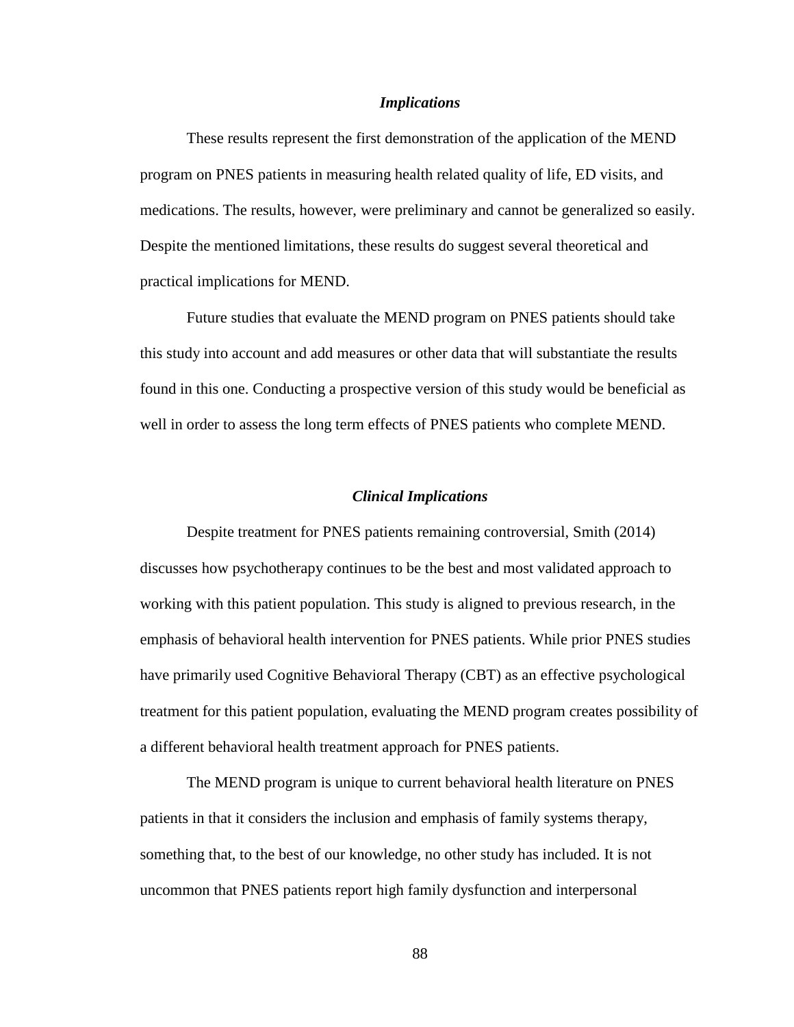### *Implications*

These results represent the first demonstration of the application of the MEND program on PNES patients in measuring health related quality of life, ED visits, and medications. The results, however, were preliminary and cannot be generalized so easily. Despite the mentioned limitations, these results do suggest several theoretical and practical implications for MEND.

Future studies that evaluate the MEND program on PNES patients should take this study into account and add measures or other data that will substantiate the results found in this one. Conducting a prospective version of this study would be beneficial as well in order to assess the long term effects of PNES patients who complete MEND.

### *Clinical Implications*

Despite treatment for PNES patients remaining controversial, Smith (2014) discusses how psychotherapy continues to be the best and most validated approach to working with this patient population. This study is aligned to previous research, in the emphasis of behavioral health intervention for PNES patients. While prior PNES studies have primarily used Cognitive Behavioral Therapy (CBT) as an effective psychological treatment for this patient population, evaluating the MEND program creates possibility of a different behavioral health treatment approach for PNES patients.

The MEND program is unique to current behavioral health literature on PNES patients in that it considers the inclusion and emphasis of family systems therapy, something that, to the best of our knowledge, no other study has included. It is not uncommon that PNES patients report high family dysfunction and interpersonal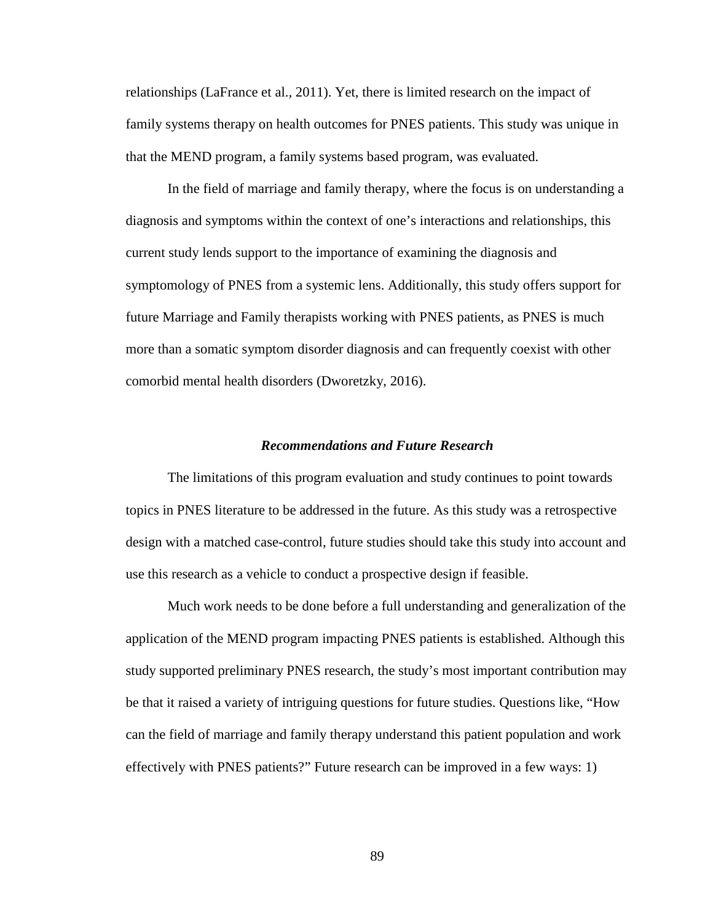relationships (LaFrance et al., 2011). Yet, there is limited research on the impact of family systems therapy on health outcomes for PNES patients. This study was unique in that the MEND program, a family systems based program, was evaluated.

In the field of marriage and family therapy, where the focus is on understanding a diagnosis and symptoms within the context of one's interactions and relationships, this current study lends support to the importance of examining the diagnosis and symptomology of PNES from a systemic lens. Additionally, this study offers support for future Marriage and Family therapists working with PNES patients, as PNES is much more than a somatic symptom disorder diagnosis and can frequently coexist with other comorbid mental health disorders (Dworetzky, 2016).

### *Recommendations and Future Research*

The limitations of this program evaluation and study continues to point towards topics in PNES literature to be addressed in the future. As this study was a retrospective design with a matched case-control, future studies should take this study into account and use this research as a vehicle to conduct a prospective design if feasible.

Much work needs to be done before a full understanding and generalization of the application of the MEND program impacting PNES patients is established. Although this study supported preliminary PNES research, the study's most important contribution may be that it raised a variety of intriguing questions for future studies. Questions like, "How can the field of marriage and family therapy understand this patient population and work effectively with PNES patients?" Future research can be improved in a few ways: 1)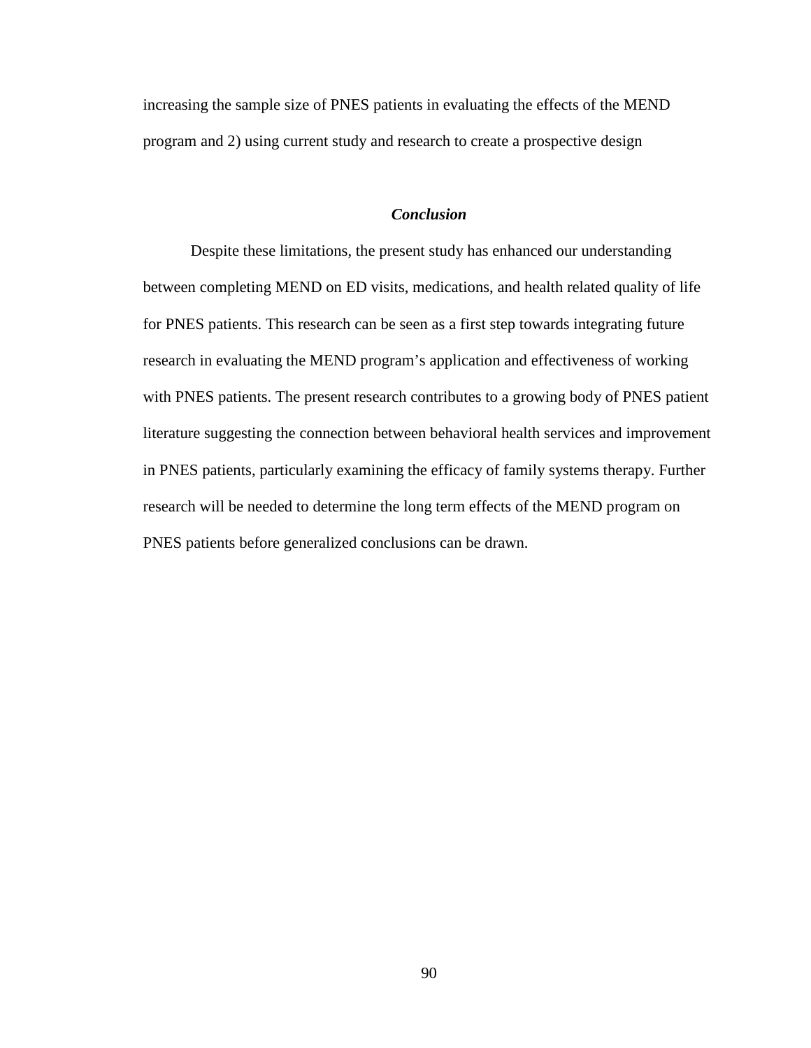increasing the sample size of PNES patients in evaluating the effects of the MEND program and 2) using current study and research to create a prospective design

### *Conclusion*

Despite these limitations, the present study has enhanced our understanding between completing MEND on ED visits, medications, and health related quality of life for PNES patients. This research can be seen as a first step towards integrating future research in evaluating the MEND program's application and effectiveness of working with PNES patients. The present research contributes to a growing body of PNES patient literature suggesting the connection between behavioral health services and improvement in PNES patients, particularly examining the efficacy of family systems therapy. Further research will be needed to determine the long term effects of the MEND program on PNES patients before generalized conclusions can be drawn.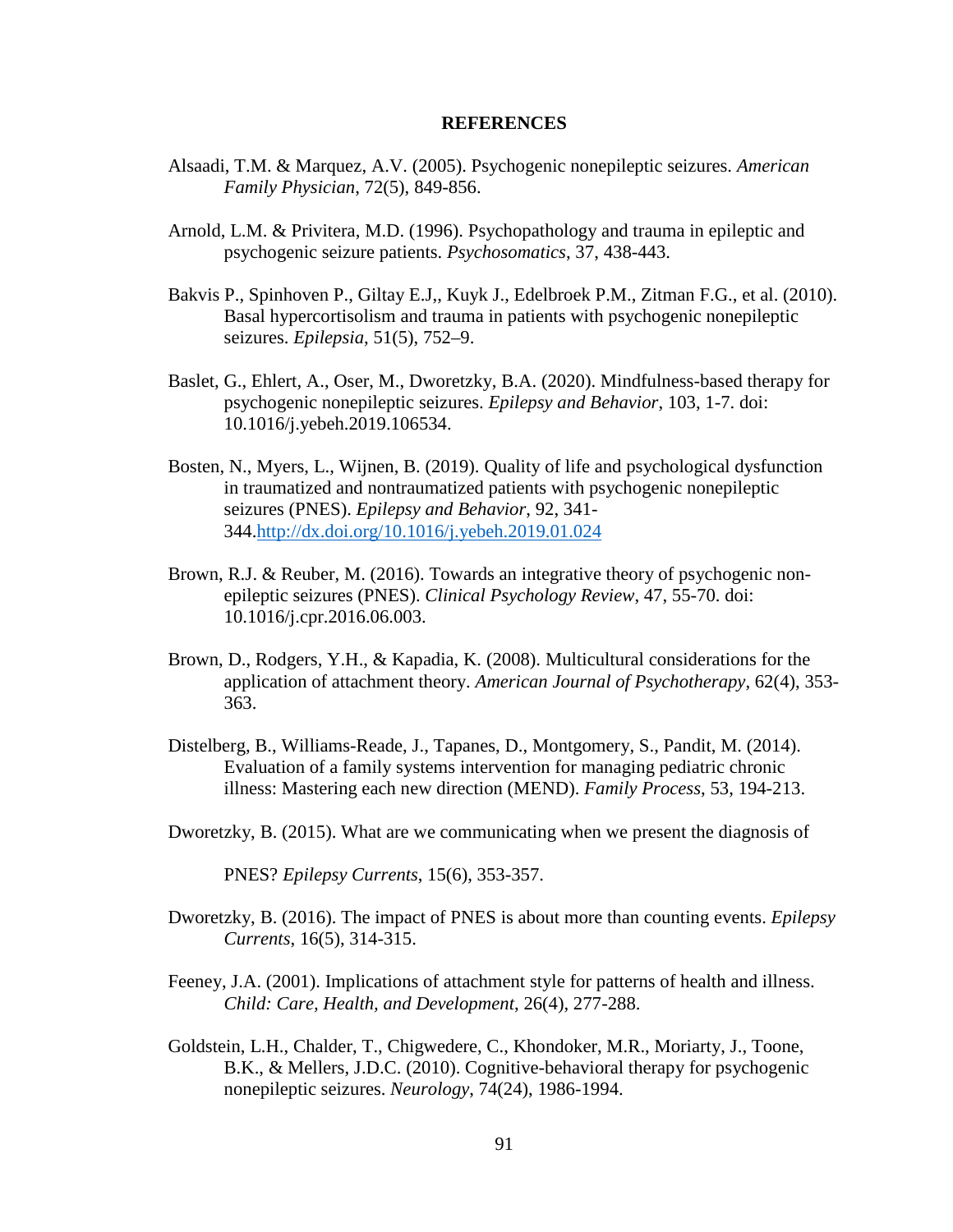# REFERENCES

Alsaadi, T.M. & Marquez, A.V. (2005). Psychogenic nonepileptic seizures. *American Family Physician*, 72(5), 849-856.

Arnold, L.M. & Privitera, M.D. (1996). Psychopathology and trauma in epileptic and psychogenic seizure patients. *Psychosomatics*, 37, 438-443.

Bakvis P., Spinhoven P., Giltay E.J,, Kuyk J., Edelbroek P.M., Zitman F.G., et al. (2010). Basal hypercortisolism and trauma in patients with psychogenic nonepileptic seizures. *Epilepsia*, 51(5), 752–9.

Baslet, G., Ehlert, A., Oser, M., Dworetzky, B.A. (2020). Mindfulness-based therapy for psychogenic nonepileptic seizures. *Epilepsy and Behavior*, 103, 1-7. doi: 10.1016/j.yebeh.2019.106534.

Bosten, N., Myers, L., Wijnen, B. (2019). Quality of life and psychological dysfunction in traumatized and nontraumatized patients with psychogenic nonepileptic seizures (PNES). *Epilepsy and Behavior*, 92, 341-344.http://dx.doi.org/10.1016/j.yebeh.2019.01.024

Brown, R.J. & Reuber, M. (2016). Towards an integrative theory of psychogenic non-epileptic seizures (PNES). *Clinical Psychology Review*, 47, 55-70. doi: 10.1016/j.cpr.2016.06.003.

Brown, D., Rodgers, Y.H., & Kapadia, K. (2008). Multicultural considerations for the application of attachment theory. *American Journal of Psychotherapy*, 62(4), 353-363.

Distelberg, B., Williams-Reade, J., Tapanes, D., Montgomery, S., Pandit, M. (2014). Evaluation of a family systems intervention for managing pediatric chronic illness: Mastering each new direction (MEND). *Family Process*, 53, 194-213.

Dworetzky, B. (2015). What are we communicating when we present the diagnosis of PNES? *Epilepsy Currents*, 15(6), 353-357.

Dworetzky, B. (2016). The impact of PNES is about more than counting events. *Epilepsy Currents*, 16(5), 314-315.

Feeney, J.A. (2001). Implications of attachment style for patterns of health and illness. *Child: Care, Health, and Development*, 26(4), 277-288.

Goldstein, L.H., Chalder, T., Chigwedere, C., Khondoker, M.R., Moriarty, J., Toone, B.K., & Mellers, J.D.C. (2010). Cognitive-behavioral therapy for psychogenic nonepileptic seizures. *Neurology*, 74(24), 1986-1994.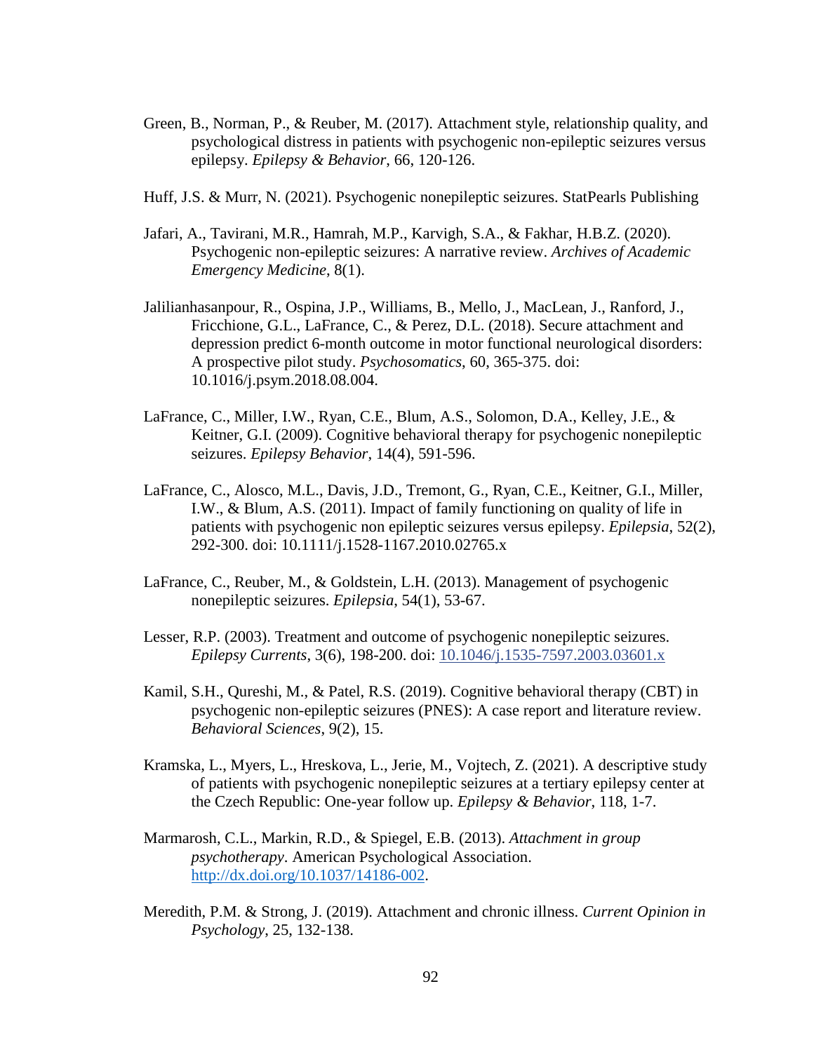Green, B., Norman, P., & Reuber, M. (2017). Attachment style, relationship quality, and psychological distress in patients with psychogenic non-epileptic seizures versus epilepsy. *Epilepsy & Behavior*, 66, 120-126.

Huff, J.S. & Murr, N. (2021). Psychogenic nonepileptic seizures. StatPearls Publishing

Jafari, A., Tavirani, M.R., Hamrah, M.P., Karvigh, S.A., & Fakhar, H.B.Z. (2020). Psychogenic non-epileptic seizures: A narrative review. *Archives of Academic Emergency Medicine*, 8(1).

Jalilianhasanpour, R., Ospina, J.P., Williams, B., Mello, J., MacLean, J., Ranford, J., Fricchione, G.L., LaFrance, C., & Perez, D.L. (2018). Secure attachment and depression predict 6-month outcome in motor functional neurological disorders: A prospective pilot study. *Psychosomatics*, 60, 365-375. doi: 10.1016/j.psym.2018.08.004.

LaFrance, C., Miller, I.W., Ryan, C.E., Blum, A.S., Solomon, D.A., Kelley, J.E., & Keitner, G.I. (2009). Cognitive behavioral therapy for psychogenic nonepileptic seizures. *Epilepsy Behavior*, 14(4), 591-596.

LaFrance, C., Alosco, M.L., Davis, J.D., Tremont, G., Ryan, C.E., Keitner, G.I., Miller, I.W., & Blum, A.S. (2011). Impact of family functioning on quality of life in patients with psychogenic non epileptic seizures versus epilepsy. *Epilepsia*, 52(2), 292-300. doi: 10.1111/j.1528-1167.2010.02765.x

LaFrance, C., Reuber, M., & Goldstein, L.H. (2013). Management of psychogenic nonepileptic seizures. *Epilepsia*, 54(1), 53-67.

Lesser, R.P. (2003). Treatment and outcome of psychogenic nonepileptic seizures. *Epilepsy Currents*, 3(6), 198-200. doi: 10.1046/j.1535-7597.2003.03601.x

Kamil, S.H., Qureshi, M., & Patel, R.S. (2019). Cognitive behavioral therapy (CBT) in psychogenic non-epileptic seizures (PNES): A case report and literature review. *Behavioral Sciences*, 9(2), 15.

Kramska, L., Myers, L., Hreskova, L., Jerie, M., Vojtech, Z. (2021). A descriptive study of patients with psychogenic nonepileptic seizures at a tertiary epilepsy center at the Czech Republic: One-year follow up. *Epilepsy & Behavior*, 118, 1-7.

Marmarosh, C.L., Markin, R.D., & Spiegel, E.B. (2013). *Attachment in group psychotherapy*. American Psychological Association. http://dx.doi.org/10.1037/14186-002.

Meredith, P.M. & Strong, J. (2019). Attachment and chronic illness. *Current Opinion in Psychology*, 25, 132-138.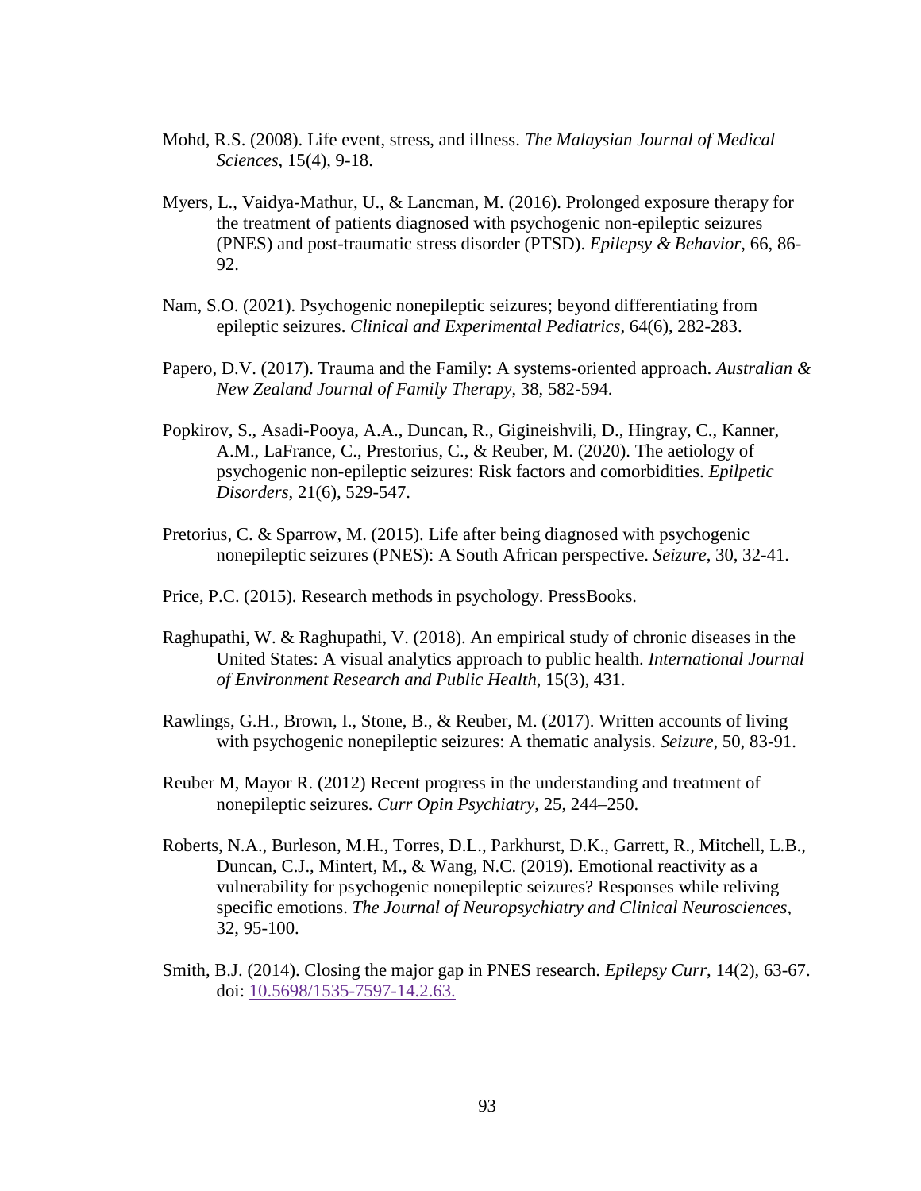Mohd, R.S. (2008). Life event, stress, and illness. *The Malaysian Journal of Medical Sciences*, 15(4), 9-18.

Myers, L., Vaidya-Mathur, U., & Lancman, M. (2016). Prolonged exposure therapy for the treatment of patients diagnosed with psychogenic non-epileptic seizures (PNES) and post-traumatic stress disorder (PTSD). *Epilepsy & Behavior*, 66, 86-92.

Nam, S.O. (2021). Psychogenic nonepileptic seizures; beyond differentiating from epileptic seizures. *Clinical and Experimental Pediatrics*, 64(6), 282-283.

Papero, D.V. (2017). Trauma and the Family: A systems-oriented approach. *Australian & New Zealand Journal of Family Therapy*, 38, 582-594.

Popkirov, S., Asadi-Pooya, A.A., Duncan, R., Gigineishvili, D., Hingray, C., Kanner, A.M., LaFrance, C., Prestorius, C., & Reuber, M. (2020). The aetiology of psychogenic non-epileptic seizures: Risk factors and comorbidities. *Epilpetic Disorders*, 21(6), 529-547.

Pretorius, C. & Sparrow, M. (2015). Life after being diagnosed with psychogenic nonepileptic seizures (PNES): A South African perspective. *Seizure*, 30, 32-41.

Price, P.C. (2015). Research methods in psychology. PressBooks.

Raghupathi, W. & Raghupathi, V. (2018). An empirical study of chronic diseases in the United States: A visual analytics approach to public health. *International Journal of Environment Research and Public Health*, 15(3), 431.

Rawlings, G.H., Brown, I., Stone, B., & Reuber, M. (2017). Written accounts of living with psychogenic nonepileptic seizures: A thematic analysis. *Seizure*, 50, 83-91.

Reuber M, Mayor R. (2012) Recent progress in the understanding and treatment of nonepileptic seizures. *Curr Opin Psychiatry*, 25, 244–250.

Roberts, N.A., Burleson, M.H., Torres, D.L., Parkhurst, D.K., Garrett, R., Mitchell, L.B., Duncan, C.J., Mintert, M., & Wang, N.C. (2019). Emotional reactivity as a vulnerability for psychogenic nonepileptic seizures? Responses while reliving specific emotions. *The Journal of Neuropsychiatry and Clinical Neurosciences*, 32, 95-100.

Smith, B.J. (2014). Closing the major gap in PNES research. *Epilepsy Curr*, 14(2), 63-67. doi: 10.5698/1535-7597-14.2.63.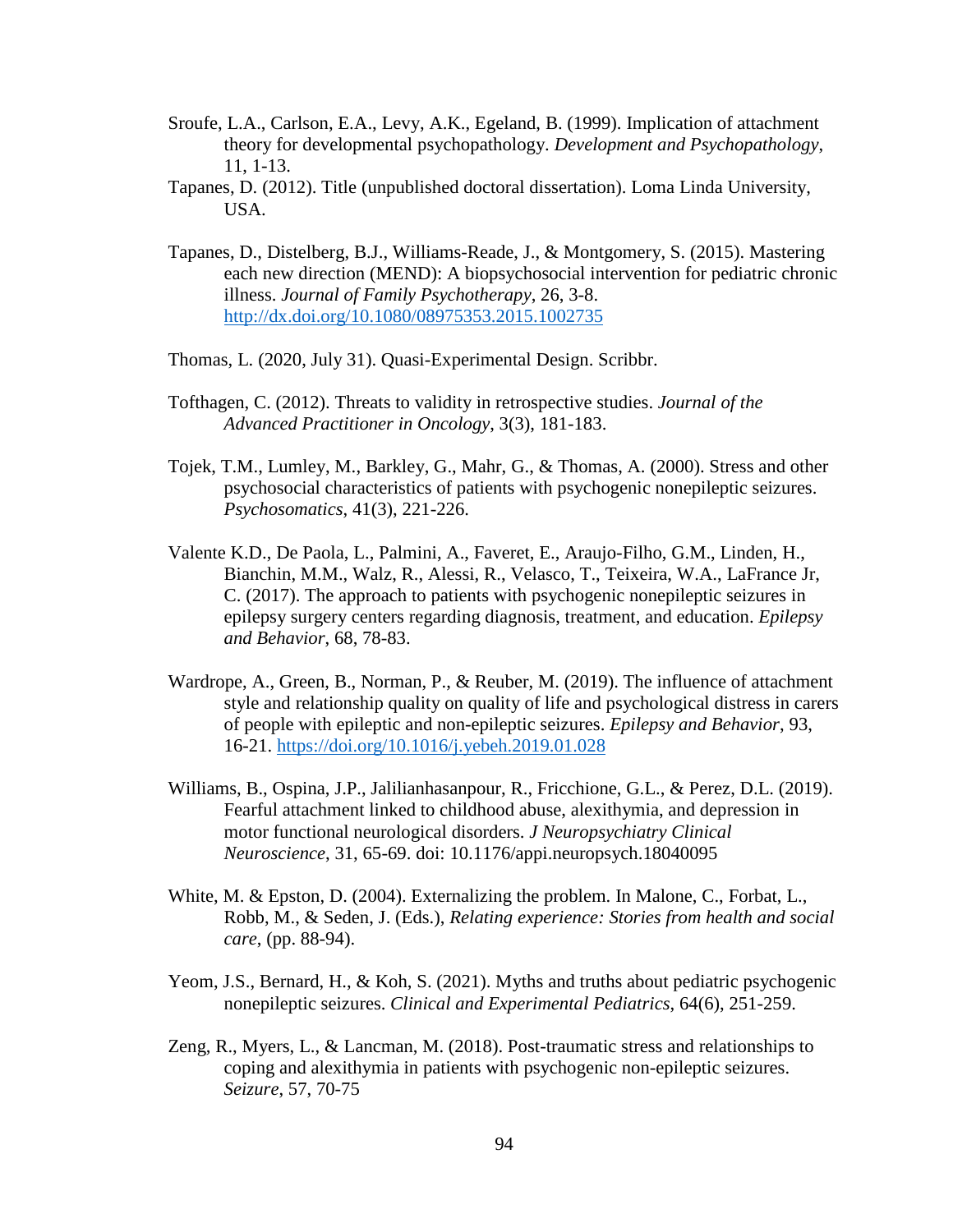Sroufe, L.A., Carlson, E.A., Levy, A.K., Egeland, B. (1999). Implication of attachment theory for developmental psychopathology. *Development and Psychopathology*, 11, 1-13.

Tapanes, D. (2012). Title (unpublished doctoral dissertation). Loma Linda University, USA.

Tapanes, D., Distelberg, B.J., Williams-Reade, J., & Montgomery, S. (2015). Mastering each new direction (MEND): A biopsychosocial intervention for pediatric chronic illness. *Journal of Family Psychotherapy*, 26, 3-8. http://dx.doi.org/10.1080/08975353.2015.1002735

Thomas, L. (2020, July 31). Quasi-Experimental Design. Scribbr.

Tofthagen, C. (2012). Threats to validity in retrospective studies. *Journal of the Advanced Practitioner in Oncology*, 3(3), 181-183.

Tojek, T.M., Lumley, M., Barkley, G., Mahr, G., & Thomas, A. (2000). Stress and other psychosocial characteristics of patients with psychogenic nonepileptic seizures. *Psychosomatics*, 41(3), 221-226.

Valente K.D., De Paola, L., Palmini, A., Faveret, E., Araujo-Filho, G.M., Linden, H., Bianchin, M.M., Walz, R., Alessi, R., Velasco, T., Teixeira, W.A., LaFrance Jr, C. (2017). The approach to patients with psychogenic nonepileptic seizures in epilepsy surgery centers regarding diagnosis, treatment, and education. *Epilepsy and Behavior*, 68, 78-83.

Wardrope, A., Green, B., Norman, P., & Reuber, M. (2019). The influence of attachment style and relationship quality on quality of life and psychological distress in carers of people with epileptic and non-epileptic seizures. *Epilepsy and Behavior*, 93, 16-21. https://doi.org/10.1016/j.yebeh.2019.01.028

Williams, B., Ospina, J.P., Jalilianhasanpour, R., Fricchione, G.L., & Perez, D.L. (2019). Fearful attachment linked to childhood abuse, alexithymia, and depression in motor functional neurological disorders. *J Neuropsychiatry Clinical Neuroscience*, 31, 65-69. doi: 10.1176/appi.neuropsych.18040095

White, M. & Epston, D. (2004). Externalizing the problem. In Malone, C., Forbat, L., Robb, M., & Seden, J. (Eds.), *Relating experience: Stories from health and social care*, (pp. 88-94).

Yeom, J.S., Bernard, H., & Koh, S. (2021). Myths and truths about pediatric psychogenic nonepileptic seizures. *Clinical and Experimental Pediatrics*, 64(6), 251-259.

Zeng, R., Myers, L., & Lancman, M. (2018). Post-traumatic stress and relationships to coping and alexithymia in patients with psychogenic non-epileptic seizures. *Seizure*, 57, 70-75